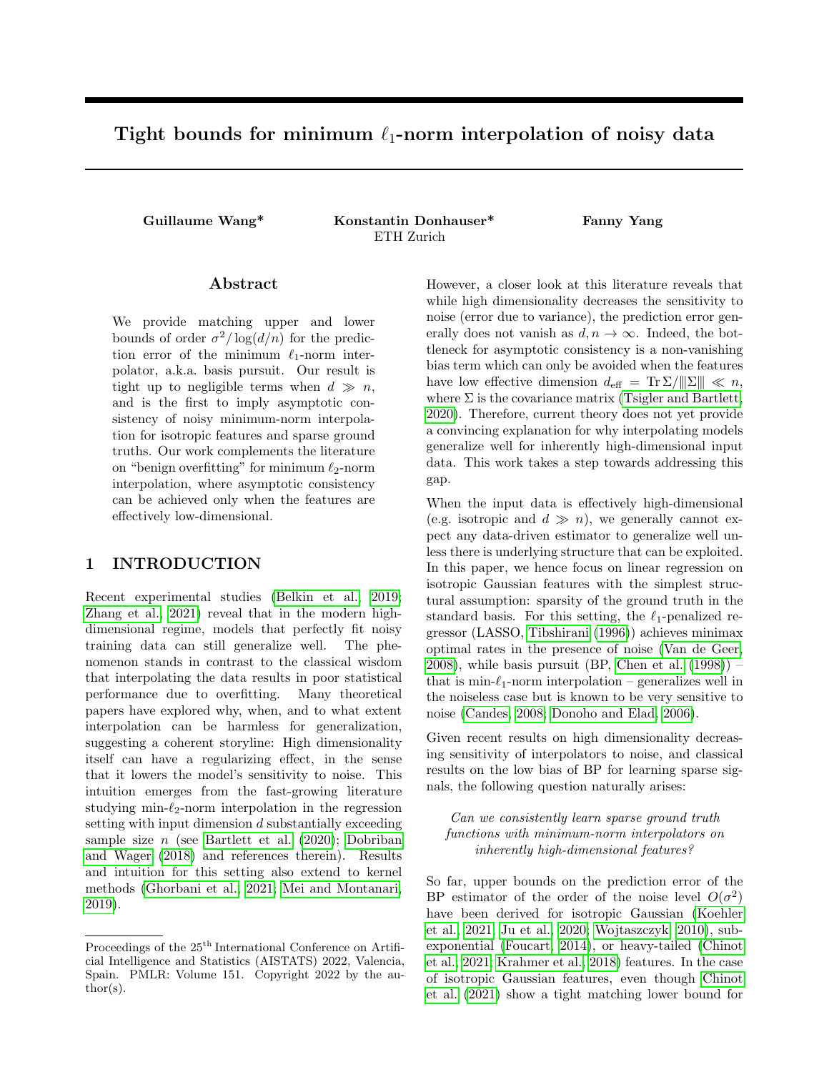# Tight bounds for minimum $\ell_1$-norm interpolation of noisy data

**Guillaume Wang*** **Konstantin Donhauser*** **Fanny Yang**

ETH Zurich

## Abstract

We provide matching upper and lower bounds of order $\sigma^2/\log(d/n)$ for the prediction error of the minimum $\ell_1$-norm interpolator, a.k.a. basis pursuit. Our result is tight up to negligible terms when $d \gg n$, and is the first to imply asymptotic consistency of noisy minimum-norm interpolation for isotropic features and sparse ground truths. Our work complements the literature on "benign overfitting" for minimum $\ell_2$-norm interpolation, where asymptotic consistency can be achieved only when the features are effectively low-dimensional.

## 1 INTRODUCTION

Recent experimental studies (Belkin et al., 2019; Zhang et al., 2021) reveal that in the modern high-dimensional regime, models that perfectly fit noisy training data can still generalize well. The phenomenon stands in contrast to the classical wisdom that interpolating the data results in poor statistical performance due to overfitting. Many theoretical papers have explored why, when, and to what extent interpolation can be harmless for generalization, suggesting a coherent storyline: High dimensionality itself can have a regularizing effect, in the sense that it lowers the model's sensitivity to noise. This intuition emerges from the fast-growing literature studying min-$\ell_2$-norm interpolation in the regression setting with input dimension $d$ substantially exceeding sample size $n$ (see Bartlett et al. (2020); Dobriban and Wager (2018) and references therein). Results and intuition for this setting also extend to kernel methods (Ghorbani et al., 2021; Mei and Montanari, 2019).

However, a closer look at this literature reveals that while high dimensionality decreases the sensitivity to noise (error due to variance), the prediction error generally does not vanish as $d, n \to \infty$. Indeed, the bottleneck for asymptotic consistency is a non-vanishing bias term which can only be avoided when the features have low effective dimension $d_{\text{eff}} = \operatorname{Tr}\Sigma/\|\Sigma\| \ll n$, where $\Sigma$ is the covariance matrix (Tsigler and Bartlett, 2020). Therefore, current theory does not yet provide a convincing explanation for why interpolating models generalize well for inherently high-dimensional input data. This work takes a step towards addressing this gap.

When the input data is effectively high-dimensional (e.g. isotropic and $d \gg n$), we generally cannot expect any data-driven estimator to generalize well unless there is underlying structure that can be exploited. In this paper, we hence focus on linear regression on isotropic Gaussian features with the simplest structural assumption: sparsity of the ground truth in the standard basis. For this setting, the $\ell_1$-penalized regressor (LASSO, Tibshirani (1996)) achieves minimax optimal rates in the presence of noise (Van de Geer, 2008), while basis pursuit (BP, Chen et al. (1998)) – that is min-$\ell_1$-norm interpolation – generalizes well in the noiseless case but is known to be very sensitive to noise (Candes, 2008; Donoho and Elad, 2006).

Given recent results on high dimensionality decreasing sensitivity of interpolators to noise, and classical results on the low bias of BP for learning sparse signals, the following question naturally arises:

*Can we consistently learn sparse ground truth functions with minimum-norm interpolators on inherently high-dimensional features?*

So far, upper bounds on the prediction error of the BP estimator of the order of the noise level $O(\sigma^2)$ have been derived for isotropic Gaussian (Koehler et al., 2021; Ju et al., 2020; Wojtaszczyk, 2010), sub-exponential (Foucart, 2014), or heavy-tailed (Chinot et al., 2021; Krahmer et al., 2018) features. In the case of isotropic Gaussian features, even though Chinot et al. (2021) show a tight matching lower bound for

Proceedings of the 25[th] International Conference on Artificial Intelligence and Statistics (AISTATS) 2022, Valencia, Spain. PMLR: Volume 151. Copyright 2022 by the author(s).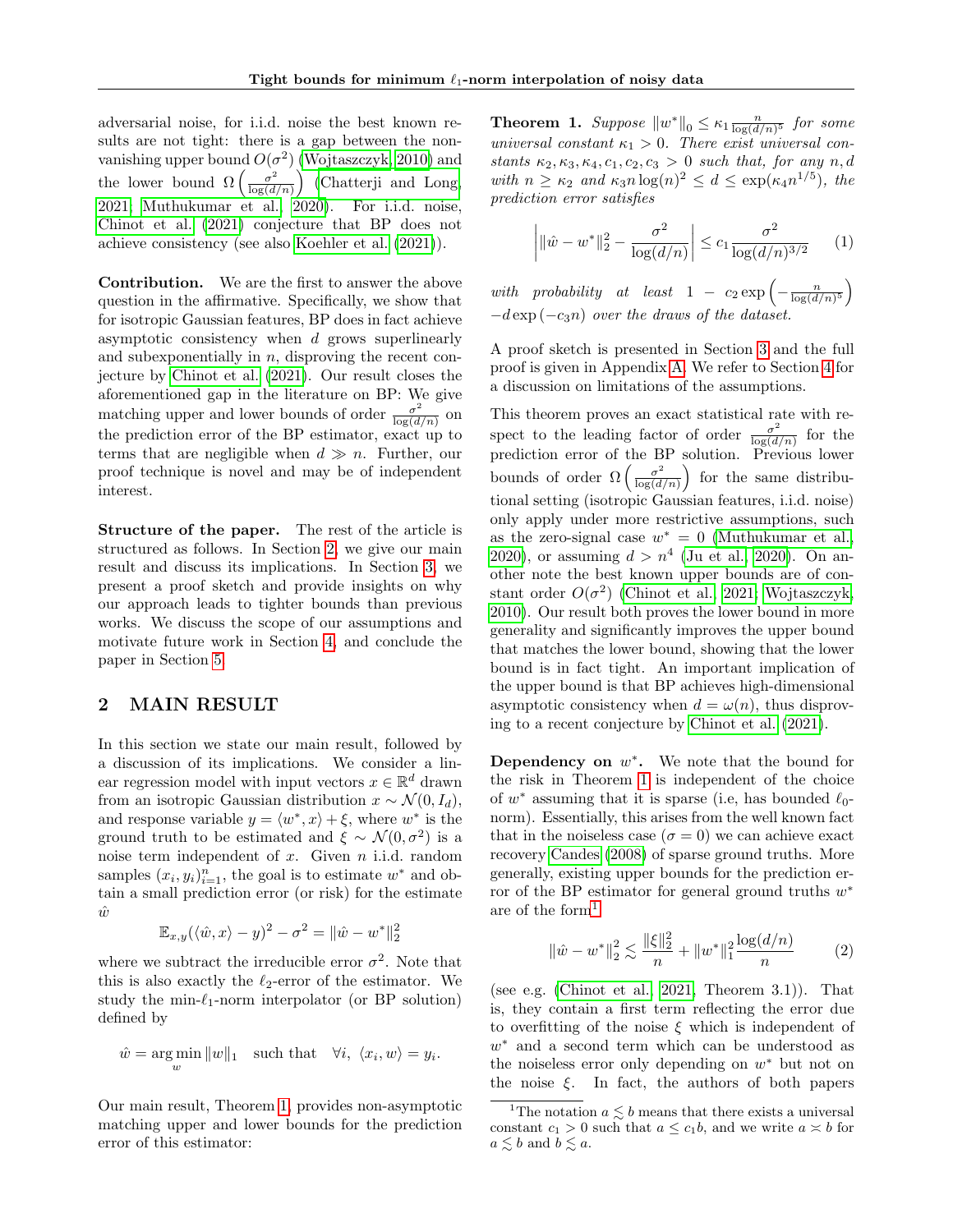adversarial noise, for i.i.d. noise the best known results are not tight: there is a gap between the non-vanishing upper bound $O(\sigma^2)$ (Wojtaszczyk, 2010) and the lower bound $\Omega\left(\frac{\sigma^2}{\log(d/n)}\right)$ (Chatterji and Long, 2021; Muthukumar et al., 2020). For i.i.d. noise, Chinot et al. (2021) conjecture that BP does not achieve consistency (see also Koehler et al. (2021)).

**Contribution.** We are the first to answer the above question in the affirmative. Specifically, we show that for isotropic Gaussian features, BP does in fact achieve asymptotic consistency when $d$ grows superlinearly and subexponentially in $n$, disproving the recent conjecture by Chinot et al. (2021). Our result closes the aforementioned gap in the literature on BP: We give matching upper and lower bounds of order $\frac{\sigma^2}{\log(d/n)}$ on the prediction error of the BP estimator, exact up to terms that are negligible when $d \gg n$. Further, our proof technique is novel and may be of independent interest.

**Structure of the paper.** The rest of the article is structured as follows. In Section 2, we give our main result and discuss its implications. In Section 3, we present a proof sketch and provide insights on why our approach leads to tighter bounds than previous works. We discuss the scope of our assumptions and motivate future work in Section 4, and conclude the paper in Section 5.

## 2 MAIN RESULT

In this section we state our main result, followed by a discussion of its implications. We consider a linear regression model with input vectors $x \in \mathbb{R}^d$ drawn from an isotropic Gaussian distribution $x \sim \mathcal{N}(0, I_d)$, and response variable $y = \langle w^*, x \rangle + \xi$, where $w^*$ is the ground truth to be estimated and $\xi \sim \mathcal{N}(0, \sigma^2)$ is a noise term independent of $x$. Given $n$ i.i.d. random samples $(x_i, y_i)_{i=1}^n$, the goal is to estimate $w^*$ and obtain a small prediction error (or risk) for the estimate $\hat{w}$

$$\mathbb{E}_{x,y}(\langle \hat{w}, x \rangle - y)^2 - \sigma^2 = \|\hat{w} - w^*\|_2^2$$

where we subtract the irreducible error $\sigma^2$. Note that this is also exactly the $\ell_2$-error of the estimator. We study the min-$\ell_1$-norm interpolator (or BP solution) defined by

$$\hat{w} = \arg\min_w \|w\|_1 \quad \text{such that} \quad \forall i,\ \langle x_i, w \rangle = y_i.$$

Our main result, Theorem 1, provides non-asymptotic matching upper and lower bounds for the prediction error of this estimator:

**Theorem 1.** *Suppose $\|w^*\|_0 \leq \kappa_1 \frac{n}{\log(d/n)^5}$ for some universal constant $\kappa_1 > 0$. There exist universal constants $\kappa_2, \kappa_3, \kappa_4, c_1, c_2, c_3 > 0$ such that, for any $n, d$ with $n \geq \kappa_2$ and $\kappa_3 n \log(n)^2 \leq d \leq \exp(\kappa_4 n^{1/5})$, the prediction error satisfies*

$$\left| \|\hat{w} - w^*\|_2^2 - \frac{\sigma^2}{\log(d/n)} \right| \leq c_1 \frac{\sigma^2}{\log(d/n)^{3/2}} \qquad (1)$$

*with probability at least $1 - c_2 \exp\left(-\frac{n}{\log(d/n)^5}\right)$ $-d\exp(-c_3 n)$ over the draws of the dataset.*

A proof sketch is presented in Section 3 and the full proof is given in Appendix A. We refer to Section 4 for a discussion on limitations of the assumptions.

This theorem proves an exact statistical rate with respect to the leading factor of order $\frac{\sigma^2}{\log(d/n)}$ for the prediction error of the BP solution. Previous lower bounds of order $\Omega\left(\frac{\sigma^2}{\log(d/n)}\right)$ for the same distributional setting (isotropic Gaussian features, i.i.d. noise) only apply under more restrictive assumptions, such as the zero-signal case $w^* = 0$ (Muthukumar et al., 2020), or assuming $d > n^4$ (Ju et al., 2020). On another note the best known upper bounds are of constant order $O(\sigma^2)$ (Chinot et al., 2021; Wojtaszczyk, 2010). Our result both proves the lower bound in more generality and significantly improves the upper bound that matches the lower bound, showing that the lower bound is in fact tight. An important implication of the upper bound is that BP achieves high-dimensional asymptotic consistency when $d = \omega(n)$, thus disproving to a recent conjecture by Chinot et al. (2021).

**Dependency on $w^*$.** We note that the bound for the risk in Theorem 1 is independent of the choice of $w^*$ assuming that it is sparse (i.e, has bounded $\ell_0$-norm). Essentially, this arises from the well known fact that in the noiseless case ($\sigma = 0$) we can achieve exact recovery Candes (2008) of sparse ground truths. More generally, existing upper bounds for the prediction error of the BP estimator for general ground truths $w^*$ are of the form[1]

$$\|\hat{w} - w^*\|_2^2 \lesssim \frac{\|\xi\|_2^2}{n} + \|w^*\|_1^2 \frac{\log(d/n)}{n} \qquad (2)$$

(see e.g. (Chinot et al., 2021, Theorem 3.1)). That is, they contain a first term reflecting the error due to overfitting of the noise $\xi$ which is independent of $w^*$ and a second term which can be understood as the noiseless error only depending on $w^*$ but not on the noise $\xi$. In fact, the authors of both papers

[1] The notation $a \lesssim b$ means that there exists a universal constant $c_1 > 0$ such that $a \leq c_1 b$, and we write $a \asymp b$ for $a \lesssim b$ and $b \lesssim a$.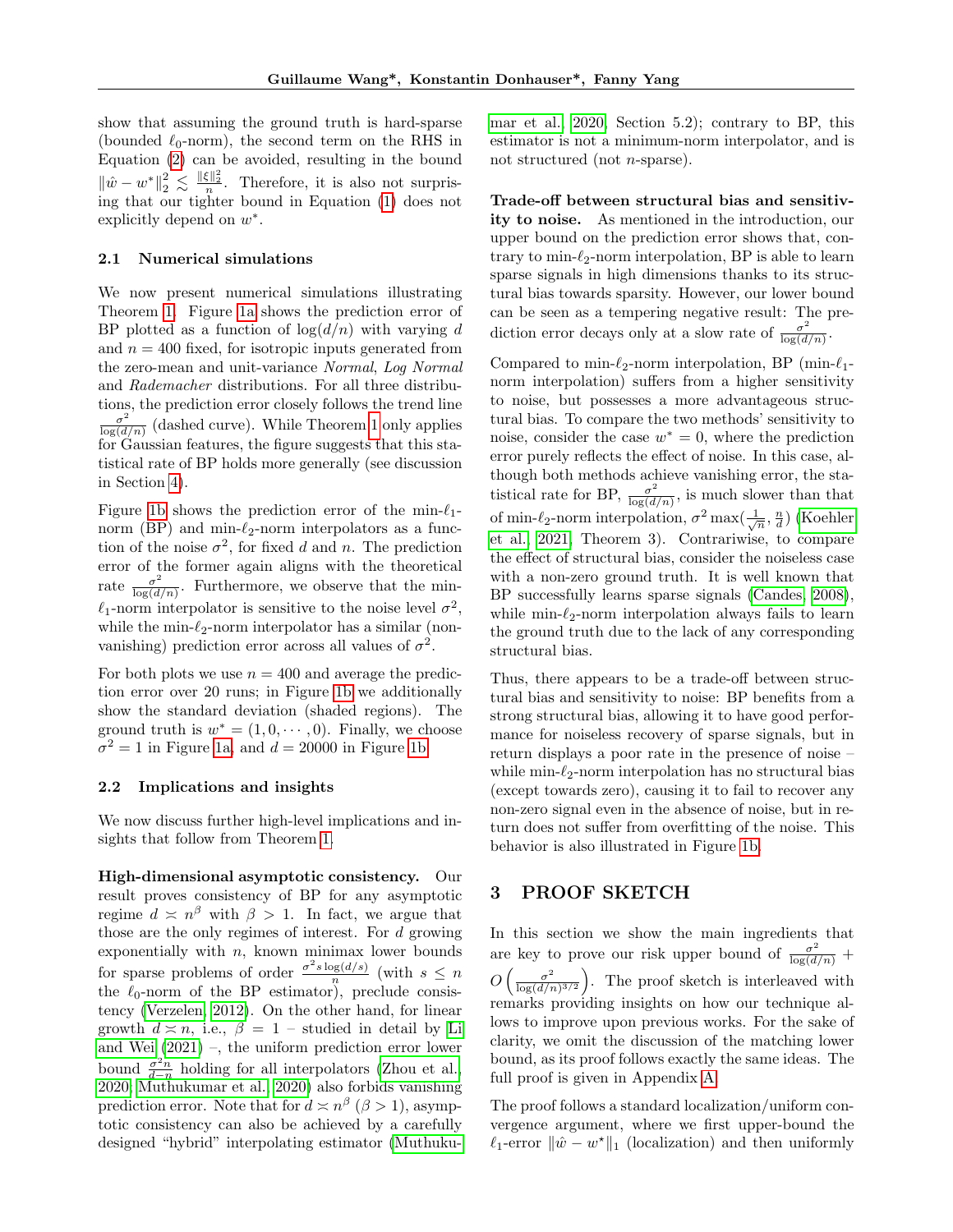show that assuming the ground truth is hard-sparse (bounded $\ell_0$-norm), the second term on the RHS in Equation (2) can be avoided, resulting in the bound $\|\hat{w} - w^*\|_2^2 \lesssim \frac{\|\xi\|_2^2}{n}$. Therefore, it is also not surprising that our tighter bound in Equation (1) does not explicitly depend on $w^*$.

### 2.1 Numerical simulations

We now present numerical simulations illustrating Theorem 1. Figure 1a shows the prediction error of BP plotted as a function of $\log(d/n)$ with varying $d$ and $n = 400$ fixed, for isotropic inputs generated from the zero-mean and unit-variance *Normal*, *Log Normal* and *Rademacher* distributions. For all three distributions, the prediction error closely follows the trend line $\frac{\sigma^2}{\log(d/n)}$ (dashed curve). While Theorem 1 only applies for Gaussian features, the figure suggests that this statistical rate of BP holds more generally (see discussion in Section 4).

Figure 1b shows the prediction error of the min-$\ell_1$-norm (BP) and min-$\ell_2$-norm interpolators as a function of the noise $\sigma^2$, for fixed $d$ and $n$. The prediction error of the former again aligns with the theoretical rate $\frac{\sigma^2}{\log(d/n)}$. Furthermore, we observe that the min-$\ell_1$-norm interpolator is sensitive to the noise level $\sigma^2$, while the min-$\ell_2$-norm interpolator has a similar (non-vanishing) prediction error across all values of $\sigma^2$.

For both plots we use $n = 400$ and average the prediction error over 20 runs; in Figure 1b we additionally show the standard deviation (shaded regions). The ground truth is $w^* = (1, 0, \cdots, 0)$. Finally, we choose $\sigma^2 = 1$ in Figure 1a, and $d = 20000$ in Figure 1b.

### 2.2 Implications and insights

We now discuss further high-level implications and insights that follow from Theorem 1.

**High-dimensional asymptotic consistency.** Our result proves consistency of BP for any asymptotic regime $d \asymp n^\beta$ with $\beta > 1$. In fact, we argue that those are the only regimes of interest. For $d$ growing exponentially with $n$, known minimax lower bounds for sparse problems of order $\frac{\sigma^2 s \log(d/s)}{n}$ (with $s \le n$ the $\ell_0$-norm of the BP estimator), preclude consistency (Verzelen, 2012). On the other hand, for linear growth $d \asymp n$, i.e., $\beta = 1$ – studied in detail by Li and Wei (2021) –, the uniform prediction error lower bound $\frac{\sigma^2 n}{d-n}$ holding for all interpolators (Zhou et al., 2020; Muthukumar et al., 2020) also forbids vanishing prediction error. Note that for $d \asymp n^\beta$ ($\beta > 1$), asymptotic consistency can also be achieved by a carefully designed "hybrid" interpolating estimator (Muthukumar et al., 2020, Section 5.2); contrary to BP, this estimator is not a minimum-norm interpolator, and is not structured (not $n$-sparse).

**Trade-off between structural bias and sensitivity to noise.** As mentioned in the introduction, our upper bound on the prediction error shows that, contrary to min-$\ell_2$-norm interpolation, BP is able to learn sparse signals in high dimensions thanks to its structural bias towards sparsity. However, our lower bound can be seen as a tempering negative result: The prediction error decays only at a slow rate of $\frac{\sigma^2}{\log(d/n)}$.

Compared to min-$\ell_2$-norm interpolation, BP (min-$\ell_1$-norm interpolation) suffers from a higher sensitivity to noise, but possesses a more advantageous structural bias. To compare the two methods' sensitivity to noise, consider the case $w^* = 0$, where the prediction error purely reflects the effect of noise. In this case, although both methods achieve vanishing error, the statistical rate for BP, $\frac{\sigma^2}{\log(d/n)}$, is much slower than that of min-$\ell_2$-norm interpolation, $\sigma^2 \max(\frac{1}{\sqrt{n}}, \frac{n}{d})$ (Koehler et al., 2021, Theorem 3). Contrariwise, to compare the effect of structural bias, consider the noiseless case with a non-zero ground truth. It is well known that BP successfully learns sparse signals (Candes, 2008), while min-$\ell_2$-norm interpolation always fails to learn the ground truth due to the lack of any corresponding structural bias.

Thus, there appears to be a trade-off between structural bias and sensitivity to noise: BP benefits from a strong structural bias, allowing it to have good performance for noiseless recovery of sparse signals, but in return displays a poor rate in the presence of noise – while min-$\ell_2$-norm interpolation has no structural bias (except towards zero), causing it to fail to recover any non-zero signal even in the absence of noise, but in return does not suffer from overfitting of the noise. This behavior is also illustrated in Figure 1b.

## 3 PROOF SKETCH

In this section we show the main ingredients that are key to prove our risk upper bound of $\frac{\sigma^2}{\log(d/n)} + O\left(\frac{\sigma^2}{\log(d/n)^{3/2}}\right)$. The proof sketch is interleaved with remarks providing insights on how our technique allows to improve upon previous works. For the sake of clarity, we omit the discussion of the matching lower bound, as its proof follows exactly the same ideas. The full proof is given in Appendix A.

The proof follows a standard localization/uniform convergence argument, where we first upper-bound the $\ell_1$-error $\|\hat{w} - w^\star\|_1$ (localization) and then uniformly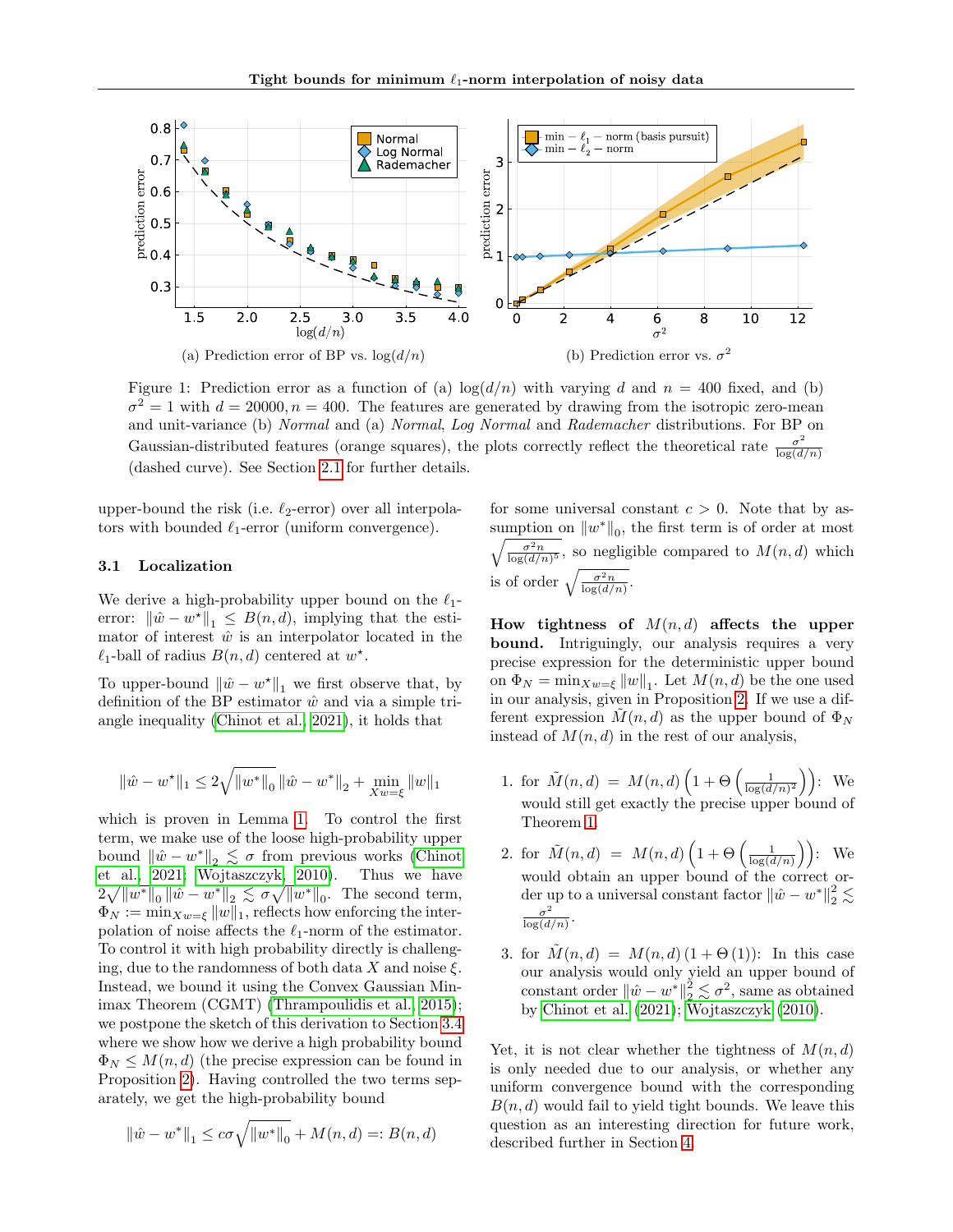(a) Prediction error of BP vs. $\log(d/n)$

(b) Prediction error vs. $\sigma^2$

Figure 1: Prediction error as a function of (a) $\log(d/n)$ with varying $d$ and $n = 400$ fixed, and (b) $\sigma^2 = 1$ with $d = 20000, n = 400$. The features are generated by drawing from the isotropic zero-mean and unit-variance (b) *Normal* and (a) *Normal*, *Log Normal* and *Rademacher* distributions. For BP on Gaussian-distributed features (orange squares), the plots correctly reflect the theoretical rate $\frac{\sigma^2}{\log(d/n)}$ (dashed curve). See Section 2.1 for further details.

upper-bound the risk (i.e. $\ell_2$-error) over all interpolators with bounded $\ell_1$-error (uniform convergence).

### 3.1 Localization

We derive a high-probability upper bound on the $\ell_1$-error: $\|\hat{w} - w^\star\|_1 \leq B(n, d)$, implying that the estimator of interest $\hat{w}$ is an interpolator located in the $\ell_1$-ball of radius $B(n, d)$ centered at $w^\star$.

To upper-bound $\|\hat{w} - w^\star\|_1$ we first observe that, by definition of the BP estimator $\hat{w}$ and via a simple triangle inequality (Chinot et al., 2021), it holds that

$$\|\hat{w} - w^\star\|_1 \leq 2\sqrt{\|w^*\|_0}\,\|\hat{w} - w^*\|_2 + \min_{Xw=\xi} \|w\|_1$$

which is proven in Lemma 1. To control the first term, we make use of the loose high-probability upper bound $\|\hat{w} - w^*\|_2 \lesssim \sigma$ from previous works (Chinot et al., 2021; Wojtaszczyk, 2010). Thus we have $2\sqrt{\|w^*\|_0}\,\|\hat{w} - w^*\|_2 \lesssim \sigma\sqrt{\|w^*\|_0}$. The second term, $\Phi_N := \min_{Xw=\xi} \|w\|_1$, reflects how enforcing the interpolation of noise affects the $\ell_1$-norm of the estimator. To control it with high probability directly is challenging, due to the randomness of both data $X$ and noise $\xi$. Instead, we bound it using the Convex Gaussian Minimax Theorem (CGMT) (Thrampoulidis et al., 2015); we postpone the sketch of this derivation to Section 3.4 where we show how we derive a high probability bound $\Phi_N \leq M(n, d)$ (the precise expression can be found in Proposition 2). Having controlled the two terms separately, we get the high-probability bound

$$\|\hat{w} - w^*\|_1 \leq c\sigma\sqrt{\|w^*\|_0} + M(n, d) =: B(n, d)$$

for some universal constant $c > 0$. Note that by assumption on $\|w^*\|_0$, the first term is of order at most $\sqrt{\frac{\sigma^2 n}{\log(d/n)^5}}$, so negligible compared to $M(n, d)$ which is of order $\sqrt{\frac{\sigma^2 n}{\log(d/n)}}$.

**How tightness of $M(n, d)$ affects the upper bound.** Intriguingly, our analysis requires a very precise expression for the deterministic upper bound on $\Phi_N = \min_{Xw=\xi} \|w\|_1$. Let $M(n, d)$ be the one used in our analysis, given in Proposition 2. If we use a different expression $\tilde{M}(n, d)$ as the upper bound of $\Phi_N$ instead of $M(n, d)$ in the rest of our analysis,

1. for $\tilde{M}(n, d) = M(n, d)\left(1 + \Theta\left(\frac{1}{\log(d/n)^2}\right)\right)$: We would still get exactly the precise upper bound of Theorem 1.
2. for $\tilde{M}(n, d) = M(n, d)\left(1 + \Theta\left(\frac{1}{\log(d/n)}\right)\right)$: We would obtain an upper bound of the correct order up to a universal constant factor $\|\hat{w} - w^*\|_2^2 \lesssim \frac{\sigma^2}{\log(d/n)}$.
3. for $\tilde{M}(n, d) = M(n, d)\left(1 + \Theta(1)\right)$: In this case our analysis would only yield an upper bound of constant order $\|\hat{w} - w^*\|_2^2 \lesssim \sigma^2$, same as obtained by Chinot et al. (2021); Wojtaszczyk (2010).

Yet, it is not clear whether the tightness of $M(n, d)$ is only needed due to our analysis, or whether any uniform convergence bound with the corresponding $B(n, d)$ would fail to yield tight bounds. We leave this question as an interesting direction for future work, described further in Section 4.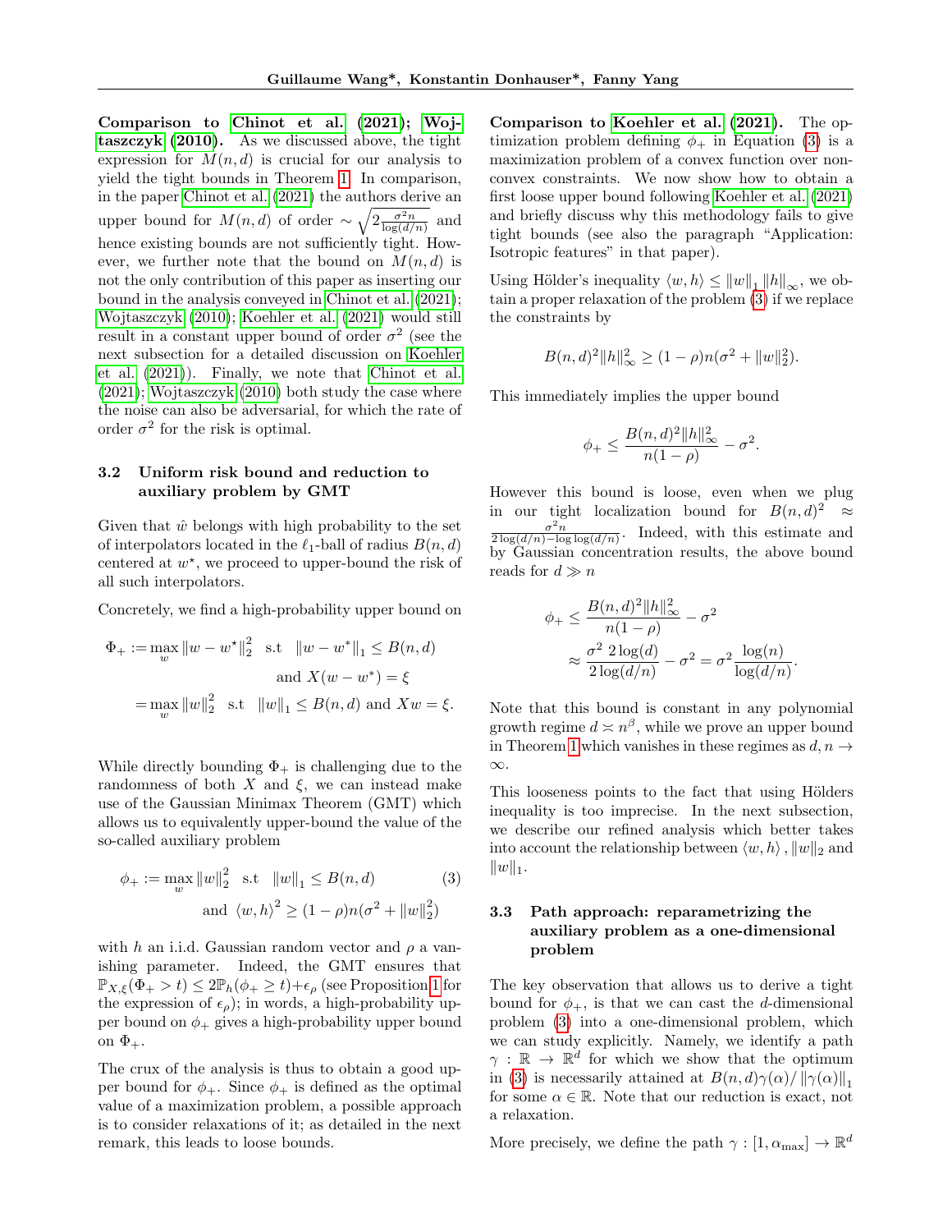**Comparison to Chinot et al. (2021); Wojtaszczyk (2010).** As we discussed above, the tight expression for $M(n,d)$ is crucial for our analysis to yield the tight bounds in Theorem 1. In comparison, in the paper Chinot et al. (2021) the authors derive an upper bound for $M(n,d)$ of order $\sim \sqrt{2\frac{\sigma^2 n}{\log(d/n)}}$ and hence existing bounds are not sufficiently tight. However, we further note that the bound on $M(n,d)$ is not the only contribution of this paper as inserting our bound in the analysis conveyed in Chinot et al. (2021); Wojtaszczyk (2010); Koehler et al. (2021) would still result in a constant upper bound of order $\sigma^2$ (see the next subsection for a detailed discussion on Koehler et al. (2021)). Finally, we note that Chinot et al. (2021); Wojtaszczyk (2010) both study the case where the noise can also be adversarial, for which the rate of order $\sigma^2$ for the risk is optimal.

### 3.2 Uniform risk bound and reduction to auxiliary problem by GMT

Given that $\hat{w}$ belongs with high probability to the set of interpolators located in the $\ell_1$-ball of radius $B(n,d)$ centered at $w^\star$, we proceed to upper-bound the risk of all such interpolators.

Concretely, we find a high-probability upper bound on

$$
\begin{aligned}
\Phi_+ :=& \max_w \|w - w^\star\|_2^2 \quad \text{s.t} \quad \|w - w^*\|_1 \leq B(n,d) \\
& \qquad \text{and } X(w - w^*) = \xi \\
=& \max_w \|w\|_2^2 \quad \text{s.t} \quad \|w\|_1 \leq B(n,d) \text{ and } Xw = \xi.
\end{aligned}
$$

While directly bounding $\Phi_+$ is challenging due to the randomness of both $X$ and $\xi$, we can instead make use of the Gaussian Minimax Theorem (GMT) which allows us to equivalently upper-bound the value of the so-called auxiliary problem

$$
\begin{aligned}
\phi_+ :=& \max_w \|w\|_2^2 \quad \text{s.t} \quad \|w\|_1 \leq B(n,d) \\
& \text{and } \langle w, h \rangle^2 \geq (1-\rho) n (\sigma^2 + \|w\|_2^2)
\end{aligned} \tag{3}
$$

with $h$ an i.i.d. Gaussian random vector and $\rho$ a vanishing parameter. Indeed, the GMT ensures that $\mathbb{P}_{X,\xi}(\Phi_+ > t) \leq 2\mathbb{P}_h(\phi_+ \geq t) + \epsilon_\rho$ (see Proposition 1 for the expression of $\epsilon_\rho$); in words, a high-probability upper bound on $\phi_+$ gives a high-probability upper bound on $\Phi_+$.

The crux of the analysis is thus to obtain a good upper bound for $\phi_+$. Since $\phi_+$ is defined as the optimal value of a maximization problem, a possible approach is to consider relaxations of it; as detailed in the next remark, this leads to loose bounds.

**Comparison to Koehler et al. (2021).** The optimization problem defining $\phi_+$ in Equation (3) is a maximization problem of a convex function over non-convex constraints. We now show how to obtain a first loose upper bound following Koehler et al. (2021) and briefly discuss why this methodology fails to give tight bounds (see also the paragraph "Application: Isotropic features" in that paper).

Using Hölder's inequality $\langle w, h \rangle \leq \|w\|_1 \|h\|_\infty$, we obtain a proper relaxation of the problem (3) if we replace the constraints by

$$
B(n,d)^2 \|h\|_\infty^2 \geq (1-\rho) n (\sigma^2 + \|w\|_2^2).
$$

This immediately implies the upper bound

$$
\phi_+ \leq \frac{B(n,d)^2 \|h\|_\infty^2}{n(1-\rho)} - \sigma^2.
$$

However this bound is loose, even when we plug in our tight localization bound for $B(n,d)^2 \approx \frac{\sigma^2 n}{2\log(d/n) - \log\log(d/n)}$. Indeed, with this estimate and by Gaussian concentration results, the above bound reads for $d \gg n$

$$
\begin{aligned}
\phi_+ &\leq \frac{B(n,d)^2 \|h\|_\infty^2}{n(1-\rho)} - \sigma^2 \\
&\approx \frac{\sigma^2}{2\log(d/n)} 2\log(d) - \sigma^2 = \sigma^2 \frac{\log(n)}{\log(d/n)}.
\end{aligned}
$$

Note that this bound is constant in any polynomial growth regime $d \asymp n^\beta$, while we prove an upper bound in Theorem 1 which vanishes in these regimes as $d, n \to \infty$.

This looseness points to the fact that using Hölders inequality is too imprecise. In the next subsection, we describe our refined analysis which better takes into account the relationship between $\langle w, h \rangle$, $\|w\|_2$ and $\|w\|_1$.

### 3.3 Path approach: reparametrizing the auxiliary problem as a one-dimensional problem

The key observation that allows us to derive a tight bound for $\phi_+$, is that we can cast the $d$-dimensional problem (3) into a one-dimensional problem, which we can study explicitly. Namely, we identify a path $\gamma : \mathbb{R} \to \mathbb{R}^d$ for which we show that the optimum in (3) is necessarily attained at $B(n,d)\gamma(\alpha)/\|\gamma(\alpha)\|_1$ for some $\alpha \in \mathbb{R}$. Note that our reduction is exact, not a relaxation.

More precisely, we define the path $\gamma : [1, \alpha_{\max}] \to \mathbb{R}^d$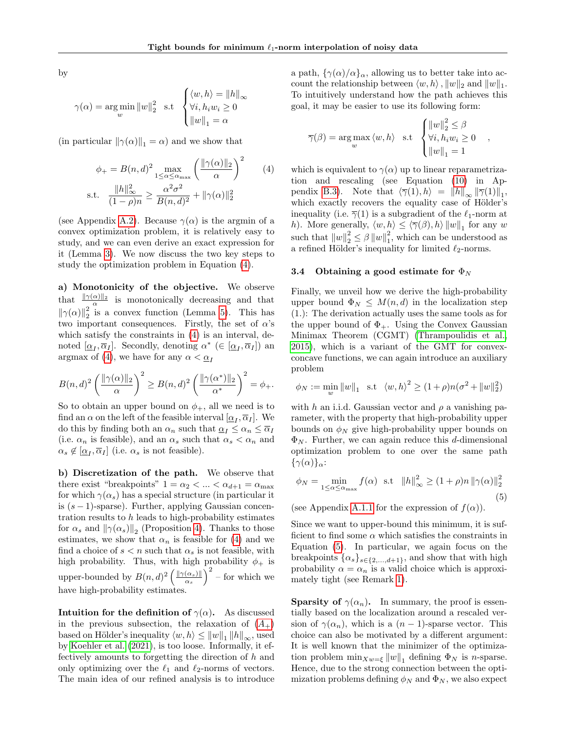by

$$\gamma(\alpha) = \arg\min_{w} \|w\|_2^2 \quad \text{s.t} \quad \begin{cases} \langle w, h \rangle = \|h\|_\infty \\ \forall i, h_i w_i \geq 0 \\ \|w\|_1 = \alpha \end{cases}$$

(in particular $\|\gamma(\alpha)\|_1 = \alpha$) and we show that

$$\phi_+ = B(n,d)^2 \max_{1 \leq \alpha \leq \alpha_{\max}} \left( \frac{\|\gamma(\alpha)\|_2}{\alpha} \right)^2 \qquad (4)$$
$$\text{s.t.} \quad \frac{\|h\|_\infty^2}{(1-\rho)n} \geq \frac{\alpha^2 \sigma^2}{B(n,d)^2} + \|\gamma(\alpha)\|_2^2$$

(see Appendix A.2). Because $\gamma(\alpha)$ is the argmin of a convex optimization problem, it is relatively easy to study, and we can even derive an exact expression for it (Lemma 3). We now discuss the two key steps to study the optimization problem in Equation (4).

**a) Monotonicity of the objective.** We observe that $\frac{\|\gamma(\alpha)\|_2}{\alpha}$ is monotonically decreasing and that $\|\gamma(\alpha)\|_2^2$ is a convex function (Lemma 5). This has two important consequences. Firstly, the set of $\alpha$'s which satisfy the constraints in (4) is an interval, denoted $[\underline{\alpha}_I, \overline{\alpha}_I]$. Secondly, denoting $\alpha^*$ ($\in [\underline{\alpha}_I, \overline{\alpha}_I]$) an argmax of (4), we have for any $\alpha < \underline{\alpha}_I$

$$B(n,d)^2 \left( \frac{\|\gamma(\alpha)\|_2}{\alpha} \right)^2 \geq B(n,d)^2 \left( \frac{\|\gamma(\alpha^*)\|_2}{\alpha^*} \right)^2 = \phi_+.$$

So to obtain an upper bound on $\phi_+$, all we need is to find an $\alpha$ on the left of the feasible interval $[\underline{\alpha}_I, \overline{\alpha}_I]$. We do this by finding both an $\alpha_n$ such that $\underline{\alpha}_I \leq \alpha_n \leq \overline{\alpha}_I$ (i.e. $\alpha_n$ is feasible), and an $\alpha_s$ such that $\alpha_s < \alpha_n$ and $\alpha_s \notin [\underline{\alpha}_I, \overline{\alpha}_I]$ (i.e. $\alpha_s$ is not feasible).

**b) Discretization of the path.** We observe that there exist "breakpoints" $1 = \alpha_2 < ... < \alpha_{d+1} = \alpha_{\max}$ for which $\gamma(\alpha_s)$ has a special structure (in particular it is $(s-1)$-sparse). Further, applying Gaussian concentration results to $h$ leads to high-probability estimates for $\alpha_s$ and $\|\gamma(\alpha_s)\|_2$ (Proposition 4). Thanks to those estimates, we show that $\alpha_n$ is feasible for (4) and we find a choice of $s < n$ such that $\alpha_s$ is not feasible, with high probability. Thus, with high probability $\phi_+$ is upper-bounded by $B(n,d)^2 \left( \frac{\|\gamma(\alpha_s)\|}{\alpha_s} \right)^2$ – for which we have high-probability estimates.

**Intuition for the definition of $\gamma(\alpha)$.** As discussed in the previous subsection, the relaxation of ($A_+$) based on Hölder's inequality $\langle w, h \rangle \leq \|w\|_1 \|h\|_\infty$, used by Koehler et al. (2021), is too loose. Informally, it effectively amounts to forgetting the direction of $h$ and only optimizing over the $\ell_1$ and $\ell_2$-norms of vectors. The main idea of our refined analysis is to introduce a path, $\{\gamma(\alpha)/\alpha\}_\alpha$, allowing us to better take into account the relationship between $\langle w, h \rangle$, $\|w\|_2$ and $\|w\|_1$. To intuitively understand how the path achieves this goal, it may be easier to use its following form:

$$\overline{\gamma}(\beta) = \arg\max_{w} \langle w, h \rangle \quad \text{s.t} \quad \begin{cases} \|w\|_2^2 \leq \beta \\ \forall i, h_i w_i \geq 0 \\ \|w\|_1 = 1 \end{cases},$$

which is equivalent to $\gamma(\alpha)$ up to linear reparametrization and rescaling (see Equation (10) in Appendix B.3). Note that $\langle \overline{\gamma}(1), h \rangle = \|h\|_\infty \|\overline{\gamma}(1)\|_1$, which exactly recovers the equality case of Hölder's inequality (i.e. $\overline{\gamma}(1)$ is a subgradient of the $\ell_1$-norm at $h$). More generally, $\langle w, h \rangle \leq \langle \overline{\gamma}(\beta), h \rangle \|w\|_1$ for any $w$ such that $\|w\|_2^2 \leq \beta \|w\|_1^2$, which can be understood as a refined Hölder's inequality for limited $\ell_2$-norms.

### 3.4 Obtaining a good estimate for $\Phi_N$

Finally, we unveil how we derive the high-probability upper bound $\Phi_N \leq M(n,d)$ in the localization step (1.): The derivation actually uses the same tools as for the upper bound of $\Phi_+$. Using the Convex Gaussian Minimax Theorem (CGMT) (Thrampoulidis et al., 2015), which is a variant of the GMT for convex-concave functions, we can again introduce an auxiliary problem

$$\phi_N := \min_{w} \|w\|_1 \quad \text{s.t} \quad \langle w, h \rangle^2 \geq (1+\rho) n (\sigma^2 + \|w\|_2^2)$$

with $h$ an i.i.d. Gaussian vector and $\rho$ a vanishing parameter, with the property that high-probability upper bounds on $\phi_N$ give high-probability upper bounds on $\Phi_N$. Further, we can again reduce this $d$-dimensional optimization problem to one over the same path $\{\gamma(\alpha)\}_\alpha$:

$$\phi_N = \min_{1 \leq \alpha \leq \alpha_{\max}} f(\alpha) \quad \text{s.t} \quad \|h\|_\infty^2 \geq (1+\rho) n \|\gamma(\alpha)\|_2^2 \qquad (5)$$

(see Appendix A.1.1 for the expression of $f(\alpha)$).

Since we want to upper-bound this minimum, it is sufficient to find some $\alpha$ which satisfies the constraints in Equation (5). In particular, we again focus on the breakpoints $\{\alpha_s\}_{s \in \{2,...,d+1\}}$, and show that with high probability $\alpha = \alpha_n$ is a valid choice which is approximately tight (see Remark 1).

**Sparsity of $\gamma(\alpha_n)$.** In summary, the proof is essentially based on the localization around a rescaled version of $\gamma(\alpha_n)$, which is a $(n-1)$-sparse vector. This choice can also be motivated by a different argument: It is well known that the minimizer of the optimization problem $\min_{Xw=\xi} \|w\|_1$ defining $\Phi_N$ is $n$-sparse. Hence, due to the strong connection between the optimization problems defining $\phi_N$ and $\Phi_N$, we also expect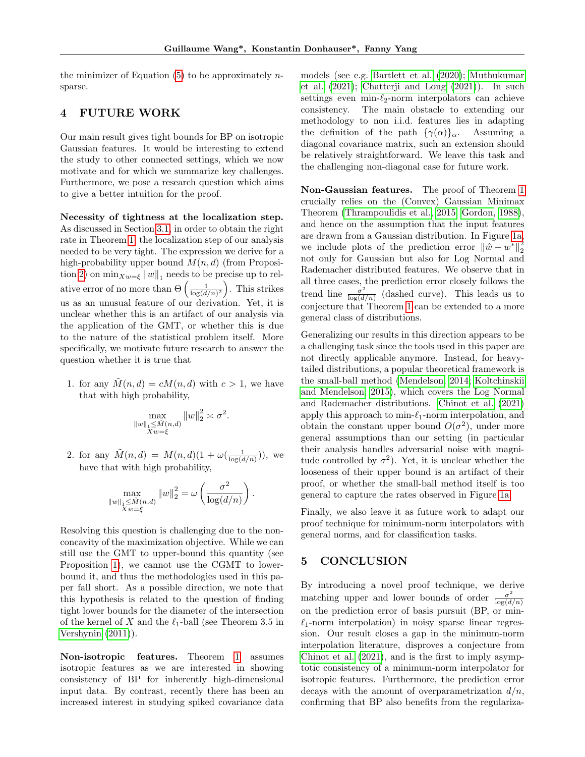the minimizer of Equation (5) to be approximately $n$-sparse.

## 4 FUTURE WORK

Our main result gives tight bounds for BP on isotropic Gaussian features. It would be interesting to extend the study to other connected settings, which we now motivate and for which we summarize key challenges. Furthermore, we pose a research question which aims to give a better intuition for the proof.

**Necessity of tightness at the localization step.** As discussed in Section 3.1, in order to obtain the right rate in Theorem 1, the localization step of our analysis needed to be very tight. The expression we derive for a high-probability upper bound $M(n,d)$ (from Proposition 2) on $\min_{Xw=\xi} \|w\|_1$ needs to be precise up to relative error of no more than $\Theta\left(\frac{1}{\log(d/n)^2}\right)$. This strikes us as an unusual feature of our derivation. Yet, it is unclear whether this is an artifact of our analysis via the application of the GMT, or whether this is due to the nature of the statistical problem itself. More specifically, we motivate future research to answer the question whether it is true that

1. for any $\tilde{M}(n,d) = cM(n,d)$ with $c > 1$, we have that with high probability,
$$\max_{\substack{\|w\|_1 \leq \tilde{M}(n,d) \\ Xw=\xi}} \|w\|_2^2 \asymp \sigma^2.$$

2. for any $\tilde{M}(n,d) = M(n,d)(1 + \omega(\frac{1}{\log(d/n)}))$, we have that with high probability,
$$\max_{\substack{\|w\|_1 \leq \tilde{M}(n,d) \\ Xw=\xi}} \|w\|_2^2 = \omega\left(\frac{\sigma^2}{\log(d/n)}\right).$$

Resolving this question is challenging due to the non-concavity of the maximization objective. While we can still use the GMT to upper-bound this quantity (see Proposition 1), we cannot use the CGMT to lower-bound it, and thus the methodologies used in this paper fall short. As a possible direction, we note that this hypothesis is related to the question of finding tight lower bounds for the diameter of the intersection of the kernel of $X$ and the $\ell_1$-ball (see Theorem 3.5 in Vershynin (2011)).

**Non-isotropic features.** Theorem 1 assumes isotropic features as we are interested in showing consistency of BP for inherently high-dimensional input data. By contrast, recently there has been an increased interest in studying spiked covariance data models (see e.g. Bartlett et al. (2020); Muthukumar et al. (2021); Chatterji and Long (2021)). In such settings even min-$\ell_2$-norm interpolators can achieve consistency. The main obstacle to extending our methodology to non i.i.d. features lies in adapting the definition of the path $\{\gamma(\alpha)\}_\alpha$. Assuming a diagonal covariance matrix, such an extension should be relatively straightforward. We leave this task and the challenging non-diagonal case for future work.

**Non-Gaussian features.** The proof of Theorem 1 crucially relies on the (Convex) Gaussian Minimax Theorem (Thrampoulidis et al., 2015; Gordon, 1988), and hence on the assumption that the input features are drawn from a Gaussian distribution. In Figure 1a, we include plots of the prediction error $\|\hat{w} - w^*\|_2^2$ not only for Gaussian but also for Log Normal and Rademacher distributed features. We observe that in all three cases, the prediction error closely follows the trend line $\frac{\sigma^2}{\log(d/n)}$ (dashed curve). This leads us to conjecture that Theorem 1 can be extended to a more general class of distributions.

Generalizing our results in this direction appears to be a challenging task since the tools used in this paper are not directly applicable anymore. Instead, for heavy-tailed distributions, a popular theoretical framework is the small-ball method (Mendelson, 2014; Koltchinskii and Mendelson, 2015), which covers the Log Normal and Rademacher distributions. Chinot et al. (2021) apply this approach to min-$\ell_1$-norm interpolation, and obtain the constant upper bound $O(\sigma^2)$, under more general assumptions than our setting (in particular their analysis handles adversarial noise with magnitude controlled by $\sigma^2$). Yet, it is unclear whether the looseness of their upper bound is an artifact of their proof, or whether the small-ball method itself is too general to capture the rates observed in Figure 1a.

Finally, we also leave it as future work to adapt our proof technique for minimum-norm interpolators with general norms, and for classification tasks.

## 5 CONCLUSION

By introducing a novel proof technique, we derive matching upper and lower bounds of order $\frac{\sigma^2}{\log(d/n)}$ on the prediction error of basis pursuit (BP, or min-$\ell_1$-norm interpolation) in noisy sparse linear regression. Our result closes a gap in the minimum-norm interpolation literature, disproves a conjecture from Chinot et al. (2021), and is the first to imply asymptotic consistency of a minimum-norm interpolator for isotropic features. Furthermore, the prediction error decays with the amount of overparametrization $d/n$, confirming that BP also benefits from the regulariza-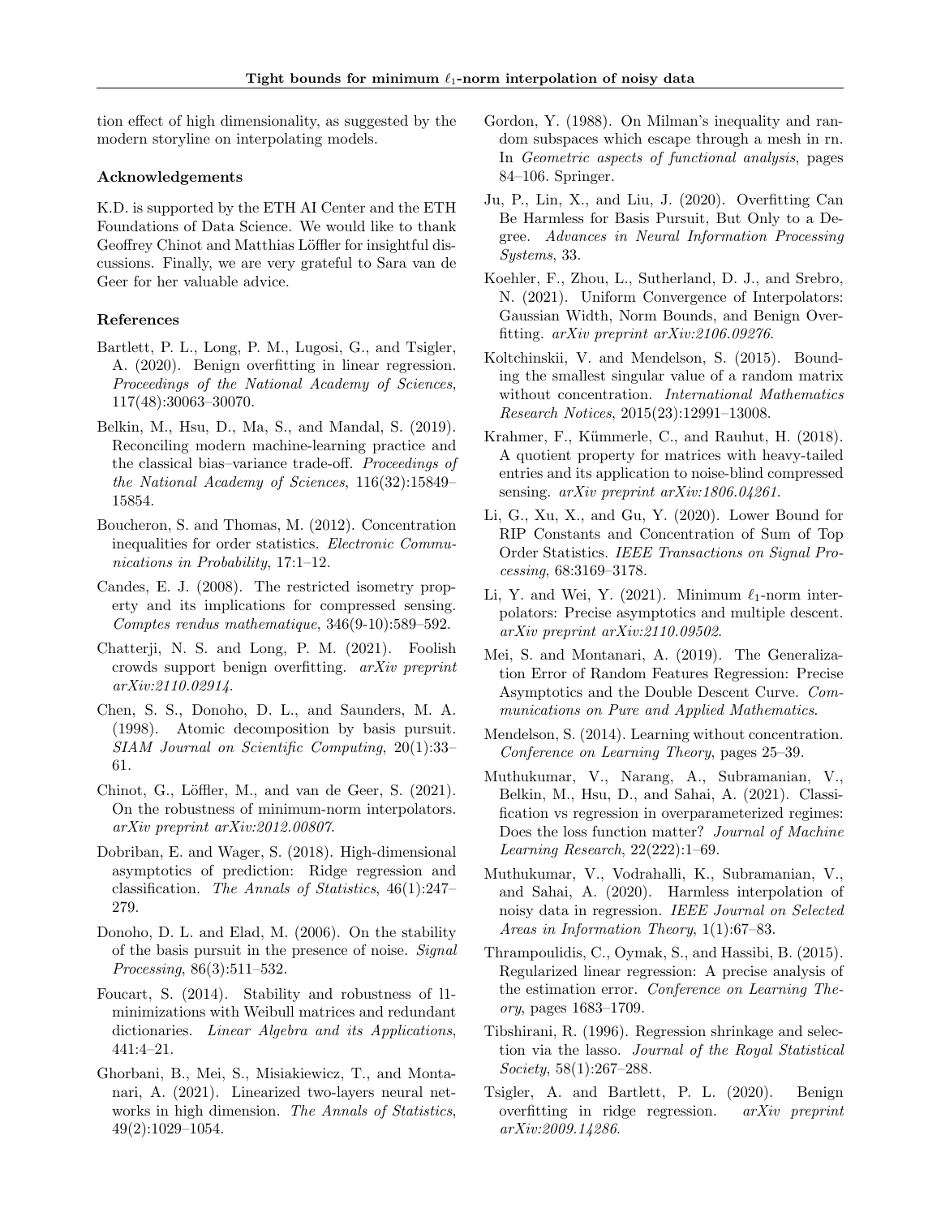tion effect of high dimensionality, as suggested by the modern storyline on interpolating models.

### Acknowledgements

K.D. is supported by the ETH AI Center and the ETH Foundations of Data Science. We would like to thank Geoffrey Chinot and Matthias Löffler for insightful discussions. Finally, we are very grateful to Sara van de Geer for her valuable advice.

### References

Bartlett, P. L., Long, P. M., Lugosi, G., and Tsigler, A. (2020). Benign overfitting in linear regression. *Proceedings of the National Academy of Sciences*, 117(48):30063–30070.

Belkin, M., Hsu, D., Ma, S., and Mandal, S. (2019). Reconciling modern machine-learning practice and the classical bias–variance trade-off. *Proceedings of the National Academy of Sciences*, 116(32):15849–15854.

Boucheron, S. and Thomas, M. (2012). Concentration inequalities for order statistics. *Electronic Communications in Probability*, 17:1–12.

Candes, E. J. (2008). The restricted isometry property and its implications for compressed sensing. *Comptes rendus mathematique*, 346(9-10):589–592.

Chatterji, N. S. and Long, P. M. (2021). Foolish crowds support benign overfitting. *arXiv preprint arXiv:2110.02914*.

Chen, S. S., Donoho, D. L., and Saunders, M. A. (1998). Atomic decomposition by basis pursuit. *SIAM Journal on Scientific Computing*, 20(1):33–61.

Chinot, G., Löffler, M., and van de Geer, S. (2021). On the robustness of minimum-norm interpolators. *arXiv preprint arXiv:2012.00807*.

Dobriban, E. and Wager, S. (2018). High-dimensional asymptotics of prediction: Ridge regression and classification. *The Annals of Statistics*, 46(1):247–279.

Donoho, D. L. and Elad, M. (2006). On the stability of the basis pursuit in the presence of noise. *Signal Processing*, 86(3):511–532.

Foucart, S. (2014). Stability and robustness of l1-minimizations with Weibull matrices and redundant dictionaries. *Linear Algebra and its Applications*, 441:4–21.

Ghorbani, B., Mei, S., Misiakiewicz, T., and Montanari, A. (2021). Linearized two-layers neural networks in high dimension. *The Annals of Statistics*, 49(2):1029–1054.

Gordon, Y. (1988). On Milman's inequality and random subspaces which escape through a mesh in rn. In *Geometric aspects of functional analysis*, pages 84–106. Springer.

Ju, P., Lin, X., and Liu, J. (2020). Overfitting Can Be Harmless for Basis Pursuit, But Only to a Degree. *Advances in Neural Information Processing Systems*, 33.

Koehler, F., Zhou, L., Sutherland, D. J., and Srebro, N. (2021). Uniform Convergence of Interpolators: Gaussian Width, Norm Bounds, and Benign Overfitting. *arXiv preprint arXiv:2106.09276*.

Koltchinskii, V. and Mendelson, S. (2015). Bounding the smallest singular value of a random matrix without concentration. *International Mathematics Research Notices*, 2015(23):12991–13008.

Krahmer, F., Kümmerle, C., and Rauhut, H. (2018). A quotient property for matrices with heavy-tailed entries and its application to noise-blind compressed sensing. *arXiv preprint arXiv:1806.04261*.

Li, G., Xu, X., and Gu, Y. (2020). Lower Bound for RIP Constants and Concentration of Sum of Top Order Statistics. *IEEE Transactions on Signal Processing*, 68:3169–3178.

Li, Y. and Wei, Y. (2021). Minimum $\ell_1$-norm interpolators: Precise asymptotics and multiple descent. *arXiv preprint arXiv:2110.09502*.

Mei, S. and Montanari, A. (2019). The Generalization Error of Random Features Regression: Precise Asymptotics and the Double Descent Curve. *Communications on Pure and Applied Mathematics*.

Mendelson, S. (2014). Learning without concentration. *Conference on Learning Theory*, pages 25–39.

Muthukumar, V., Narang, A., Subramanian, V., Belkin, M., Hsu, D., and Sahai, A. (2021). Classification vs regression in overparameterized regimes: Does the loss function matter? *Journal of Machine Learning Research*, 22(222):1–69.

Muthukumar, V., Vodrahalli, K., Subramanian, V., and Sahai, A. (2020). Harmless interpolation of noisy data in regression. *IEEE Journal on Selected Areas in Information Theory*, 1(1):67–83.

Thrampoulidis, C., Oymak, S., and Hassibi, B. (2015). Regularized linear regression: A precise analysis of the estimation error. *Conference on Learning Theory*, pages 1683–1709.

Tibshirani, R. (1996). Regression shrinkage and selection via the lasso. *Journal of the Royal Statistical Society*, 58(1):267–288.

Tsigler, A. and Bartlett, P. L. (2020). Benign overfitting in ridge regression. *arXiv preprint arXiv:2009.14286*.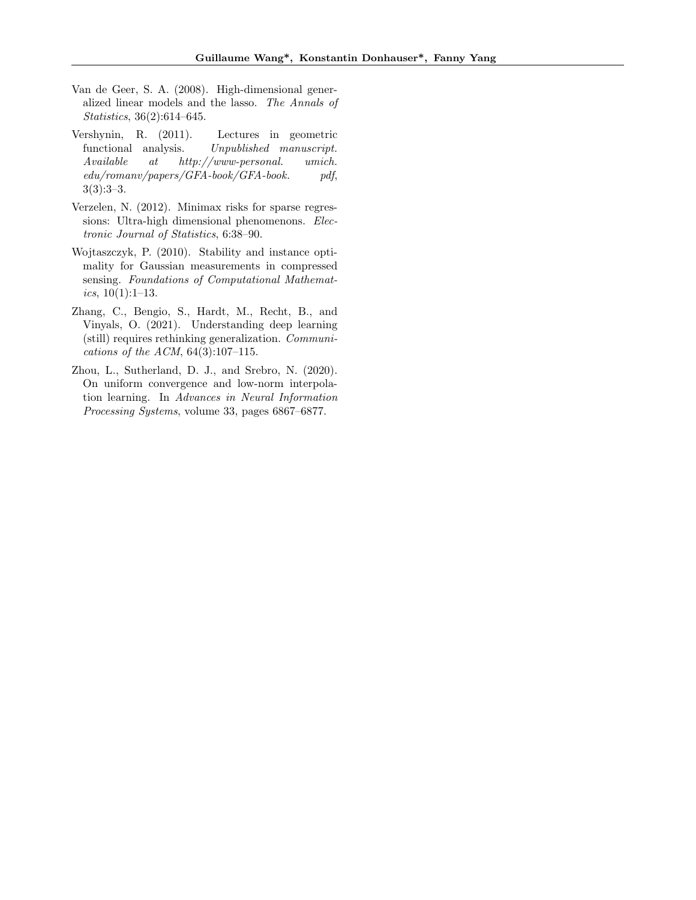Van de Geer, S. A. (2008). High-dimensional generalized linear models and the lasso. *The Annals of Statistics*, 36(2):614–645.

Vershynin, R. (2011). Lectures in geometric functional analysis. *Unpublished manuscript. Available at http://www-personal. umich. edu/romanv/papers/GFA-book/GFA-book. pdf*, 3(3):3–3.

Verzelen, N. (2012). Minimax risks for sparse regressions: Ultra-high dimensional phenomenons. *Electronic Journal of Statistics*, 6:38–90.

Wojtaszczyk, P. (2010). Stability and instance optimality for Gaussian measurements in compressed sensing. *Foundations of Computational Mathematics*, 10(1):1–13.

Zhang, C., Bengio, S., Hardt, M., Recht, B., and Vinyals, O. (2021). Understanding deep learning (still) requires rethinking generalization. *Communications of the ACM*, 64(3):107–115.

Zhou, L., Sutherland, D. J., and Srebro, N. (2020). On uniform convergence and low-norm interpolation learning. In *Advances in Neural Information Processing Systems*, volume 33, pages 6867–6877.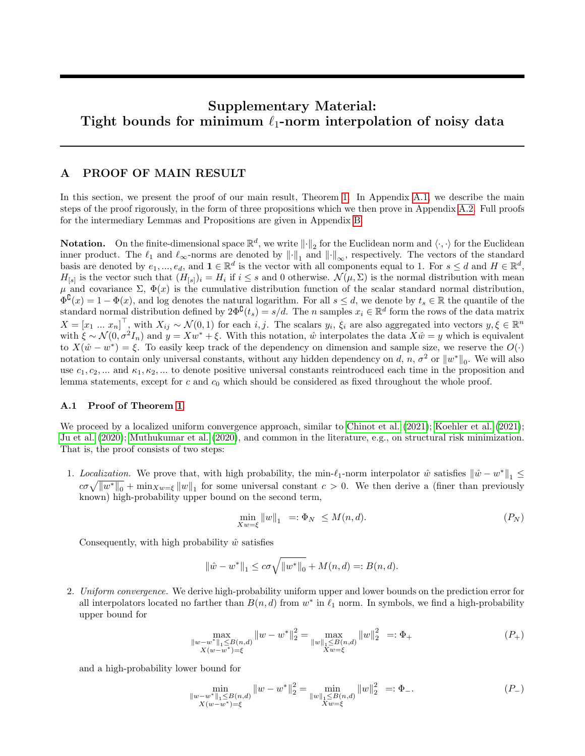# Supplementary Material: Tight bounds for minimum $\ell_1$-norm interpolation of noisy data

## A PROOF OF MAIN RESULT

In this section, we present the proof of our main result, Theorem 1. In Appendix A.1, we describe the main steps of the proof rigorously, in the form of three propositions which we then prove in Appendix A.2. Full proofs for the intermediary Lemmas and Propositions are given in Appendix B.

**Notation.** On the finite-dimensional space $\mathbb{R}^d$, we write $\|\cdot\|_2$ for the Euclidean norm and $\langle\cdot,\cdot\rangle$ for the Euclidean inner product. The $\ell_1$ and $\ell_\infty$-norms are denoted by $\|\cdot\|_1$ and $\|\cdot\|_\infty$, respectively. The vectors of the standard basis are denoted by $e_1, ..., e_d$, and $\mathbf{1} \in \mathbb{R}^d$ is the vector with all components equal to 1. For $s \leq d$ and $H \in \mathbb{R}^d$, $H_{[s]}$ is the vector such that $(H_{[s]})_i = H_i$ if $i \leq s$ and 0 otherwise. $\mathcal{N}(\mu, \Sigma)$ is the normal distribution with mean $\mu$ and covariance $\Sigma$, $\Phi(x)$ is the cumulative distribution function of the scalar standard normal distribution, $\Phi^{\complement}(x) = 1 - \Phi(x)$, and log denotes the natural logarithm. For all $s \leq d$, we denote by $t_s \in \mathbb{R}$ the quantile of the standard normal distribution defined by $2\Phi^{\complement}(t_s) = s/d$. The $n$ samples $x_i \in \mathbb{R}^d$ form the rows of the data matrix $X = [x_1 \ ... \ x_n]^\top$, with $X_{ij} \sim \mathcal{N}(0, 1)$ for each $i, j$. The scalars $y_i$, $\xi_i$ are also aggregated into vectors $y, \xi \in \mathbb{R}^n$ with $\xi \sim \mathcal{N}(0, \sigma^2 I_n)$ and $y = Xw^* + \xi$. With this notation, $\hat{w}$ interpolates the data $X\hat{w} = y$ which is equivalent to $X(\hat{w} - w^*) = \xi$. To easily keep track of the dependency on dimension and sample size, we reserve the $O(\cdot)$ notation to contain only universal constants, without any hidden dependency on $d$, $n$, $\sigma^2$ or $\|w^*\|_0$. We will also use $c_1, c_2, ...$ and $\kappa_1, \kappa_2, ...$ to denote positive universal constants reintroduced each time in the proposition and lemma statements, except for $c$ and $c_0$ which should be considered as fixed throughout the whole proof.

### A.1 Proof of Theorem 1

We proceed by a localized uniform convergence approach, similar to Chinot et al. (2021); Koehler et al. (2021); Ju et al. (2020); Muthukumar et al. (2020), and common in the literature, e.g., on structural risk minimization. That is, the proof consists of two steps:

1. *Localization.* We prove that, with high probability, the min-$\ell_1$-norm interpolator $\hat{w}$ satisfies $\|\hat{w} - w^*\|_1 \leq c\sigma\sqrt{\|w^*\|_0} + \min_{Xw=\xi} \|w\|_1$ for some universal constant $c > 0$. We then derive a (finer than previously known) high-probability upper bound on the second term,
$$\min_{Xw=\xi} \|w\|_1 \ =: \Phi_N \ \leq M(n, d). \tag{$P_N$}$$
Consequently, with high probability $\hat{w}$ satisfies
$$\|\hat{w} - w^*\|_1 \leq c\sigma\sqrt{\|w^*\|_0} + M(n, d) =: B(n, d).$$

2. *Uniform convergence.* We derive high-probability uniform upper and lower bounds on the prediction error for all interpolators located no farther than $B(n, d)$ from $w^*$ in $\ell_1$ norm. In symbols, we find a high-probability upper bound for
$$\max_{\substack{\|w-w^*\|_1 \leq B(n,d) \\ X(w-w^*)=\xi}} \|w - w^*\|_2^2 = \max_{\substack{\|w\|_1 \leq B(n,d) \\ Xw=\xi}} \|w\|_2^2 \ =: \Phi_+ \tag{$P_+$}$$
and a high-probability lower bound for
$$\min_{\substack{\|w-w^*\|_1 \leq B(n,d) \\ X(w-w^*)=\xi}} \|w - w^*\|_2^2 = \min_{\substack{\|w\|_1 \leq B(n,d) \\ Xw=\xi}} \|w\|_2^2 \ =: \Phi_-. \tag{$P_-$}$$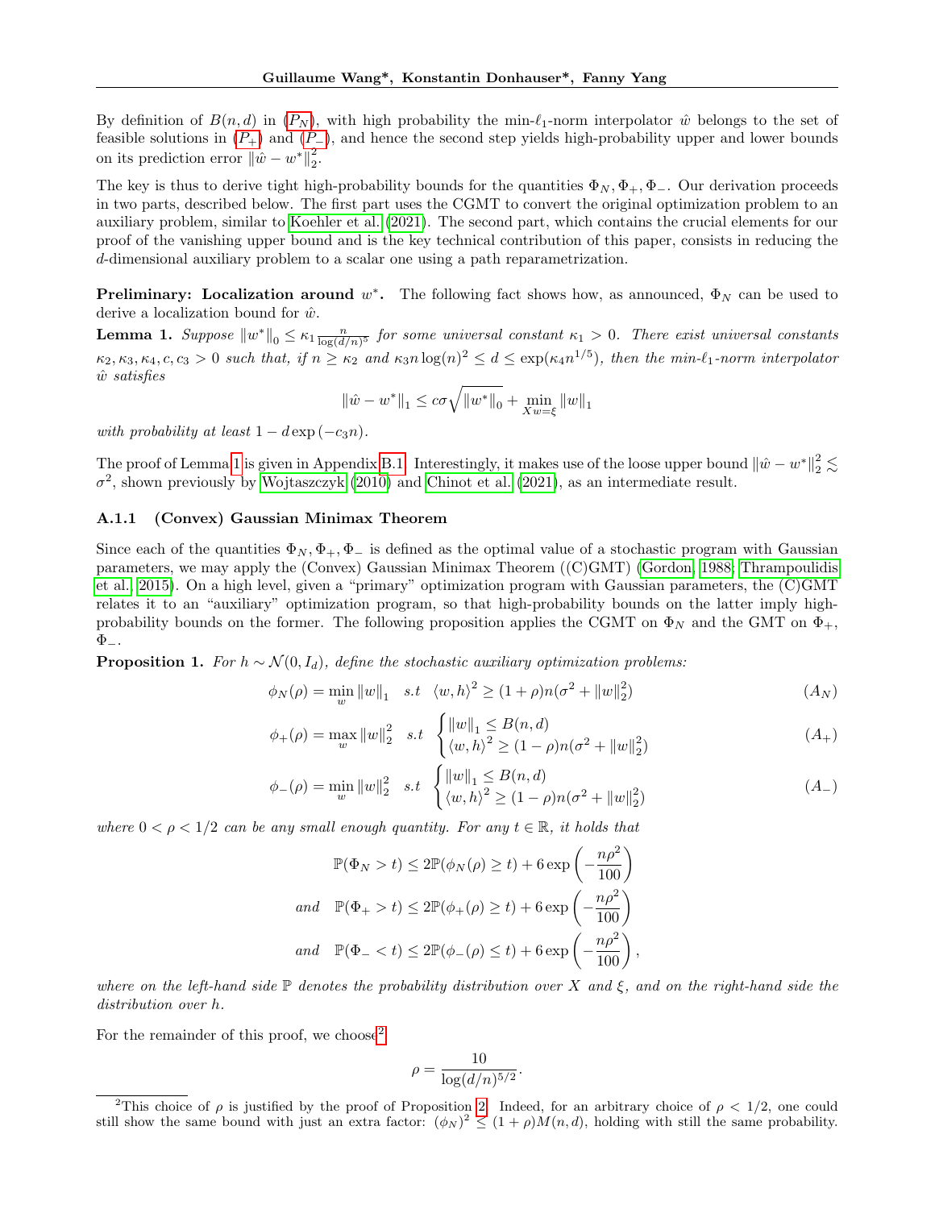By definition of $B(n,d)$ in ($P_N$), with high probability the min-$\ell_1$-norm interpolator $\hat{w}$ belongs to the set of feasible solutions in ($P_+$) and ($P_-$), and hence the second step yields high-probability upper and lower bounds on its prediction error $\|\hat{w} - w^*\|_2^2$.

The key is thus to derive tight high-probability bounds for the quantities $\Phi_N, \Phi_+, \Phi_-$. Our derivation proceeds in two parts, described below. The first part uses the CGMT to convert the original optimization problem to an auxiliary problem, similar to Koehler et al. (2021). The second part, which contains the crucial elements for our proof of the vanishing upper bound and is the key technical contribution of this paper, consists in reducing the $d$-dimensional auxiliary problem to a scalar one using a path reparametrization.

**Preliminary: Localization around $w^*$.** The following fact shows how, as announced, $\Phi_N$ can be used to derive a localization bound for $\hat{w}$.

**Lemma 1.** *Suppose $\|w^*\|_0 \leq \kappa_1 \frac{n}{\log(d/n)^5}$ for some universal constant $\kappa_1 > 0$. There exist universal constants $\kappa_2, \kappa_3, \kappa_4, c, c_3 > 0$ such that, if $n \geq \kappa_2$ and $\kappa_3 n \log(n)^2 \leq d \leq \exp(\kappa_4 n^{1/5})$, then the min-$\ell_1$-norm interpolator $\hat{w}$ satisfies*

$$\|\hat{w} - w^*\|_1 \leq c\sigma\sqrt{\|w^*\|_0} + \min_{Xw=\xi} \|w\|_1$$

*with probability at least $1 - d\exp(-c_3 n)$.*

The proof of Lemma 1 is given in Appendix B.1. Interestingly, it makes use of the loose upper bound $\|\hat{w} - w^*\|_2^2 \lesssim \sigma^2$, shown previously by Wojtaszczyk (2010) and Chinot et al. (2021), as an intermediate result.

### A.1.1 (Convex) Gaussian Minimax Theorem

Since each of the quantities $\Phi_N, \Phi_+, \Phi_-$ is defined as the optimal value of a stochastic program with Gaussian parameters, we may apply the (Convex) Gaussian Minimax Theorem ((C)GMT) (Gordon, 1988; Thrampoulidis et al., 2015). On a high level, given a "primary" optimization program with Gaussian parameters, the (C)GMT relates it to an "auxiliary" optimization program, so that high-probability bounds on the latter imply high-probability bounds on the former. The following proposition applies the CGMT on $\Phi_N$ and the GMT on $\Phi_+$, $\Phi_-$.

**Proposition 1.** *For $h \sim \mathcal{N}(0, I_d)$, define the stochastic auxiliary optimization problems:*

$$\phi_N(\rho) = \min_w \|w\|_1 \quad s.t \quad \langle w, h\rangle^2 \geq (1+\rho)n(\sigma^2 + \|w\|_2^2) \tag{$A_N$}$$

$$\phi_+(\rho) = \max_w \|w\|_2^2 \quad s.t \quad \begin{cases} \|w\|_1 \leq B(n,d) \\ \langle w, h\rangle^2 \geq (1-\rho)n(\sigma^2 + \|w\|_2^2) \end{cases} \tag{$A_+$}$$

$$\phi_-(\rho) = \min_w \|w\|_2^2 \quad s.t \quad \begin{cases} \|w\|_1 \leq B(n,d) \\ \langle w, h\rangle^2 \geq (1-\rho)n(\sigma^2 + \|w\|_2^2) \end{cases} \tag{$A_-$}$$

*where $0 < \rho < 1/2$ can be any small enough quantity. For any $t \in \mathbb{R}$, it holds that*

$$\mathbb{P}(\Phi_N > t) \leq 2\mathbb{P}(\phi_N(\rho) \geq t) + 6\exp\left(-\frac{n\rho^2}{100}\right)$$

$$\text{and} \quad \mathbb{P}(\Phi_+ > t) \leq 2\mathbb{P}(\phi_+(\rho) \geq t) + 6\exp\left(-\frac{n\rho^2}{100}\right)$$

$$\text{and} \quad \mathbb{P}(\Phi_- < t) \leq 2\mathbb{P}(\phi_-(\rho) \leq t) + 6\exp\left(-\frac{n\rho^2}{100}\right),$$

*where on the left-hand side $\mathbb{P}$ denotes the probability distribution over $X$ and $\xi$, and on the right-hand side the distribution over $h$.*

For the remainder of this proof, we choose[2]

$$\rho = \frac{10}{\log(d/n)^{5/2}}.$$

[2]This choice of $\rho$ is justified by the proof of Proposition 2. Indeed, for an arbitrary choice of $\rho < 1/2$, one could still show the same bound with just an extra factor: $(\phi_N)^2 \leq (1+\rho)M(n,d)$, holding with still the same probability.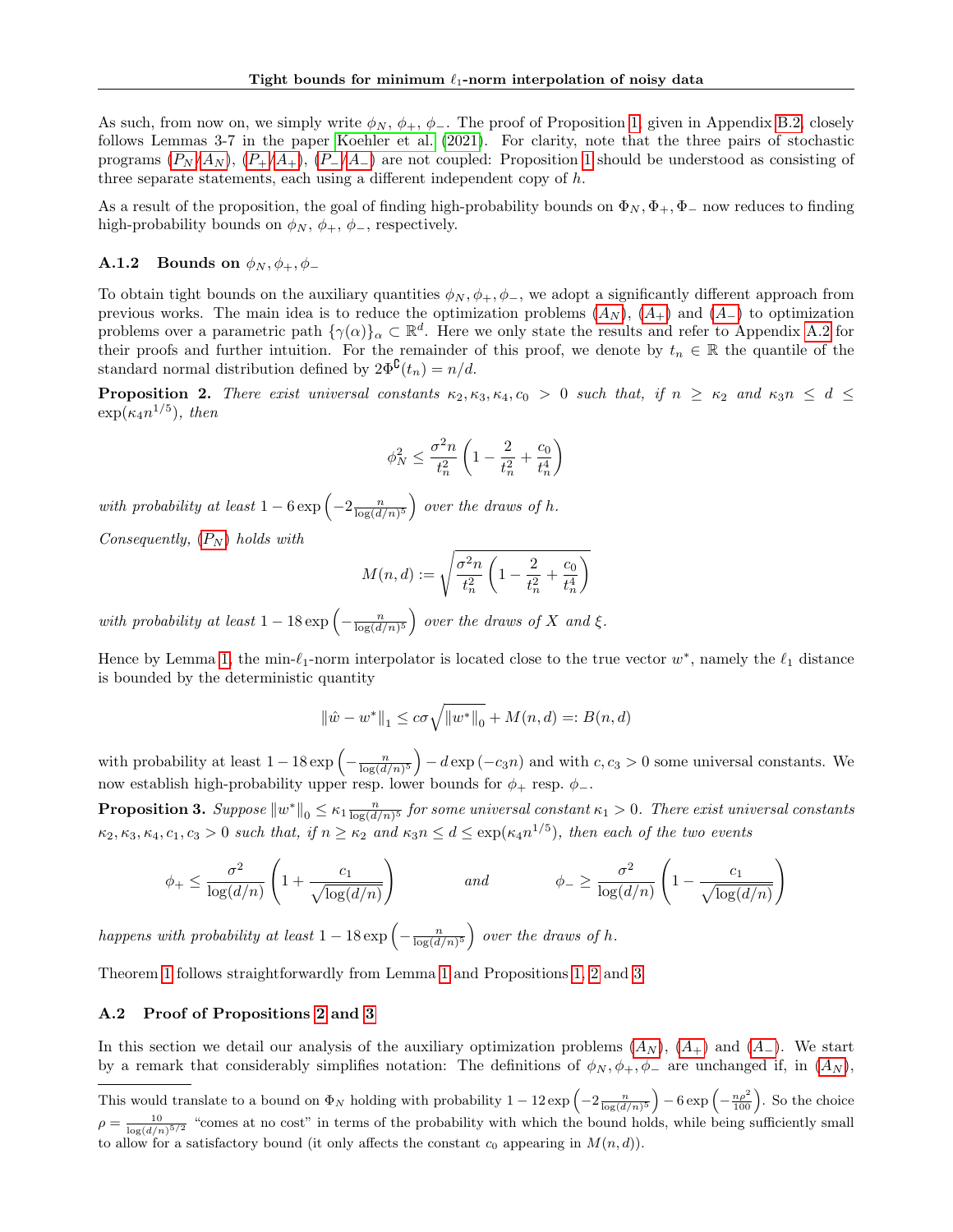As such, from now on, we simply write $\phi_N$, $\phi_+$, $\phi_-$. The proof of Proposition 1, given in Appendix B.2, closely follows Lemmas 3-7 in the paper Koehler et al. (2021). For clarity, note that the three pairs of stochastic programs ($P_N$)/($A_N$), ($P_+$)/($A_+$), ($P_-$)/($A_-$) are not coupled: Proposition 1 should be understood as consisting of three separate statements, each using a different independent copy of $h$.

As a result of the proposition, the goal of finding high-probability bounds on $\Phi_N, \Phi_+, \Phi_-$ now reduces to finding high-probability bounds on $\phi_N$, $\phi_+$, $\phi_-$, respectively.

### A.1.2 Bounds on $\phi_N, \phi_+, \phi_-$

To obtain tight bounds on the auxiliary quantities $\phi_N, \phi_+, \phi_-$, we adopt a significantly different approach from previous works. The main idea is to reduce the optimization problems ($A_N$), ($A_+$) and ($A_-$) to optimization problems over a parametric path $\{\gamma(\alpha)\}_\alpha \subset \mathbb{R}^d$. Here we only state the results and refer to Appendix A.2 for their proofs and further intuition. For the remainder of this proof, we denote by $t_n \in \mathbb{R}$ the quantile of the standard normal distribution defined by $2\Phi^{\complement}(t_n) = n/d$.

**Proposition 2.** *There exist universal constants $\kappa_2, \kappa_3, \kappa_4, c_0 > 0$ such that, if $n \geq \kappa_2$ and $\kappa_3 n \leq d \leq \exp(\kappa_4 n^{1/5})$, then*

$$\phi_N^2 \leq \frac{\sigma^2 n}{t_n^2}\left(1 - \frac{2}{t_n^2} + \frac{c_0}{t_n^4}\right)$$

*with probability at least $1 - 6\exp\left(-2\frac{n}{\log(d/n)^5}\right)$ over the draws of $h$.*

*Consequently, ($P_N$) holds with*

$$M(n,d) := \sqrt{\frac{\sigma^2 n}{t_n^2}\left(1 - \frac{2}{t_n^2} + \frac{c_0}{t_n^4}\right)}$$

*with probability at least $1 - 18\exp\left(-\frac{n}{\log(d/n)^5}\right)$ over the draws of $X$ and $\xi$.*

Hence by Lemma 1, the min-$\ell_1$-norm interpolator is located close to the true vector $w^*$, namely the $\ell_1$ distance is bounded by the deterministic quantity

$$\|\hat{w} - w^*\|_1 \leq c\sigma\sqrt{\|w^*\|_0} + M(n,d) =: B(n,d)$$

with probability at least $1 - 18\exp\left(-\frac{n}{\log(d/n)^5}\right) - d\exp\left(-c_3 n\right)$ and with $c, c_3 > 0$ some universal constants. We now establish high-probability upper resp. lower bounds for $\phi_+$ resp. $\phi_-$.

**Proposition 3.** *Suppose $\|w^*\|_0 \leq \kappa_1 \frac{n}{\log(d/n)^5}$ for some universal constant $\kappa_1 > 0$. There exist universal constants $\kappa_2, \kappa_3, \kappa_4, c_1, c_3 > 0$ such that, if $n \geq \kappa_2$ and $\kappa_3 n \leq d \leq \exp(\kappa_4 n^{1/5})$, then each of the two events*

$$\phi_+ \leq \frac{\sigma^2}{\log(d/n)}\left(1 + \frac{c_1}{\sqrt{\log(d/n)}}\right) \qquad \text{and} \qquad \phi_- \geq \frac{\sigma^2}{\log(d/n)}\left(1 - \frac{c_1}{\sqrt{\log(d/n)}}\right)$$

*happens with probability at least $1 - 18\exp\left(-\frac{n}{\log(d/n)^5}\right)$ over the draws of $h$.*

Theorem 1 follows straightforwardly from Lemma 1 and Propositions 1, 2 and 3.

## A.2 Proof of Propositions 2 and 3

In this section we detail our analysis of the auxiliary optimization problems ($A_N$), ($A_+$) and ($A_-$). We start by a remark that considerably simplifies notation: The definitions of $\phi_N, \phi_+, \phi_-$ are unchanged if, in ($A_N$),

---

This would translate to a bound on $\Phi_N$ holding with probability $1 - 12\exp\left(-2\frac{n}{\log(d/n)^5}\right) - 6\exp\left(-\frac{n\rho^2}{100}\right)$. So the choice $\rho = \frac{10}{\log(d/n)^{5/2}}$ "comes at no cost" in terms of the probability with which the bound holds, while being sufficiently small to allow for a satisfactory bound (it only affects the constant $c_0$ appearing in $M(n,d)$).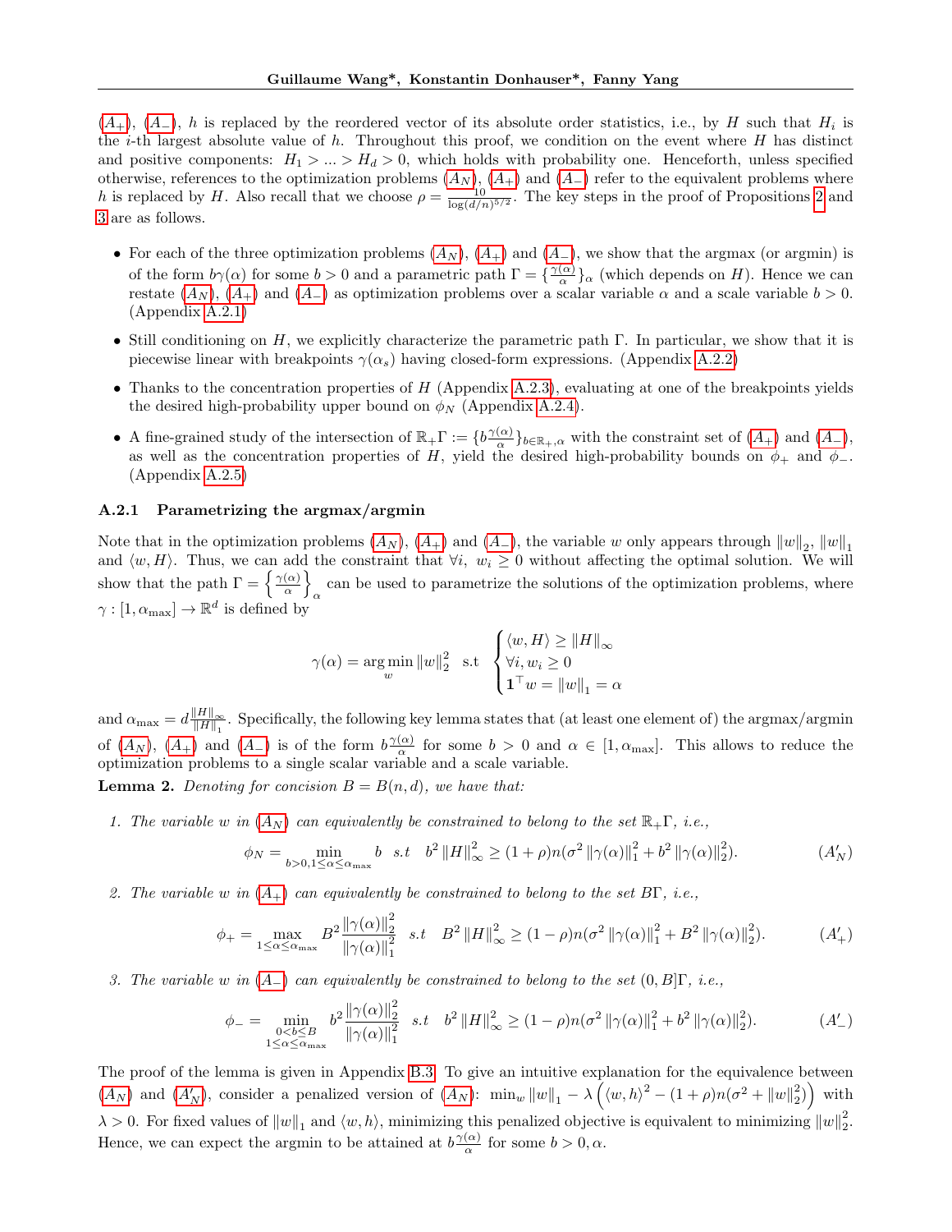($A_+$), ($A_-$), $h$ is replaced by the reordered vector of its absolute order statistics, i.e., by $H$ such that $H_i$ is the $i$-th largest absolute value of $h$. Throughout this proof, we condition on the event where $H$ has distinct and positive components: $H_1 > ... > H_d > 0$, which holds with probability one. Henceforth, unless specified otherwise, references to the optimization problems ($A_N$), ($A_+$) and ($A_-$) refer to the equivalent problems where $h$ is replaced by $H$. Also recall that we choose $\rho = \frac{10}{\log(d/n)^{5/2}}$. The key steps in the proof of Propositions 2 and 3 are as follows.

- For each of the three optimization problems ($A_N$), ($A_+$) and ($A_-$), we show that the argmax (or argmin) is of the form $b\gamma(\alpha)$ for some $b > 0$ and a parametric path $\Gamma = \{\frac{\gamma(\alpha)}{\alpha}\}_\alpha$ (which depends on $H$). Hence we can restate ($A_N$), ($A_+$) and ($A_-$) as optimization problems over a scalar variable $\alpha$ and a scale variable $b > 0$. (Appendix A.2.1)
- Still conditioning on $H$, we explicitly characterize the parametric path $\Gamma$. In particular, we show that it is piecewise linear with breakpoints $\gamma(\alpha_s)$ having closed-form expressions. (Appendix A.2.2)
- Thanks to the concentration properties of $H$ (Appendix A.2.3), evaluating at one of the breakpoints yields the desired high-probability upper bound on $\phi_N$ (Appendix A.2.4).
- A fine-grained study of the intersection of $\mathbb{R}_+\Gamma := \{b\frac{\gamma(\alpha)}{\alpha}\}_{b\in\mathbb{R}_+,\alpha}$ with the constraint set of ($A_+$) and ($A_-$), as well as the concentration properties of $H$, yield the desired high-probability bounds on $\phi_+$ and $\phi_-$. (Appendix A.2.5)

### A.2.1 Parametrizing the argmax/argmin

Note that in the optimization problems ($A_N$), ($A_+$) and ($A_-$), the variable $w$ only appears through $\|w\|_2$, $\|w\|_1$ and $\langle w, H\rangle$. Thus, we can add the constraint that $\forall i,\ w_i \geq 0$ without affecting the optimal solution. We will show that the path $\Gamma = \left\{\frac{\gamma(\alpha)}{\alpha}\right\}_\alpha$ can be used to parametrize the solutions of the optimization problems, where $\gamma : [1, \alpha_{\max}] \to \mathbb{R}^d$ is defined by

$$\gamma(\alpha) = \arg\min_w \|w\|_2^2 \quad \text{s.t} \quad \begin{cases} \langle w, H\rangle \geq \|H\|_\infty \\ \forall i, w_i \geq 0 \\ \mathbf{1}^\top w = \|w\|_1 = \alpha \end{cases}$$

and $\alpha_{\max} = d\frac{\|H\|_\infty}{\|H\|_1}$. Specifically, the following key lemma states that (at least one element of) the argmax/argmin of ($A_N$), ($A_+$) and ($A_-$) is of the form $b\frac{\gamma(\alpha)}{\alpha}$ for some $b > 0$ and $\alpha \in [1, \alpha_{\max}]$. This allows to reduce the optimization problems to a single scalar variable and a scale variable.

**Lemma 2.** *Denoting for concision $B = B(n, d)$, we have that:*

1. *The variable $w$ in ($A_N$) can equivalently be constrained to belong to the set $\mathbb{R}_+\Gamma$, i.e.,*
$$\phi_N = \min_{b>0, 1\leq\alpha\leq\alpha_{\max}} b \quad s.t \quad b^2\|H\|_\infty^2 \geq (1+\rho)n(\sigma^2\|\gamma(\alpha)\|_1^2 + b^2\|\gamma(\alpha)\|_2^2). \tag{$A'_N$}$$

2. *The variable $w$ in ($A_+$) can equivalently be constrained to belong to the set $B\Gamma$, i.e.,*
$$\phi_+ = \max_{1\leq\alpha\leq\alpha_{\max}} B^2\frac{\|\gamma(\alpha)\|_2^2}{\|\gamma(\alpha)\|_1^2} \quad s.t \quad B^2\|H\|_\infty^2 \geq (1-\rho)n(\sigma^2\|\gamma(\alpha)\|_1^2 + B^2\|\gamma(\alpha)\|_2^2). \tag{$A'_+$}$$

3. *The variable $w$ in ($A_-$) can equivalently be constrained to belong to the set $(0, B]\Gamma$, i.e.,*
$$\phi_- = \min_{\substack{0<b\leq B \\ 1\leq\alpha\leq\alpha_{\max}}} b^2\frac{\|\gamma(\alpha)\|_2^2}{\|\gamma(\alpha)\|_1^2} \quad s.t \quad b^2\|H\|_\infty^2 \geq (1-\rho)n(\sigma^2\|\gamma(\alpha)\|_1^2 + b^2\|\gamma(\alpha)\|_2^2). \tag{$A'_-$}$$

The proof of the lemma is given in Appendix B.3. To give an intuitive explanation for the equivalence between ($A_N$) and ($A'_N$), consider a penalized version of ($A_N$): $\min_w \|w\|_1 - \lambda\left(\langle w, h\rangle^2 - (1+\rho)n(\sigma^2 + \|w\|_2^2)\right)$ with $\lambda > 0$. For fixed values of $\|w\|_1$ and $\langle w, h\rangle$, minimizing this penalized objective is equivalent to minimizing $\|w\|_2^2$. Hence, we can expect the argmin to be attained at $b\frac{\gamma(\alpha)}{\alpha}$ for some $b > 0, \alpha$.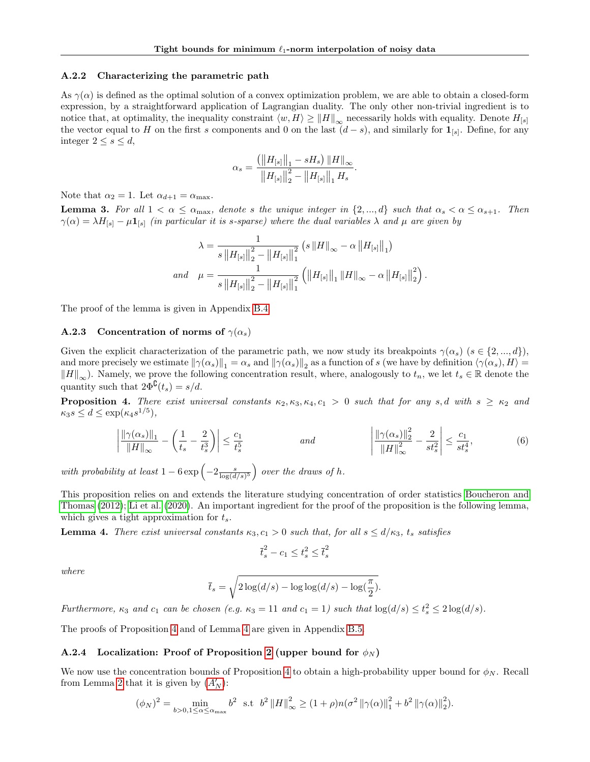### A.2.2 Characterizing the parametric path

As $\gamma(\alpha)$ is defined as the optimal solution of a convex optimization problem, we are able to obtain a closed-form expression, by a straightforward application of Lagrangian duality. The only other non-trivial ingredient is to notice that, at optimality, the inequality constraint $\langle w, H \rangle \geq \|H\|_\infty$ necessarily holds with equality. Denote $H_{[s]}$ the vector equal to $H$ on the first $s$ components and 0 on the last $(d-s)$, and similarly for $\mathbf{1}_{[s]}$. Define, for any integer $2 \leq s \leq d$,

$$\alpha_s = \frac{\left(\left\|H_{[s]}\right\|_1 - sH_s\right)\|H\|_\infty}{\left\|H_{[s]}\right\|_2^2 - \left\|H_{[s]}\right\|_1 H_s}.$$

Note that $\alpha_2 = 1$. Let $\alpha_{d+1} = \alpha_{\max}$.

**Lemma 3.** *For all $1 < \alpha \leq \alpha_{\max}$, denote $s$ the unique integer in $\{2, ..., d\}$ such that $\alpha_s < \alpha \leq \alpha_{s+1}$. Then $\gamma(\alpha) = \lambda H_{[s]} - \mu \mathbf{1}_{[s]}$ (in particular it is $s$-sparse) where the dual variables $\lambda$ and $\mu$ are given by*

$$\lambda = \frac{1}{s\left\|H_{[s]}\right\|_2^2 - \left\|H_{[s]}\right\|_1^2}\left(s\|H\|_\infty - \alpha\left\|H_{[s]}\right\|_1\right)$$

$$\text{and} \quad \mu = \frac{1}{s\left\|H_{[s]}\right\|_2^2 - \left\|H_{[s]}\right\|_1^2}\left(\left\|H_{[s]}\right\|_1\|H\|_\infty - \alpha\left\|H_{[s]}\right\|_2^2\right).$$

The proof of the lemma is given in Appendix B.4.

### A.2.3 Concentration of norms of $\gamma(\alpha_s)$

Given the explicit characterization of the parametric path, we now study its breakpoints $\gamma(\alpha_s)$ ($s \in \{2, ..., d\}$), and more precisely we estimate $\|\gamma(\alpha_s)\|_1 = \alpha_s$ and $\|\gamma(\alpha_s)\|_2$ as a function of $s$ (we have by definition $\langle \gamma(\alpha_s), H \rangle = \|H\|_\infty$). Namely, we prove the following concentration result, where, analogously to $t_n$, we let $t_s \in \mathbb{R}$ denote the quantity such that $2\Phi^{\complement}(t_s) = s/d$.

**Proposition 4.** *There exist universal constants $\kappa_2, \kappa_3, \kappa_4, c_1 > 0$ such that for any $s, d$ with $s \geq \kappa_2$ and $\kappa_3 s \leq d \leq \exp(\kappa_4 s^{1/5})$,*

$$\left|\frac{\|\gamma(\alpha_s)\|_1}{\|H\|_\infty} - \left(\frac{1}{t_s} - \frac{2}{t_s^3}\right)\right| \leq \frac{c_1}{t_s^5} \qquad \text{and} \qquad \left|\frac{\|\gamma(\alpha_s)\|_2^2}{\|H\|_\infty^2} - \frac{2}{st_s^2}\right| \leq \frac{c_1}{st_s^4}, \tag{6}$$

*with probability at least $1 - 6\exp\left(-2\frac{s}{\log(d/s)^5}\right)$ over the draws of $h$.*

This proposition relies on and extends the literature studying concentration of order statistics Boucheron and Thomas (2012); Li et al. (2020). An important ingredient for the proof of the proposition is the following lemma, which gives a tight approximation for $t_s$.

**Lemma 4.** *There exist universal constants $\kappa_3, c_1 > 0$ such that, for all $s \leq d/\kappa_3$, $t_s$ satisfies*

$$\bar{t}_s^2 - c_1 \leq t_s^2 \leq \bar{t}_s^2$$

*where*

$$\bar{t}_s = \sqrt{2\log(d/s) - \log\log(d/s) - \log(\frac{\pi}{2})}.$$

*Furthermore, $\kappa_3$ and $c_1$ can be chosen (e.g. $\kappa_3 = 11$ and $c_1 = 1$) such that $\log(d/s) \leq t_s^2 \leq 2\log(d/s)$.*

The proofs of Proposition 4 and of Lemma 4 are given in Appendix B.5.

### A.2.4 Localization: Proof of Proposition 2 (upper bound for $\phi_N$)

We now use the concentration bounds of Proposition 4 to obtain a high-probability upper bound for $\phi_N$. Recall from Lemma 2 that it is given by ($A_N'$):

$$(\phi_N)^2 = \min_{b>0, 1\leq\alpha\leq\alpha_{\max}} b^2 \ \text{ s.t } \ b^2\|H\|_\infty^2 \geq (1+\rho)n(\sigma^2\|\gamma(\alpha)\|_1^2 + b^2\|\gamma(\alpha)\|_2^2).$$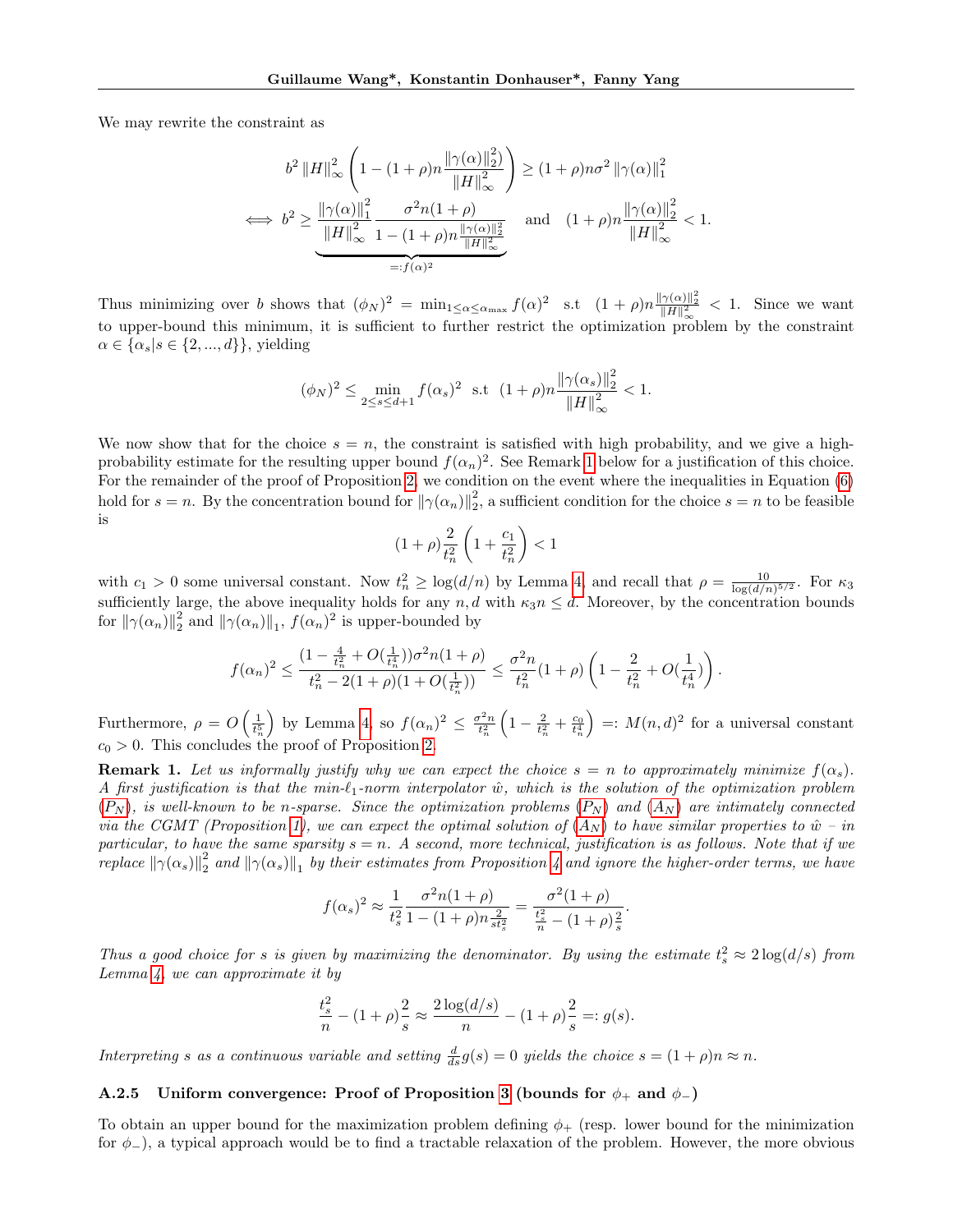We may rewrite the constraint as

$$b^2 \|H\|_\infty^2 \left(1 - (1+\rho)n \frac{\|\gamma(\alpha)\|_2^2)}{\|H\|_\infty^2}\right) \geq (1+\rho)n\sigma^2 \|\gamma(\alpha)\|_1^2$$

$$\iff b^2 \geq \underbrace{\frac{\|\gamma(\alpha)\|_1^2}{\|H\|_\infty^2} \frac{\sigma^2 n(1+\rho)}{1-(1+\rho)n\frac{\|\gamma(\alpha)\|_2^2}{\|H\|_\infty^2}}}_{=:f(\alpha)^2} \quad \text{and} \quad (1+\rho)n\frac{\|\gamma(\alpha)\|_2^2}{\|H\|_\infty^2} < 1.$$

Thus minimizing over $b$ shows that $(\phi_N)^2 = \min_{1\leq \alpha \leq \alpha_{\max}} f(\alpha)^2 \quad \text{s.t} \quad (1+\rho)n\frac{\|\gamma(\alpha)\|_2^2}{\|H\|_\infty^2} < 1$. Since we want to upper-bound this minimum, it is sufficient to further restrict the optimization problem by the constraint $\alpha \in \{\alpha_s | s \in \{2, ..., d\}\}$, yielding

$$(\phi_N)^2 \leq \min_{2\leq s\leq d+1} f(\alpha_s)^2 \;\; \text{s.t} \;\; (1+\rho)n\frac{\|\gamma(\alpha_s)\|_2^2}{\|H\|_\infty^2} < 1.$$

We now show that for the choice $s = n$, the constraint is satisfied with high probability, and we give a high-probability estimate for the resulting upper bound $f(\alpha_n)^2$. See Remark 1 below for a justification of this choice. For the remainder of the proof of Proposition 2, we condition on the event where the inequalities in Equation (6) hold for $s = n$. By the concentration bound for $\|\gamma(\alpha_n)\|_2^2$, a sufficient condition for the choice $s = n$ to be feasible is

$$(1+\rho)\frac{2}{t_n^2}\left(1 + \frac{c_1}{t_n^2}\right) < 1$$

with $c_1 > 0$ some universal constant. Now $t_n^2 \geq \log(d/n)$ by Lemma 4 and recall that $\rho = \frac{10}{\log(d/n)^{5/2}}$. For $\kappa_3$ sufficiently large, the above inequality holds for any $n, d$ with $\kappa_3 n \leq d$. Moreover, by the concentration bounds for $\|\gamma(\alpha_n)\|_2^2$ and $\|\gamma(\alpha_n)\|_1$, $f(\alpha_n)^2$ is upper-bounded by

$$f(\alpha_n)^2 \leq \frac{(1 - \frac{4}{t_n^2} + O(\frac{1}{t_n^4}))\sigma^2 n(1+\rho)}{t_n^2 - 2(1+\rho)(1+O(\frac{1}{t_n^2}))} \leq \frac{\sigma^2 n}{t_n^2}(1+\rho)\left(1 - \frac{2}{t_n^2} + O(\frac{1}{t_n^4})\right).$$

Furthermore, $\rho = O\left(\frac{1}{t_n^5}\right)$ by Lemma 4, so $f(\alpha_n)^2 \leq \frac{\sigma^2 n}{t_n^2}\left(1 - \frac{2}{t_n^2} + \frac{c_0}{t_n^4}\right) =: M(n,d)^2$ for a universal constant $c_0 > 0$. This concludes the proof of Proposition 2.

**Remark 1.** *Let us informally justify why we can expect the choice $s = n$ to approximately minimize $f(\alpha_s)$. A first justification is that the min-$\ell_1$-norm interpolator $\hat{w}$, which is the solution of the optimization problem ($P_N$), is well-known to be $n$-sparse. Since the optimization problems ($P_N$) and ($A_N$) are intimately connected via the CGMT (Proposition 1), we can expect the optimal solution of ($A_N$) to have similar properties to $\hat{w}$ – in particular, to have the same sparsity $s = n$. A second, more technical, justification is as follows. Note that if we replace $\|\gamma(\alpha_s)\|_2^2$ and $\|\gamma(\alpha_s)\|_1$ by their estimates from Proposition 4 and ignore the higher-order terms, we have*

$$f(\alpha_s)^2 \approx \frac{1}{t_s^2}\frac{\sigma^2 n(1+\rho)}{1-(1+\rho)n\frac{2}{st_s^2}} = \frac{\sigma^2(1+\rho)}{\frac{t_s^2}{n} - (1+\rho)\frac{2}{s}}.$$

*Thus a good choice for $s$ is given by maximizing the denominator. By using the estimate $t_s^2 \approx 2\log(d/s)$ from Lemma 4, we can approximate it by*

$$\frac{t_s^2}{n} - (1+\rho)\frac{2}{s} \approx \frac{2\log(d/s)}{n} - (1+\rho)\frac{2}{s} =: g(s).$$

*Interpreting $s$ as a continuous variable and setting $\frac{d}{ds}g(s) = 0$ yields the choice $s = (1+\rho)n \approx n$.*

#### A.2.5 Uniform convergence: Proof of Proposition 3 (bounds for $\phi_+$ and $\phi_-$)

To obtain an upper bound for the maximization problem defining $\phi_+$ (resp. lower bound for the minimization for $\phi_-$), a typical approach would be to find a tractable relaxation of the problem. However, the more obvious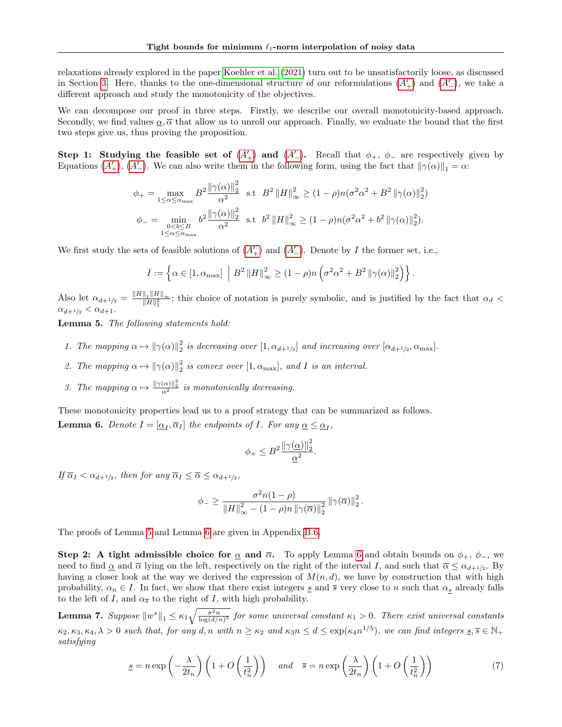relaxations already explored in the paper Koehler et al. (2021) turn out to be unsatisfactorily loose, as discussed in Section 3. Here, thanks to the one-dimensional structure of our reformulations ($A'_+$) and ($A'_-$), we take a different approach and study the monotonicity of the objectives.

We can decompose our proof in three steps. Firstly, we describe our overall monotonicity-based approach. Secondly, we find values $\underline{\alpha}, \overline{\alpha}$ that allow us to unroll our approach. Finally, we evaluate the bound that the first two steps give us, thus proving the proposition.

**Step 1: Studying the feasible set of ($A'_+$) and ($A'_-$).** Recall that $\phi_+$, $\phi_-$ are respectively given by Equations ($A'_+$), ($A'_-$). We can also write them in the following form, using the fact that $\|\gamma(\alpha)\|_1 = \alpha$:

$$\phi_+ = \max_{1 \le \alpha \le \alpha_{\max}} B^2 \frac{\|\gamma(\alpha)\|_2^2}{\alpha^2} \quad \text{s.t} \quad B^2 \|H\|_\infty^2 \ge (1-\rho)n(\sigma^2\alpha^2 + B^2 \|\gamma(\alpha)\|_2^2)$$

$$\phi_- = \min_{\substack{0<b\le B \\ 1 \le \alpha \le \alpha_{\max}}} b^2 \frac{\|\gamma(\alpha)\|_2^2}{\alpha^2} \quad \text{s.t} \quad b^2 \|H\|_\infty^2 \ge (1-\rho)n(\sigma^2\alpha^2 + b^2 \|\gamma(\alpha)\|_2^2).$$

We first study the sets of feasible solutions of ($A'_+$) and ($A'_-$). Denote by $I$ the former set, i.e.,

$$I := \left\{ \alpha \in [1, \alpha_{\max}] \;\middle|\; B^2 \|H\|_\infty^2 \ge (1-\rho)n \left(\sigma^2\alpha^2 + B^2 \|\gamma(\alpha)\|_2^2\right) \right\}.$$

Also let $\alpha_{d+1/2} = \frac{\|H\|_1 \|H\|_\infty}{\|H\|_2^2}$; this choice of notation is purely symbolic, and is justified by the fact that $\alpha_d < \alpha_{d+1/2} < \alpha_{d+1}$.

**Lemma 5.** *The following statements hold:*

1. *The mapping $\alpha \mapsto \|\gamma(\alpha)\|_2^2$ is decreasing over $[1, \alpha_{d+1/2}]$ and increasing over $[\alpha_{d+1/2}, \alpha_{\max}]$.*
2. *The mapping $\alpha \mapsto \|\gamma(\alpha)\|_2^2$ is convex over $[1, \alpha_{\max}]$, and $I$ is an interval.*
3. *The mapping $\alpha \mapsto \frac{\|\gamma(\alpha)\|_2^2}{\alpha^2}$ is monotonically decreasing.*

These monotonicity properties lead us to a proof strategy that can be summarized as follows.

**Lemma 6.** *Denote $I = [\underline{\alpha}_I, \overline{\alpha}_I]$ the endpoints of $I$. For any $\underline{\alpha} \le \underline{\alpha}_I$,*

$$\phi_+ \le B^2 \frac{\|\gamma(\underline{\alpha})\|_2^2}{\underline{\alpha}^2}.$$

*If $\overline{\alpha}_I < \alpha_{d+1/2}$, then for any $\overline{\alpha}_I \le \overline{\alpha} \le \alpha_{d+1/2}$,*

$$\phi_- \ge \frac{\sigma^2 n(1-\rho)}{\|H\|_\infty^2 - (1-\rho)n \|\gamma(\overline{\alpha})\|_2^2} \|\gamma(\overline{\alpha})\|_2^2.$$

The proofs of Lemma 5 and Lemma 6 are given in Appendix B.6.

**Step 2: A tight admissible choice for $\underline{\alpha}$ and $\overline{\alpha}$.** To apply Lemma 6 and obtain bounds on $\phi_+$, $\phi_-$, we need to find $\underline{\alpha}$ and $\overline{\alpha}$ lying on the left, respectively on the right of the interval $I$, and such that $\overline{\alpha} \le \alpha_{d+1/2}$. By having a closer look at the way we derived the expression of $M(n,d)$, we have by construction that with high probability, $\alpha_n \in I$. In fact, we show that there exist integers $\underline{s}$ and $\overline{s}$ very close to $n$ such that $\alpha_{\underline{s}}$ already falls to the left of $I$, and $\alpha_{\overline{s}}$ to the right of $I$, with high probability.

**Lemma 7.** *Suppose $\|w^*\|_1 \le \kappa_1 \sqrt{\frac{\sigma^2 n}{\log(d/n)^5}}$ for some universal constant $\kappa_1 > 0$. There exist universal constants $\kappa_2, \kappa_3, \kappa_4, \lambda > 0$ such that, for any $d, n$ with $n \ge \kappa_2$ and $\kappa_3 n \le d \le \exp(\kappa_4 n^{1/5})$, we can find integers $\underline{s}, \overline{s} \in \mathbb{N}_+$ satisfying*

$$\underline{s} = n \exp\left(-\frac{\lambda}{2t_n}\right)\left(1 + O\left(\frac{1}{t_n^2}\right)\right) \quad \text{and} \quad \overline{s} = n \exp\left(\frac{\lambda}{2t_n}\right)\left(1 + O\left(\frac{1}{t_n^2}\right)\right) \tag{7}$$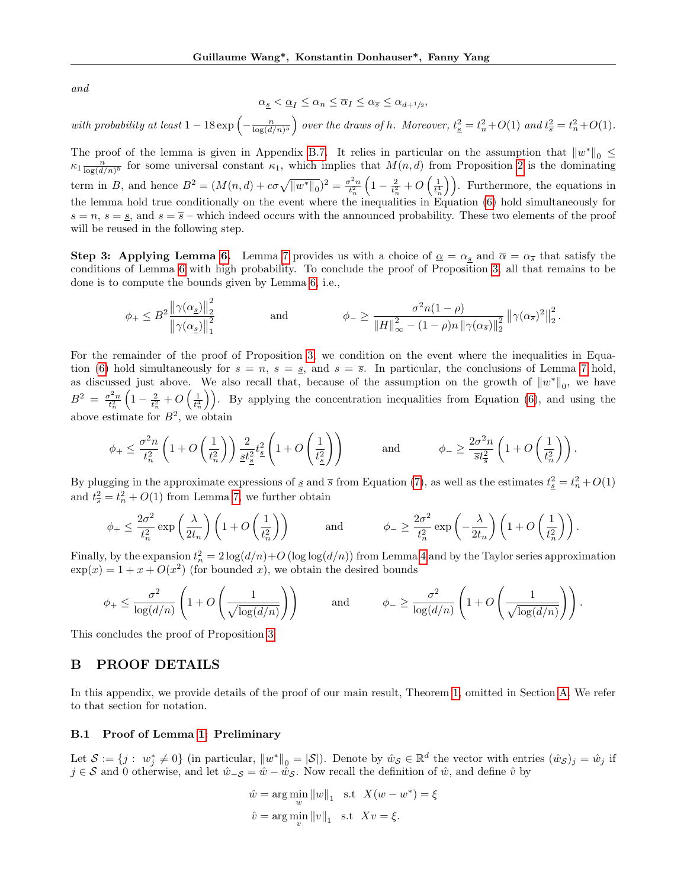*and*

$$\alpha_{\underline{s}} < \underline{\alpha}_I \leq \alpha_n \leq \overline{\alpha}_I \leq \alpha_{\overline{s}} \leq \alpha_{d+1/2},$$

*with probability at least* $1 - 18\exp\left(-\frac{n}{\log(d/n)^5}\right)$ *over the draws of* $h$. *Moreover,* $t_{\underline{s}}^2 = t_n^2 + O(1)$ *and* $t_{\overline{s}}^2 = t_n^2 + O(1)$.

The proof of the lemma is given in Appendix B.7. It relies in particular on the assumption that $\|w^*\|_0 \leq \kappa_1 \frac{n}{\log(d/n)^5}$ for some universal constant $\kappa_1$, which implies that $M(n,d)$ from Proposition 2 is the dominating term in $B$, and hence $B^2 = (M(n,d) + c\sigma\sqrt{\|w^*\|_0})^2 = \frac{\sigma^2 n}{t_n^2}\left(1 - \frac{2}{t_n^2} + O\left(\frac{1}{t_n^4}\right)\right)$. Furthermore, the equations in the lemma hold true conditionally on the event where the inequalities in Equation (6) hold simultaneously for $s = n$, $s = \underline{s}$, and $s = \overline{s}$ – which indeed occurs with the announced probability. These two elements of the proof will be reused in the following step.

**Step 3: Applying Lemma 6.** Lemma 7 provides us with a choice of $\underline{\alpha} = \alpha_{\underline{s}}$ and $\overline{\alpha} = \alpha_{\overline{s}}$ that satisfy the conditions of Lemma 6 with high probability. To conclude the proof of Proposition 3, all that remains to be done is to compute the bounds given by Lemma 6, i.e.,

$$\phi_+ \leq B^2 \frac{\|\gamma(\alpha_{\underline{s}})\|_2^2}{\|\gamma(\alpha_{\underline{s}})\|_1^2} \qquad \text{and} \qquad \phi_- \geq \frac{\sigma^2 n(1-\rho)}{\|H\|_\infty^2 - (1-\rho)n\|\gamma(\alpha_{\overline{s}})\|_2^2}\|\gamma(\alpha_{\overline{s}})^2\|_2^2.$$

For the remainder of the proof of Proposition 3, we condition on the event where the inequalities in Equation (6) hold simultaneously for $s = n$, $s = \underline{s}$, and $s = \overline{s}$. In particular, the conclusions of Lemma 7 hold, as discussed just above. We also recall that, because of the assumption on the growth of $\|w^*\|_0$, we have $B^2 = \frac{\sigma^2 n}{t_n^2}\left(1 - \frac{2}{t_n^2} + O\left(\frac{1}{t_n^4}\right)\right)$. By applying the concentration inequalities from Equation (6), and using the above estimate for $B^2$, we obtain

$$\phi_+ \leq \frac{\sigma^2 n}{t_n^2}\left(1 + O\left(\frac{1}{t_n^2}\right)\right)\frac{2}{\underline{s}t_{\underline{s}}^2}t_{\underline{s}}^2\left(1 + O\left(\frac{1}{t_{\underline{s}}^2}\right)\right) \qquad \text{and} \qquad \phi_- \geq \frac{2\sigma^2 n}{\overline{s}t_{\overline{s}}^2}\left(1 + O\left(\frac{1}{t_n^2}\right)\right).$$

By plugging in the approximate expressions of $\underline{s}$ and $\overline{s}$ from Equation (7), as well as the estimates $t_{\underline{s}}^2 = t_n^2 + O(1)$ and $t_{\overline{s}}^2 = t_n^2 + O(1)$ from Lemma 7, we further obtain

$$\phi_+ \leq \frac{2\sigma^2}{t_n^2}\exp\left(\frac{\lambda}{2t_n}\right)\left(1 + O\left(\frac{1}{t_n^2}\right)\right) \qquad \text{and} \qquad \phi_- \geq \frac{2\sigma^2}{t_n^2}\exp\left(-\frac{\lambda}{2t_n}\right)\left(1 + O\left(\frac{1}{t_n^2}\right)\right).$$

Finally, by the expansion $t_n^2 = 2\log(d/n) + O(\log\log(d/n))$ from Lemma 4 and by the Taylor series approximation $\exp(x) = 1 + x + O(x^2)$ (for bounded $x$), we obtain the desired bounds

$$\phi_+ \leq \frac{\sigma^2}{\log(d/n)}\left(1 + O\left(\frac{1}{\sqrt{\log(d/n)}}\right)\right) \qquad \text{and} \qquad \phi_- \geq \frac{\sigma^2}{\log(d/n)}\left(1 + O\left(\frac{1}{\sqrt{\log(d/n)}}\right)\right).$$

This concludes the proof of Proposition 3.

## B PROOF DETAILS

In this appendix, we provide details of the proof of our main result, Theorem 1, omitted in Section A. We refer to that section for notation.

### B.1 Proof of Lemma 1: Preliminary

Let $\mathcal{S} := \{j : w_j^* \neq 0\}$ (in particular, $\|w^*\|_0 = |\mathcal{S}|$). Denote by $\hat{w}_{\mathcal{S}} \in \mathbb{R}^d$ the vector with entries $(\hat{w}_{\mathcal{S}})_j = \hat{w}_j$ if $j \in \mathcal{S}$ and 0 otherwise, and let $\hat{w}_{-\mathcal{S}} = \hat{w} - \hat{w}_{\mathcal{S}}$. Now recall the definition of $\hat{w}$, and define $\hat{v}$ by

$$\hat{w} = \arg\min_w \|w\|_1 \quad \text{s.t} \quad X(w - w^*) = \xi$$
$$\hat{v} = \arg\min_v \|v\|_1 \quad \text{s.t} \quad Xv = \xi.$$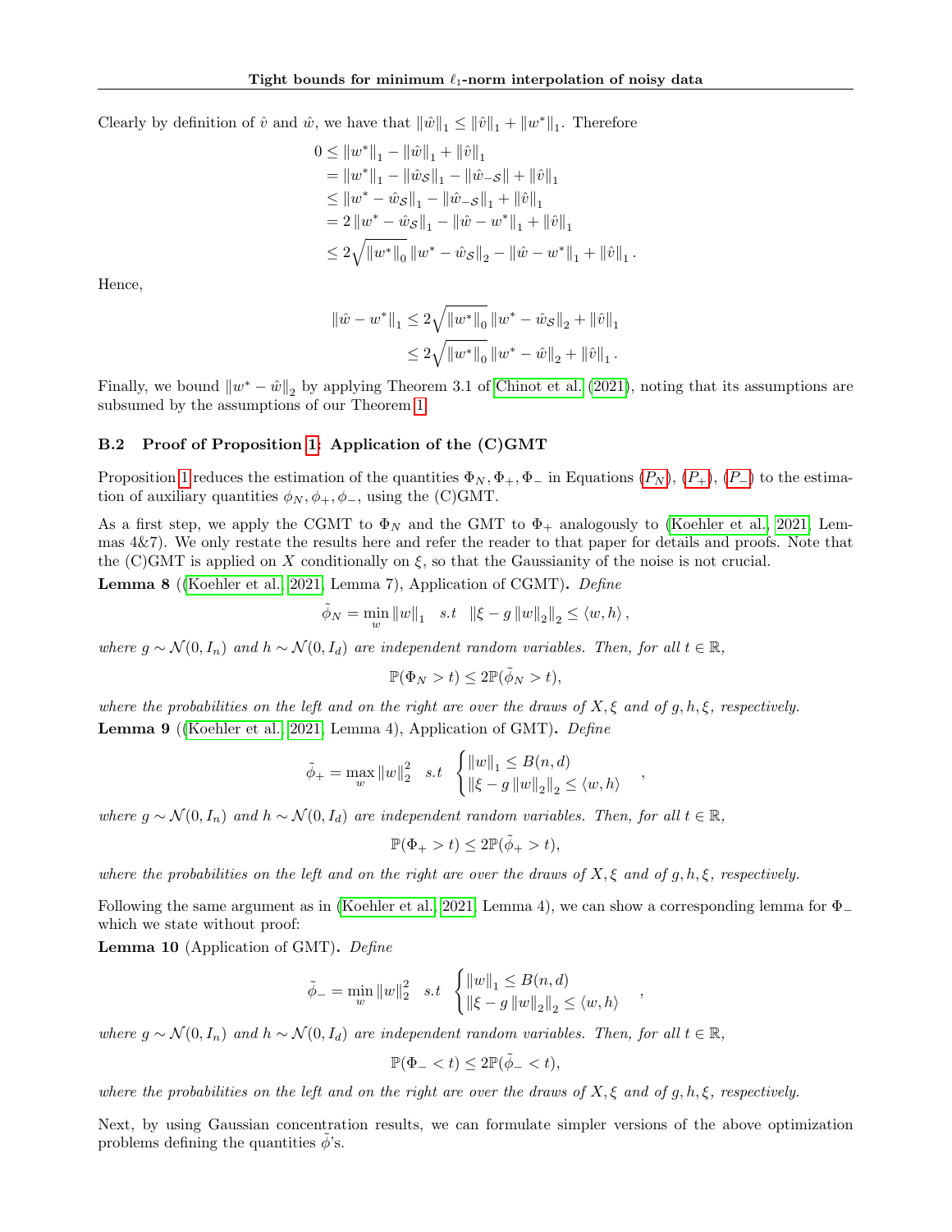Clearly by definition of $\hat{v}$ and $\hat{w}$, we have that $\|\hat{w}\|_1 \leq \|\hat{v}\|_1 + \|w^*\|_1$. Therefore

$$
\begin{aligned}
0 &\leq \|w^*\|_1 - \|\hat{w}\|_1 + \|\hat{v}\|_1 \\
&= \|w^*\|_1 - \|\hat{w}_{\mathcal{S}}\|_1 - \|\hat{w}_{-\mathcal{S}}\| + \|\hat{v}\|_1 \\
&\leq \|w^* - \hat{w}_{\mathcal{S}}\|_1 - \|\hat{w}_{-\mathcal{S}}\|_1 + \|\hat{v}\|_1 \\
&= 2\|w^* - \hat{w}_{\mathcal{S}}\|_1 - \|\hat{w} - w^*\|_1 + \|\hat{v}\|_1 \\
&\leq 2\sqrt{\|w^*\|_0}\,\|w^* - \hat{w}_{\mathcal{S}}\|_2 - \|\hat{w} - w^*\|_1 + \|\hat{v}\|_1 .
\end{aligned}
$$

Hence,

$$
\begin{aligned}
\|\hat{w} - w^*\|_1 &\leq 2\sqrt{\|w^*\|_0}\,\|w^* - \hat{w}_{\mathcal{S}}\|_2 + \|\hat{v}\|_1 \\
&\leq 2\sqrt{\|w^*\|_0}\,\|w^* - \hat{w}\|_2 + \|\hat{v}\|_1 .
\end{aligned}
$$

Finally, we bound $\|w^* - \hat{w}\|_2$ by applying Theorem 3.1 of Chinot et al. (2021), noting that its assumptions are subsumed by the assumptions of our Theorem 1.

### B.2 Proof of Proposition 1: Application of the (C)GMT

Proposition 1 reduces the estimation of the quantities $\Phi_N, \Phi_+, \Phi_-$ in Equations ($P_N$), ($P_+$), ($P_-$) to the estimation of auxiliary quantities $\phi_N, \phi_+, \phi_-$, using the (C)GMT.

As a first step, we apply the CGMT to $\Phi_N$ and the GMT to $\Phi_+$ analogously to (Koehler et al., 2021, Lemmas 4&7). We only restate the results here and refer the reader to that paper for details and proofs. Note that the (C)GMT is applied on $X$ conditionally on $\xi$, so that the Gaussianity of the noise is not crucial.

**Lemma 8** ((Koehler et al., 2021, Lemma 7), Application of CGMT)**.** *Define*

$$
\tilde{\phi}_N = \min_w \|w\|_1 \quad s.t \quad \|\xi - g\|w\|_2\|_2 \leq \langle w, h\rangle ,
$$

*where $g \sim \mathcal{N}(0, I_n)$ and $h \sim \mathcal{N}(0, I_d)$ are independent random variables. Then, for all $t \in \mathbb{R}$,*

$$
\mathbb{P}(\Phi_N > t) \leq 2\mathbb{P}(\tilde{\phi}_N > t),
$$

*where the probabilities on the left and on the right are over the draws of $X, \xi$ and of $g, h, \xi$, respectively.*

**Lemma 9** ((Koehler et al., 2021, Lemma 4), Application of GMT)**.** *Define*

$$
\tilde{\phi}_+ = \max_w \|w\|_2^2 \quad s.t \quad \begin{cases} \|w\|_1 \leq B(n,d) \\ \|\xi - g\|w\|_2\|_2 \leq \langle w, h\rangle \end{cases} ,
$$

*where $g \sim \mathcal{N}(0, I_n)$ and $h \sim \mathcal{N}(0, I_d)$ are independent random variables. Then, for all $t \in \mathbb{R}$,*

$$
\mathbb{P}(\Phi_+ > t) \leq 2\mathbb{P}(\tilde{\phi}_+ > t),
$$

*where the probabilities on the left and on the right are over the draws of $X, \xi$ and of $g, h, \xi$, respectively.*

Following the same argument as in (Koehler et al., 2021, Lemma 4), we can show a corresponding lemma for $\Phi_-$ which we state without proof:

**Lemma 10** (Application of GMT)**.** *Define*

$$
\tilde{\phi}_- = \min_w \|w\|_2^2 \quad s.t \quad \begin{cases} \|w\|_1 \leq B(n,d) \\ \|\xi - g\|w\|_2\|_2 \leq \langle w, h\rangle \end{cases} ,
$$

*where $g \sim \mathcal{N}(0, I_n)$ and $h \sim \mathcal{N}(0, I_d)$ are independent random variables. Then, for all $t \in \mathbb{R}$,*

$$
\mathbb{P}(\Phi_- < t) \leq 2\mathbb{P}(\tilde{\phi}_- < t),
$$

*where the probabilities on the left and on the right are over the draws of $X, \xi$ and of $g, h, \xi$, respectively.*

Next, by using Gaussian concentration results, we can formulate simpler versions of the above optimization problems defining the quantities $\tilde{\phi}$'s.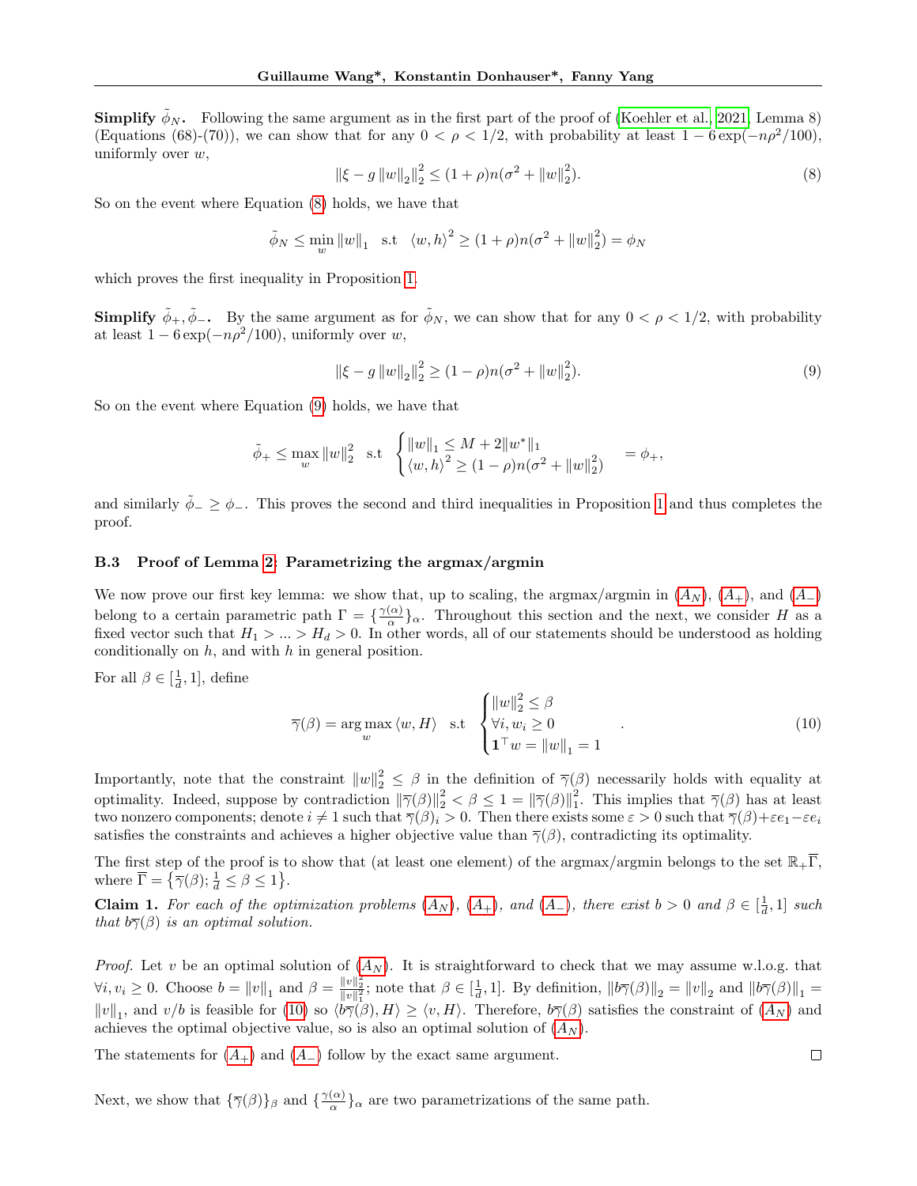**Simplify $\tilde{\phi}_N$.** Following the same argument as in the first part of the proof of (Koehler et al., 2021, Lemma 8) (Equations (68)-(70)), we can show that for any $0 < \rho < 1/2$, with probability at least $1 - 6\exp(-n\rho^2/100)$, uniformly over $w$,

$$\left\| \xi - g \left\| w \right\|_2 \right\|_2^2 \leq (1+\rho)n(\sigma^2 + \left\| w \right\|_2^2). \tag{8}$$

So on the event where Equation (8) holds, we have that

$$\tilde{\phi}_N \leq \min_w \left\| w \right\|_1 \quad \text{s.t} \quad \langle w, h \rangle^2 \geq (1+\rho)n(\sigma^2 + \left\| w \right\|_2^2) = \phi_N$$

which proves the first inequality in Proposition 1.

**Simplify $\tilde{\phi}_+, \tilde{\phi}_-$.** By the same argument as for $\tilde{\phi}_N$, we can show that for any $0 < \rho < 1/2$, with probability at least $1 - 6\exp(-n\rho^2/100)$, uniformly over $w$,

$$\left\| \xi - g \left\| w \right\|_2 \right\|_2^2 \geq (1-\rho)n(\sigma^2 + \left\| w \right\|_2^2). \tag{9}$$

So on the event where Equation (9) holds, we have that

$$\tilde{\phi}_+ \leq \max_w \left\| w \right\|_2^2 \quad \text{s.t} \quad \begin{cases} \left\| w \right\|_1 \leq M + 2\|w^*\|_1 \\ \langle w, h \rangle^2 \geq (1-\rho)n(\sigma^2 + \left\| w \right\|_2^2) \end{cases} = \phi_+,$$

and similarly $\tilde{\phi}_- \geq \phi_-$. This proves the second and third inequalities in Proposition 1 and thus completes the proof.

### B.3 Proof of Lemma 2: Parametrizing the argmax/argmin

We now prove our first key lemma: we show that, up to scaling, the argmax/argmin in ($A_N$), ($A_+$), and ($A_-$) belong to a certain parametric path $\Gamma = \{\frac{\gamma(\alpha)}{\alpha}\}_\alpha$. Throughout this section and the next, we consider $H$ as a fixed vector such that $H_1 > ... > H_d > 0$. In other words, all of our statements should be understood as holding conditionally on $h$, and with $h$ in general position.

For all $\beta \in [\frac{1}{d}, 1]$, define

$$\overline{\gamma}(\beta) = \arg\max_w \langle w, H \rangle \quad \text{s.t} \quad \begin{cases} \left\| w \right\|_2^2 \leq \beta \\ \forall i, w_i \geq 0 \\ \mathbf{1}^\top w = \left\| w \right\|_1 = 1 \end{cases}. \tag{10}$$

Importantly, note that the constraint $\left\| w \right\|_2^2 \leq \beta$ in the definition of $\overline{\gamma}(\beta)$ necessarily holds with equality at optimality. Indeed, suppose by contradiction $\|\overline{\gamma}(\beta)\|_2^2 < \beta \leq 1 = \|\overline{\gamma}(\beta)\|_1^2$. This implies that $\overline{\gamma}(\beta)$ has at least two nonzero components; denote $i \neq 1$ such that $\overline{\gamma}(\beta)_i > 0$. Then there exists some $\varepsilon > 0$ such that $\overline{\gamma}(\beta) + \varepsilon e_1 - \varepsilon e_i$ satisfies the constraints and achieves a higher objective value than $\overline{\gamma}(\beta)$, contradicting its optimality.

The first step of the proof is to show that (at least one element) of the argmax/argmin belongs to the set $\mathbb{R}_+ \overline{\Gamma}$, where $\overline{\Gamma} = \left\{ \overline{\gamma}(\beta); \frac{1}{d} \leq \beta \leq 1 \right\}$.

**Claim 1.** *For each of the optimization problems ($A_N$), ($A_+$), and ($A_-$), there exist $b > 0$ and $\beta \in [\frac{1}{d}, 1]$ such that $b\overline{\gamma}(\beta)$ is an optimal solution.*

*Proof.* Let $v$ be an optimal solution of ($A_N$). It is straightforward to check that we may assume w.l.o.g. that $\forall i, v_i \geq 0$. Choose $b = \left\| v \right\|_1$ and $\beta = \frac{\|v\|_2^2}{\|v\|_1^2}$; note that $\beta \in [\frac{1}{d}, 1]$. By definition, $\left\| b\overline{\gamma}(\beta) \right\|_2 = \left\| v \right\|_2$ and $\left\| b\overline{\gamma}(\beta) \right\|_1 = \left\| v \right\|_1$, and $v/b$ is feasible for (10) so $\langle b\overline{\gamma}(\beta), H \rangle \geq \langle v, H \rangle$. Therefore, $b\overline{\gamma}(\beta)$ satisfies the constraint of ($A_N$) and achieves the optimal objective value, so is also an optimal solution of ($A_N$).

The statements for ($A_+$) and ($A_-$) follow by the exact same argument. $\square$

Next, we show that $\{\overline{\gamma}(\beta)\}_\beta$ and $\{\frac{\gamma(\alpha)}{\alpha}\}_\alpha$ are two parametrizations of the same path.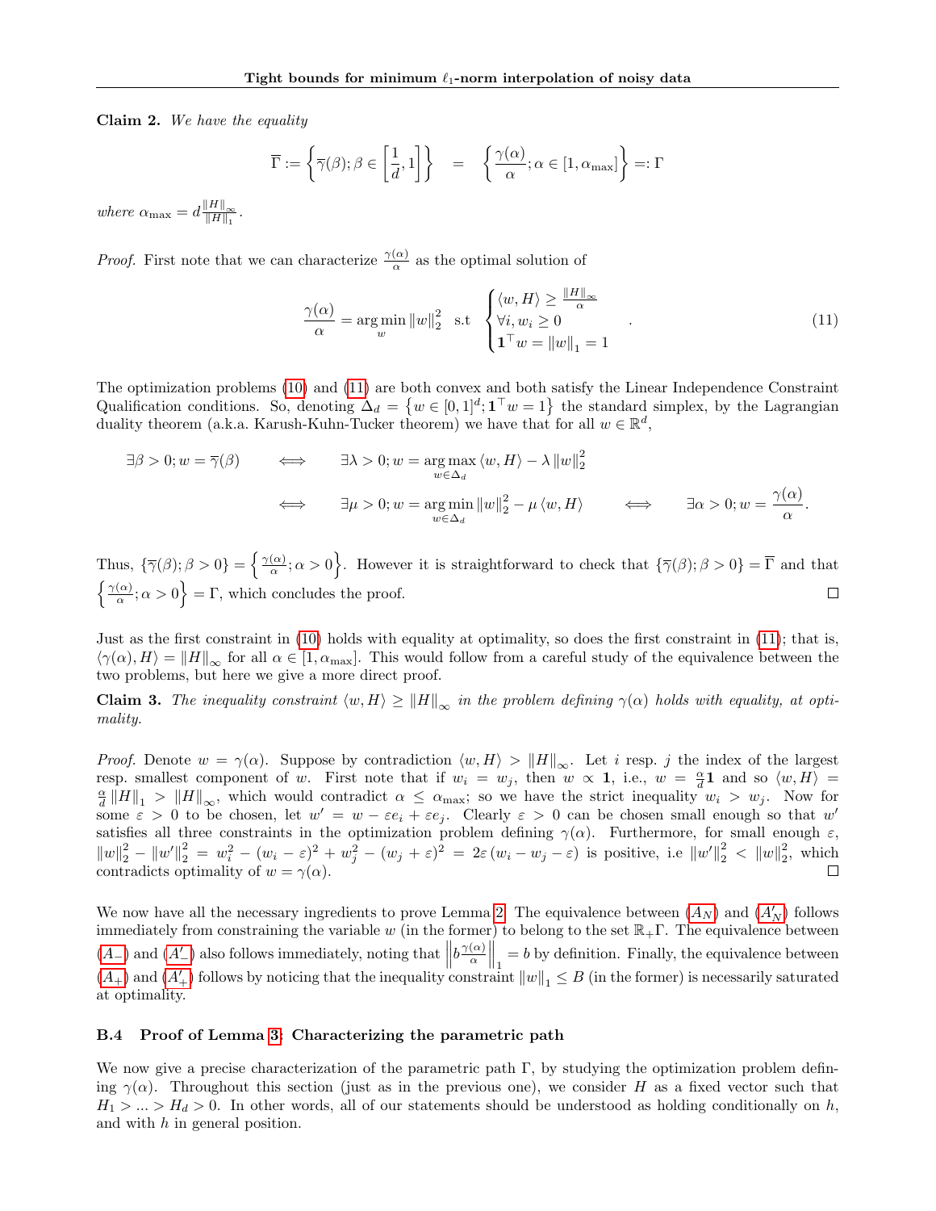**Claim 2.** *We have the equality*

$$\overline{\Gamma} := \left\{ \overline{\gamma}(\beta); \beta \in \left[\frac{1}{d}, 1\right] \right\} \quad = \quad \left\{ \frac{\gamma(\alpha)}{\alpha}; \alpha \in [1, \alpha_{\max}] \right\} =: \Gamma$$

*where* $\alpha_{\max} = d \frac{\|H\|_\infty}{\|H\|_1}$.

*Proof.* First note that we can characterize $\frac{\gamma(\alpha)}{\alpha}$ as the optimal solution of

$$\frac{\gamma(\alpha)}{\alpha} = \arg\min_w \|w\|_2^2 \quad \text{s.t} \quad \begin{cases} \langle w, H \rangle \geq \frac{\|H\|_\infty}{\alpha} \\ \forall i, w_i \geq 0 \\ \mathbf{1}^\top w = \|w\|_1 = 1 \end{cases} . \tag{11}$$

The optimization problems (10) and (11) are both convex and both satisfy the Linear Independence Constraint Qualification conditions. So, denoting $\Delta_d = \left\{ w \in [0,1]^d; \mathbf{1}^\top w = 1 \right\}$ the standard simplex, by the Lagrangian duality theorem (a.k.a. Karush-Kuhn-Tucker theorem) we have that for all $w \in \mathbb{R}^d$,

$$\begin{aligned} \exists \beta > 0; w = \overline{\gamma}(\beta) \qquad &\iff \qquad \exists \lambda > 0; w = \arg\max_{w \in \Delta_d} \langle w, H \rangle - \lambda \|w\|_2^2 \\ &\iff \qquad \exists \mu > 0; w = \arg\min_{w \in \Delta_d} \|w\|_2^2 - \mu \langle w, H \rangle \qquad \iff \qquad \exists \alpha > 0; w = \frac{\gamma(\alpha)}{\alpha}. \end{aligned}$$

Thus, $\{\overline{\gamma}(\beta); \beta > 0\} = \left\{ \frac{\gamma(\alpha)}{\alpha}; \alpha > 0 \right\}$. However it is straightforward to check that $\{\overline{\gamma}(\beta); \beta > 0\} = \overline{\Gamma}$ and that $\left\{ \frac{\gamma(\alpha)}{\alpha}; \alpha > 0 \right\} = \Gamma$, which concludes the proof. $\square$

Just as the first constraint in (10) holds with equality at optimality, so does the first constraint in (11); that is, $\langle \gamma(\alpha), H \rangle = \|H\|_\infty$ for all $\alpha \in [1, \alpha_{\max}]$. This would follow from a careful study of the equivalence between the two problems, but here we give a more direct proof.

**Claim 3.** *The inequality constraint* $\langle w, H \rangle \geq \|H\|_\infty$ *in the problem defining* $\gamma(\alpha)$ *holds with equality, at optimality.*

*Proof.* Denote $w = \gamma(\alpha)$. Suppose by contradiction $\langle w, H \rangle > \|H\|_\infty$. Let $i$ resp. $j$ the index of the largest resp. smallest component of $w$. First note that if $w_i = w_j$, then $w \propto \mathbf{1}$, i.e., $w = \frac{\alpha}{d}\mathbf{1}$ and so $\langle w, H \rangle = \frac{\alpha}{d}\|H\|_1 > \|H\|_\infty$, which would contradict $\alpha \leq \alpha_{\max}$; so we have the strict inequality $w_i > w_j$. Now for some $\varepsilon > 0$ to be chosen, let $w' = w - \varepsilon e_i + \varepsilon e_j$. Clearly $\varepsilon > 0$ can be chosen small enough so that $w'$ satisfies all three constraints in the optimization problem defining $\gamma(\alpha)$. Furthermore, for small enough $\varepsilon$, $\|w\|_2^2 - \|w'\|_2^2 = w_i^2 - (w_i - \varepsilon)^2 + w_j^2 - (w_j + \varepsilon)^2 = 2\varepsilon (w_i - w_j - \varepsilon)$ is positive, i.e $\|w'\|_2^2 < \|w\|_2^2$, which contradicts optimality of $w = \gamma(\alpha)$. $\square$

We now have all the necessary ingredients to prove Lemma 2. The equivalence between ($A_N$) and ($A'_N$) follows immediately from constraining the variable $w$ (in the former) to belong to the set $\mathbb{R}_+\Gamma$. The equivalence between ($A_-$) and ($A'_-$) also follows immediately, noting that $\left\| b\frac{\gamma(\alpha)}{\alpha} \right\|_1 = b$ by definition. Finally, the equivalence between ($A_+$) and ($A'_+$) follows by noticing that the inequality constraint $\|w\|_1 \leq B$ (in the former) is necessarily saturated at optimality.

### B.4 Proof of Lemma 3: Characterizing the parametric path

We now give a precise characterization of the parametric path $\Gamma$, by studying the optimization problem defining $\gamma(\alpha)$. Throughout this section (just as in the previous one), we consider $H$ as a fixed vector such that $H_1 > ... > H_d > 0$. In other words, all of our statements should be understood as holding conditionally on $h$, and with $h$ in general position.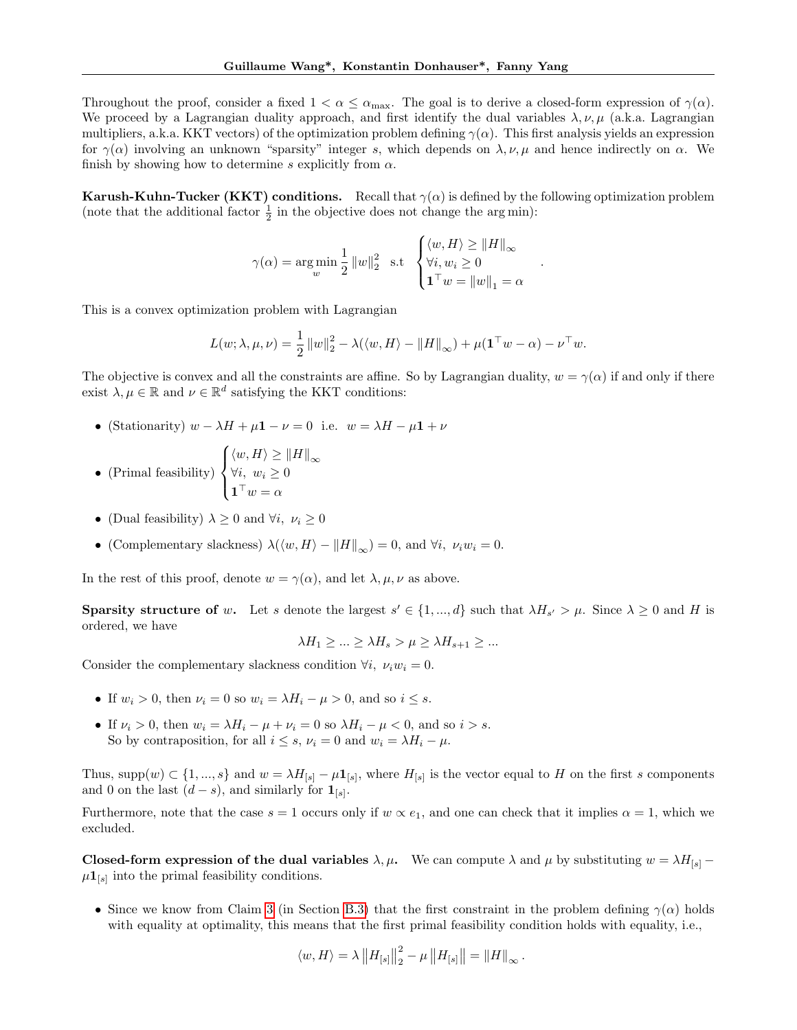Throughout the proof, consider a fixed $1 < \alpha \leq \alpha_{\max}$. The goal is to derive a closed-form expression of $\gamma(\alpha)$. We proceed by a Lagrangian duality approach, and first identify the dual variables $\lambda, \nu, \mu$ (a.k.a. Lagrangian multipliers, a.k.a. KKT vectors) of the optimization problem defining $\gamma(\alpha)$. This first analysis yields an expression for $\gamma(\alpha)$ involving an unknown "sparsity" integer $s$, which depends on $\lambda, \nu, \mu$ and hence indirectly on $\alpha$. We finish by showing how to determine $s$ explicitly from $\alpha$.

**Karush-Kuhn-Tucker (KKT) conditions.** Recall that $\gamma(\alpha)$ is defined by the following optimization problem (note that the additional factor $\frac{1}{2}$ in the objective does not change the arg min):

$$\gamma(\alpha) = \arg\min_{w} \frac{1}{2} \|w\|_2^2 \quad \text{s.t} \quad \begin{cases} \langle w, H \rangle \geq \|H\|_\infty \\ \forall i, w_i \geq 0 \\ \mathbf{1}^\top w = \|w\|_1 = \alpha \end{cases}.$$

This is a convex optimization problem with Lagrangian

$$L(w; \lambda, \mu, \nu) = \frac{1}{2} \|w\|_2^2 - \lambda(\langle w, H \rangle - \|H\|_\infty) + \mu(\mathbf{1}^\top w - \alpha) - \nu^\top w.$$

The objective is convex and all the constraints are affine. So by Lagrangian duality, $w = \gamma(\alpha)$ if and only if there exist $\lambda, \mu \in \mathbb{R}$ and $\nu \in \mathbb{R}^d$ satisfying the KKT conditions:

- (Stationarity) $w - \lambda H + \mu \mathbf{1} - \nu = 0$ i.e. $w = \lambda H - \mu \mathbf{1} + \nu$
- (Primal feasibility) $\begin{cases} \langle w, H \rangle \geq \|H\|_\infty \\ \forall i, \ w_i \geq 0 \\ \mathbf{1}^\top w = \alpha \end{cases}$
- (Dual feasibility) $\lambda \geq 0$ and $\forall i, \ \nu_i \geq 0$
- (Complementary slackness) $\lambda(\langle w, H \rangle - \|H\|_\infty) = 0$, and $\forall i, \ \nu_i w_i = 0$.

In the rest of this proof, denote $w = \gamma(\alpha)$, and let $\lambda, \mu, \nu$ as above.

**Sparsity structure of $w$.** Let $s$ denote the largest $s' \in \{1, ..., d\}$ such that $\lambda H_{s'} > \mu$. Since $\lambda \geq 0$ and $H$ is ordered, we have

$$\lambda H_1 \geq ... \geq \lambda H_s > \mu \geq \lambda H_{s+1} \geq ...$$

Consider the complementary slackness condition $\forall i, \ \nu_i w_i = 0$.

- If $w_i > 0$, then $\nu_i = 0$ so $w_i = \lambda H_i - \mu > 0$, and so $i \leq s$.
- If $\nu_i > 0$, then $w_i = \lambda H_i - \mu + \nu_i = 0$ so $\lambda H_i - \mu < 0$, and so $i > s$.
  So by contraposition, for all $i \leq s$, $\nu_i = 0$ and $w_i = \lambda H_i - \mu$.

Thus, $\text{supp}(w) \subset \{1, ..., s\}$ and $w = \lambda H_{[s]} - \mu \mathbf{1}_{[s]}$, where $H_{[s]}$ is the vector equal to $H$ on the first $s$ components and 0 on the last $(d - s)$, and similarly for $\mathbf{1}_{[s]}$.

Furthermore, note that the case $s = 1$ occurs only if $w \propto e_1$, and one can check that it implies $\alpha = 1$, which we excluded.

**Closed-form expression of the dual variables $\lambda, \mu$.** We can compute $\lambda$ and $\mu$ by substituting $w = \lambda H_{[s]} - \mu \mathbf{1}_{[s]}$ into the primal feasibility conditions.

- Since we know from Claim 3 (in Section B.3) that the first constraint in the problem defining $\gamma(\alpha)$ holds with equality at optimality, this means that the first primal feasibility condition holds with equality, i.e.,

$$\langle w, H \rangle = \lambda \left\|H_{[s]}\right\|_2^2 - \mu \left\|H_{[s]}\right\| = \|H\|_\infty.$$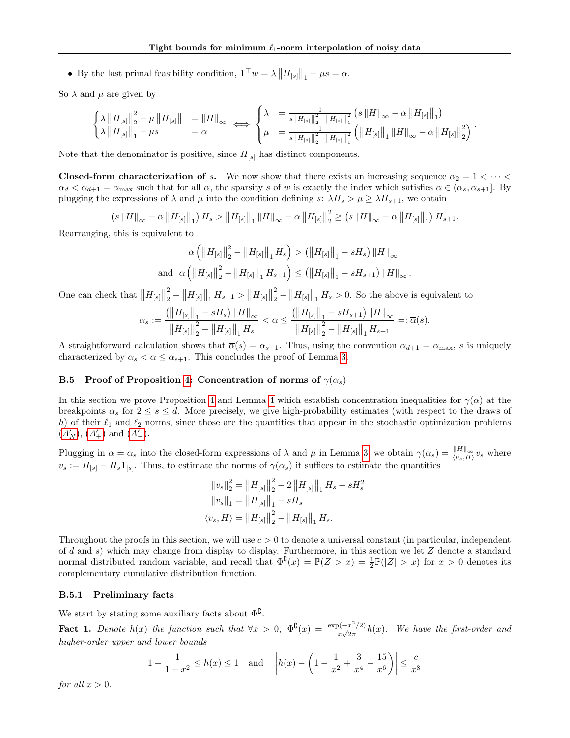- By the last primal feasibility condition, $\mathbf{1}^\top w = \lambda \left\|H_{[s]}\right\|_1 - \mu s = \alpha$.

So $\lambda$ and $\mu$ are given by

$$\begin{cases} \lambda \left\|H_{[s]}\right\|_2^2 - \mu \left\|H_{[s]}\right\| &= \|H\|_\infty \\ \lambda \left\|H_{[s]}\right\|_1 - \mu s &= \alpha \end{cases} \iff \begin{cases} \lambda &= \frac{1}{s\left\|H_{[s]}\right\|_2^2 - \left\|H_{[s]}\right\|_1^2} \left(s\, \|H\|_\infty - \alpha \left\|H_{[s]}\right\|_1\right) \\ \mu &= \frac{1}{s\left\|H_{[s]}\right\|_2^2 - \left\|H_{[s]}\right\|_1^2} \left(\left\|H_{[s]}\right\|_1 \|H\|_\infty - \alpha \left\|H_{[s]}\right\|_2^2\right) \end{cases}.$$

Note that the denominator is positive, since $H_{[s]}$ has distinct components.

**Closed-form characterization of $s$.** We now show that there exists an increasing sequence $\alpha_2 = 1 < \cdots < \alpha_d < \alpha_{d+1} = \alpha_{\max}$ such that for all $\alpha$, the sparsity $s$ of $w$ is exactly the index which satisfies $\alpha \in (\alpha_s, \alpha_{s+1}]$. By plugging the expressions of $\lambda$ and $\mu$ into the condition defining $s$: $\lambda H_s > \mu \geq \lambda H_{s+1}$, we obtain

$$\left(s\, \|H\|_\infty - \alpha \left\|H_{[s]}\right\|_1\right) H_s > \left\|H_{[s]}\right\|_1 \|H\|_\infty - \alpha \left\|H_{[s]}\right\|_2^2 \geq \left(s\, \|H\|_\infty - \alpha \left\|H_{[s]}\right\|_1\right) H_{s+1}.$$

Rearranging, this is equivalent to

$$\alpha \left(\left\|H_{[s]}\right\|_2^2 - \left\|H_{[s]}\right\|_1 H_s\right) > \left(\left\|H_{[s]}\right\|_1 - sH_s\right) \|H\|_\infty$$
$$\text{and} \quad \alpha \left(\left\|H_{[s]}\right\|_2^2 - \left\|H_{[s]}\right\|_1 H_{s+1}\right) \leq \left(\left\|H_{[s]}\right\|_1 - sH_{s+1}\right) \|H\|_\infty.$$

One can check that $\left\|H_{[s]}\right\|_2^2 - \left\|H_{[s]}\right\|_1 H_{s+1} > \left\|H_{[s]}\right\|_2^2 - \left\|H_{[s]}\right\|_1 H_s > 0$. So the above is equivalent to

$$\alpha_s := \frac{\left(\left\|H_{[s]}\right\|_1 - sH_s\right) \|H\|_\infty}{\left\|H_{[s]}\right\|_2^2 - \left\|H_{[s]}\right\|_1 H_s} < \alpha \leq \frac{\left(\left\|H_{[s]}\right\|_1 - sH_{s+1}\right) \|H\|_\infty}{\left\|H_{[s]}\right\|_2^2 - \left\|H_{[s]}\right\|_1 H_{s+1}} =: \overline{\alpha}(s).$$

A straightforward calculation shows that $\overline{\alpha}(s) = \alpha_{s+1}$. Thus, using the convention $\alpha_{d+1} = \alpha_{\max}$, $s$ is uniquely characterized by $\alpha_s < \alpha \leq \alpha_{s+1}$. This concludes the proof of Lemma 3.

### B.5 Proof of Proposition 4: Concentration of norms of $\gamma(\alpha_s)$

In this section we prove Proposition 4 and Lemma 4 which establish concentration inequalities for $\gamma(\alpha)$ at the breakpoints $\alpha_s$ for $2 \leq s \leq d$. More precisely, we give high-probability estimates (with respect to the draws of $h$) of their $\ell_1$ and $\ell_2$ norms, since those are the quantities that appear in the stochastic optimization problems ($A'_N$), ($A'_+$) and ($A'_-$).

Plugging in $\alpha = \alpha_s$ into the closed-form expressions of $\lambda$ and $\mu$ in Lemma 3, we obtain $\gamma(\alpha_s) = \frac{\|H\|_\infty}{\langle v_s, H\rangle} v_s$ where $v_s := H_{[s]} - H_s \mathbf{1}_{[s]}$. Thus, to estimate the norms of $\gamma(\alpha_s)$ it suffices to estimate the quantities

$$\|v_s\|_2^2 = \left\|H_{[s]}\right\|_2^2 - 2\left\|H_{[s]}\right\|_1 H_s + sH_s^2$$
$$\|v_s\|_1 = \left\|H_{[s]}\right\|_1 - sH_s$$
$$\langle v_s, H\rangle = \left\|H_{[s]}\right\|_2^2 - \left\|H_{[s]}\right\|_1 H_s.$$

Throughout the proofs in this section, we will use $c > 0$ to denote a universal constant (in particular, independent of $d$ and $s$) which may change from display to display. Furthermore, in this section we let $Z$ denote a standard normal distributed random variable, and recall that $\Phi^{\complement}(x) = \mathbb{P}(Z > x) = \frac{1}{2}\mathbb{P}(|Z| > x)$ for $x > 0$ denotes its complementary cumulative distribution function.

#### B.5.1 Preliminary facts

We start by stating some auxiliary facts about $\Phi^{\complement}$.

**Fact 1.** *Denote $h(x)$ the function such that $\forall x > 0$, $\Phi^{\complement}(x) = \frac{\exp(-x^2/2)}{x\sqrt{2\pi}} h(x)$. We have the first-order and higher-order upper and lower bounds*

$$1 - \frac{1}{1+x^2} \leq h(x) \leq 1 \quad \text{and} \quad \left|h(x) - \left(1 - \frac{1}{x^2} + \frac{3}{x^4} - \frac{15}{x^6}\right)\right| \leq \frac{c}{x^8}$$

*for all $x > 0$.*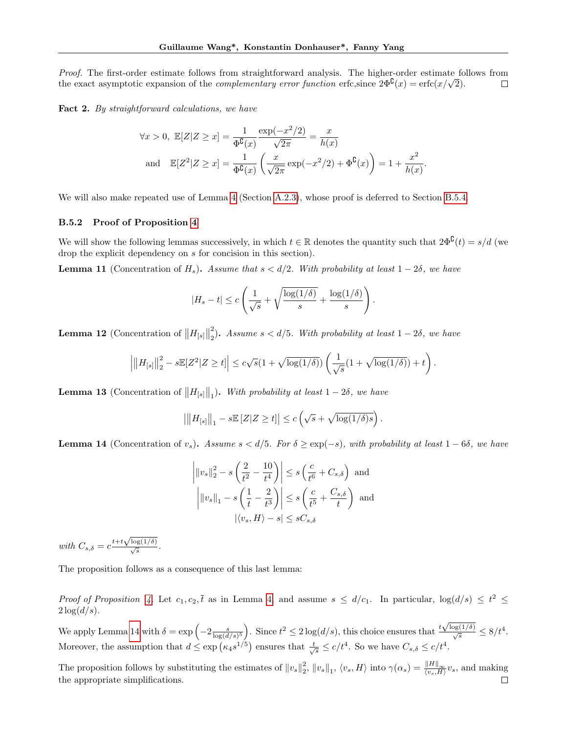*Proof.* The first-order estimate follows from straightforward analysis. The higher-order estimate follows from the exact asymptotic expansion of the *complementary error function* erfc,since $2\Phi^{\complement}(x) = \text{erfc}(x/\sqrt{2})$. ◻

**Fact 2.** *By straightforward calculations, we have*

$$\forall x > 0,\ \mathbb{E}[Z|Z \geq x] = \frac{1}{\Phi^{\complement}(x)} \frac{\exp(-x^2/2)}{\sqrt{2\pi}} = \frac{x}{h(x)}$$

$$\text{and} \quad \mathbb{E}[Z^2|Z \geq x] = \frac{1}{\Phi^{\complement}(x)} \left( \frac{x}{\sqrt{2\pi}} \exp(-x^2/2) + \Phi^{\complement}(x) \right) = 1 + \frac{x^2}{h(x)}.$$

We will also make repeated use of Lemma 4 (Section A.2.3), whose proof is deferred to Section B.5.4.

### B.5.2 Proof of Proposition 4

We will show the following lemmas successively, in which $t \in \mathbb{R}$ denotes the quantity such that $2\Phi^{\complement}(t) = s/d$ (we drop the explicit dependency on $s$ for concision in this section).

**Lemma 11** (Concentration of $H_s$)**.** *Assume that $s < d/2$. With probability at least $1 - 2\delta$, we have*

$$|H_s - t| \leq c \left( \frac{1}{\sqrt{s}} + \sqrt{\frac{\log(1/\delta)}{s}} + \frac{\log(1/\delta)}{s} \right).$$

**Lemma 12** (Concentration of $\|H_{[s]}\|_2^2$)**.** *Assume $s < d/5$. With probability at least $1 - 2\delta$, we have*

$$\left| \|H_{[s]}\|_2^2 - s\mathbb{E}[Z^2|Z \geq t] \right| \leq c\sqrt{s}(1 + \sqrt{\log(1/\delta)}) \left( \frac{1}{\sqrt{s}}(1 + \sqrt{\log(1/\delta)}) + t \right).$$

**Lemma 13** (Concentration of $\|H_{[s]}\|_1$)**.** *With probability at least $1 - 2\delta$, we have*

$$\left| \|H_{[s]}\|_1 - s\mathbb{E}\left[Z|Z \geq t\right] \right| \leq c \left( \sqrt{s} + \sqrt{\log(1/\delta)s} \right).$$

**Lemma 14** (Concentration of $v_s$)**.** *Assume $s < d/5$. For $\delta \geq \exp(-s)$, with probability at least $1 - 6\delta$, we have*

$$\left| \|v_s\|_2^2 - s\left( \frac{2}{t^2} - \frac{10}{t^4} \right) \right| \leq s\left( \frac{c}{t^6} + C_{s,\delta} \right) \text{ and}$$

$$\left| \|v_s\|_1 - s\left( \frac{1}{t} - \frac{2}{t^3} \right) \right| \leq s\left( \frac{c}{t^5} + \frac{C_{s,\delta}}{t} \right) \text{ and}$$

$$|\langle v_s, H \rangle - s| \leq sC_{s,\delta}$$

*with* $C_{s,\delta} = c\frac{t + t\sqrt{\log(1/\delta)}}{\sqrt{s}}$.

The proposition follows as a consequence of this last lemma:

*Proof of Proposition 4.* Let $c_1, c_2, \bar{t}$ as in Lemma 4 and assume $s \leq d/c_1$. In particular, $\log(d/s) \leq t^2 \leq 2\log(d/s)$.

We apply Lemma 14 with $\delta = \exp\left(-2\frac{s}{\log(d/s)^5}\right)$. Since $t^2 \leq 2\log(d/s)$, this choice ensures that $\frac{t\sqrt{\log(1/\delta)}}{\sqrt{s}} \leq 8/t^4$. Moreover, the assumption that $d \leq \exp\left(\kappa_4 s^{1/5}\right)$ ensures that $\frac{t}{\sqrt{s}} \leq c/t^4$. So we have $C_{s,\delta} \leq c/t^4$.

The proposition follows by substituting the estimates of $\|v_s\|_2^2$, $\|v_s\|_1$, $\langle v_s, H \rangle$ into $\gamma(\alpha_s) = \frac{\|H\|_\infty}{\langle v_s, H \rangle} v_s$, and making the appropriate simplifications. ◻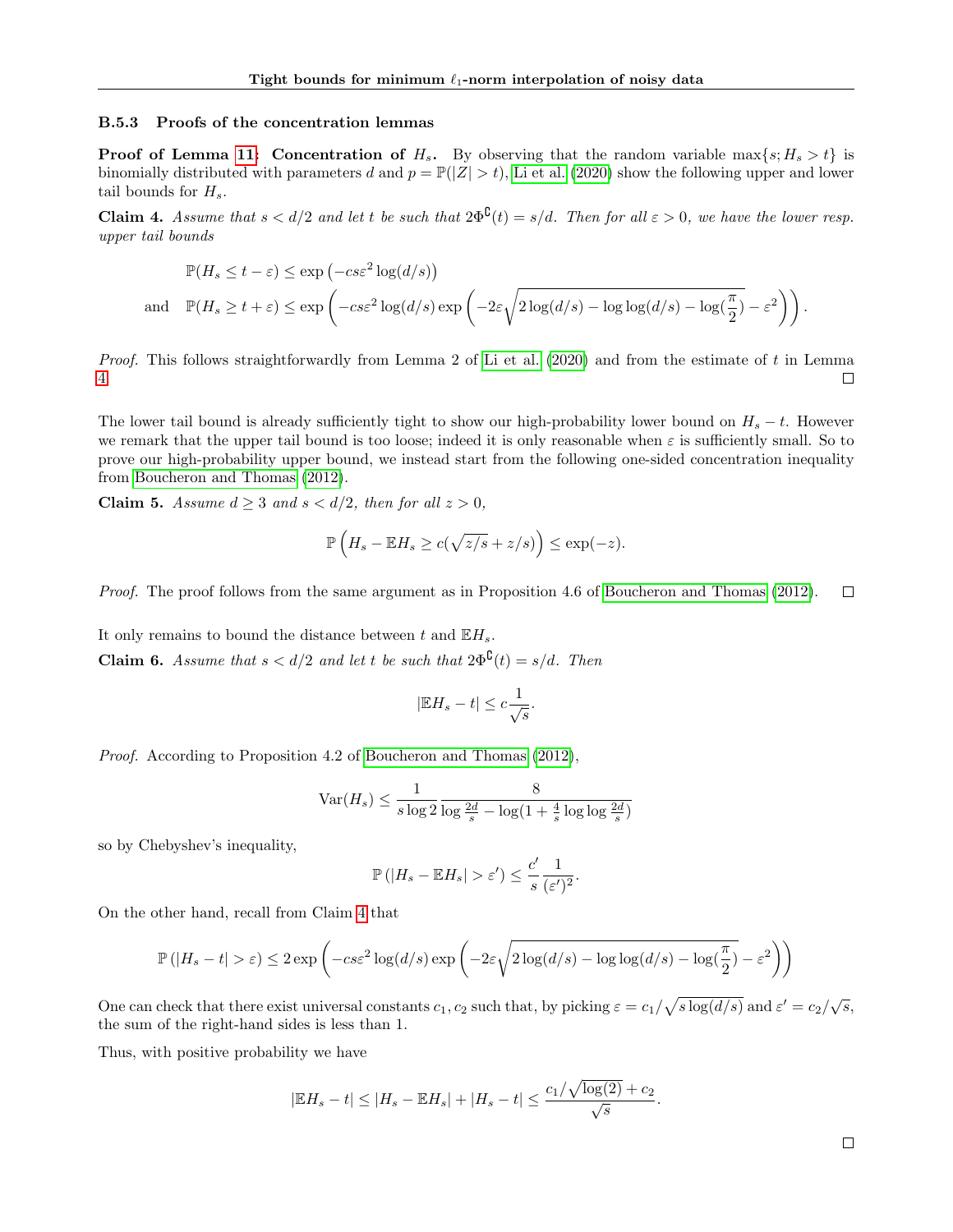### B.5.3 Proofs of the concentration lemmas

**Proof of Lemma 11: Concentration of $H_s$.** By observing that the random variable $\max\{s; H_s > t\}$ is binomially distributed with parameters $d$ and $p = \mathbb{P}(|Z| > t)$, Li et al. (2020) show the following upper and lower tail bounds for $H_s$.

**Claim 4.** *Assume that $s < d/2$ and let $t$ be such that $2\Phi^{\mathsf{C}}(t) = s/d$. Then for all $\varepsilon > 0$, we have the lower resp. upper tail bounds*

$$
\begin{aligned}
&\mathbb{P}(H_s \leq t - \varepsilon) \leq \exp\left(-cs\varepsilon^2 \log(d/s)\right) \\
\text{and} \quad &\mathbb{P}(H_s \geq t + \varepsilon) \leq \exp\left(-cs\varepsilon^2 \log(d/s) \exp\left(-2\varepsilon\sqrt{2\log(d/s) - \log\log(d/s) - \log(\tfrac{\pi}{2})} - \varepsilon^2\right)\right).
\end{aligned}
$$

*Proof.* This follows straightforwardly from Lemma 2 of Li et al. (2020) and from the estimate of $t$ in Lemma 4. □

The lower tail bound is already sufficiently tight to show our high-probability lower bound on $H_s - t$. However we remark that the upper tail bound is too loose; indeed it is only reasonable when $\varepsilon$ is sufficiently small. So to prove our high-probability upper bound, we instead start from the following one-sided concentration inequality from Boucheron and Thomas (2012).

**Claim 5.** *Assume $d \geq 3$ and $s < d/2$, then for all $z > 0$,*

$$
\mathbb{P}\left(H_s - \mathbb{E}H_s \geq c(\sqrt{z/s} + z/s)\right) \leq \exp(-z).
$$

*Proof.* The proof follows from the same argument as in Proposition 4.6 of Boucheron and Thomas (2012). □

It only remains to bound the distance between $t$ and $\mathbb{E}H_s$.

**Claim 6.** *Assume that $s < d/2$ and let $t$ be such that $2\Phi^{\mathsf{C}}(t) = s/d$. Then*

$$
|\mathbb{E}H_s - t| \leq c\frac{1}{\sqrt{s}}.
$$

*Proof.* According to Proposition 4.2 of Boucheron and Thomas (2012),

$$
\mathrm{Var}(H_s) \leq \frac{1}{s\log 2} \frac{8}{\log\frac{2d}{s} - \log(1 + \frac{4}{s}\log\log\frac{2d}{s})}
$$

so by Chebyshev's inequality,

$$
\mathbb{P}\left(|H_s - \mathbb{E}H_s| > \varepsilon'\right) \leq \frac{c'}{s}\frac{1}{(\varepsilon')^2}.
$$

On the other hand, recall from Claim 4 that

$$
\mathbb{P}\left(|H_s - t| > \varepsilon\right) \leq 2\exp\left(-cs\varepsilon^2 \log(d/s) \exp\left(-2\varepsilon\sqrt{2\log(d/s) - \log\log(d/s) - \log(\tfrac{\pi}{2})} - \varepsilon^2\right)\right)
$$

One can check that there exist universal constants $c_1, c_2$ such that, by picking $\varepsilon = c_1/\sqrt{s\log(d/s)}$ and $\varepsilon' = c_2/\sqrt{s}$, the sum of the right-hand sides is less than 1.

Thus, with positive probability we have

$$
|\mathbb{E}H_s - t| \leq |H_s - \mathbb{E}H_s| + |H_s - t| \leq \frac{c_1/\sqrt{\log(2)} + c_2}{\sqrt{s}}.
$$

□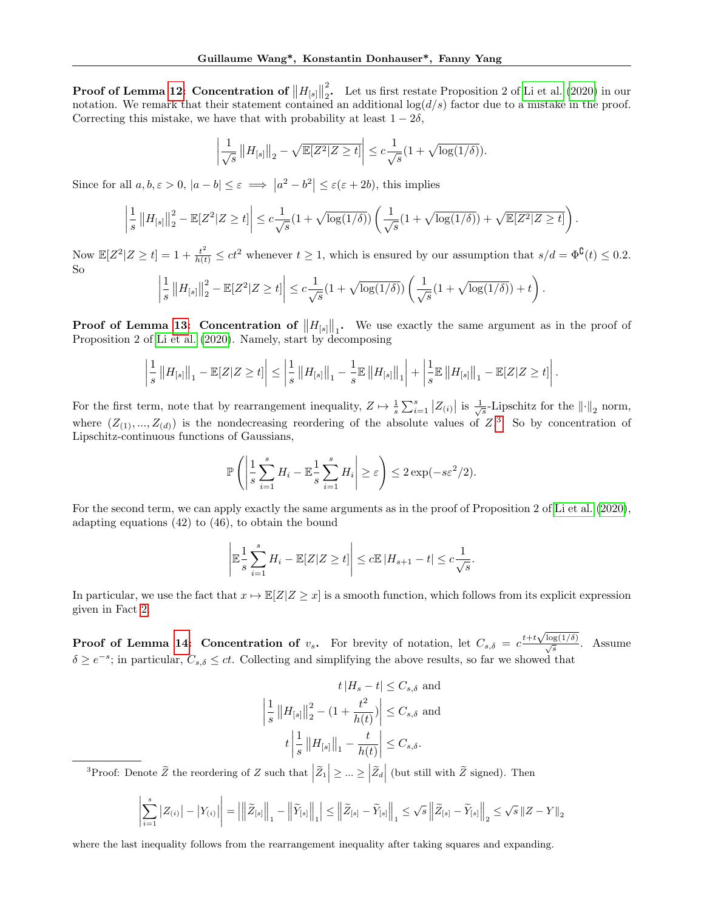**Proof of Lemma 12: Concentration of $\left\|H_{[s]}\right\|_2^2$.** Let us first restate Proposition 2 of Li et al. (2020) in our notation. We remark that their statement contained an additional $\log(d/s)$ factor due to a mistake in the proof. Correcting this mistake, we have that with probability at least $1-2\delta$,

$$\left|\frac{1}{\sqrt{s}}\left\|H_{[s]}\right\|_2 - \sqrt{\mathbb{E}[Z^2|Z\geq t]}\right| \leq c\frac{1}{\sqrt{s}}(1+\sqrt{\log(1/\delta)}).$$

Since for all $a,b,\varepsilon>0$, $|a-b|\leq\varepsilon \implies \left|a^2-b^2\right|\leq\varepsilon(\varepsilon+2b)$, this implies

$$\left|\frac{1}{s}\left\|H_{[s]}\right\|_2^2 - \mathbb{E}[Z^2|Z\geq t]\right| \leq c\frac{1}{\sqrt{s}}(1+\sqrt{\log(1/\delta)})\left(\frac{1}{\sqrt{s}}(1+\sqrt{\log(1/\delta)})+\sqrt{\mathbb{E}[Z^2|Z\geq t]}\right).$$

Now $\mathbb{E}[Z^2|Z\geq t] = 1+\frac{t^2}{h(t)}\leq ct^2$ whenever $t\geq 1$, which is ensured by our assumption that $s/d=\Phi^{\complement}(t)\leq 0.2$. So

$$\left|\frac{1}{s}\left\|H_{[s]}\right\|_2^2 - \mathbb{E}[Z^2|Z\geq t]\right| \leq c\frac{1}{\sqrt{s}}(1+\sqrt{\log(1/\delta)})\left(\frac{1}{\sqrt{s}}(1+\sqrt{\log(1/\delta)})+t\right).$$

**Proof of Lemma 13: Concentration of $\left\|H_{[s]}\right\|_1$.** We use exactly the same argument as in the proof of Proposition 2 of Li et al. (2020). Namely, start by decomposing

$$\left|\frac{1}{s}\left\|H_{[s]}\right\|_1 - \mathbb{E}[Z|Z\geq t]\right| \leq \left|\frac{1}{s}\left\|H_{[s]}\right\|_1 - \frac{1}{s}\mathbb{E}\left\|H_{[s]}\right\|_1\right| + \left|\frac{1}{s}\mathbb{E}\left\|H_{[s]}\right\|_1 - \mathbb{E}[Z|Z\geq t]\right|.$$

For the first term, note that by rearrangement inequality, $Z\mapsto\frac{1}{s}\sum_{i=1}^s\left|Z_{(i)}\right|$ is $\frac{1}{\sqrt{s}}$-Lipschitz for the $\|\cdot\|_2$ norm, where $(Z_{(1)},...,Z_{(d)})$ is the nondecreasing reordering of the absolute values of $Z$.[3] So by concentration of Lipschitz-continuous functions of Gaussians,

$$\mathbb{P}\left(\left|\frac{1}{s}\sum_{i=1}^s H_i - \mathbb{E}\frac{1}{s}\sum_{i=1}^s H_i\right|\geq\varepsilon\right)\leq 2\exp(-s\varepsilon^2/2).$$

For the second term, we can apply exactly the same arguments as in the proof of Proposition 2 of Li et al. (2020), adapting equations (42) to (46), to obtain the bound

$$\left|\mathbb{E}\frac{1}{s}\sum_{i=1}^s H_i - \mathbb{E}[Z|Z\geq t]\right| \leq c\mathbb{E}\left|H_{s+1}-t\right| \leq c\frac{1}{\sqrt{s}}.$$

In particular, we use the fact that $x\mapsto\mathbb{E}[Z|Z\geq x]$ is a smooth function, which follows from its explicit expression given in Fact 2.

**Proof of Lemma 14: Concentration of $v_s$.** For brevity of notation, let $C_{s,\delta} = c\frac{t+t\sqrt{\log(1/\delta)}}{\sqrt{s}}$. Assume $\delta\geq e^{-s}$; in particular, $C_{s,\delta}\leq ct$. Collecting and simplifying the above results, so far we showed that

$$t\left|H_s-t\right|\leq C_{s,\delta} \text{ and}$$
$$\left|\frac{1}{s}\left\|H_{[s]}\right\|_2^2 - (1+\frac{t^2}{h(t)})\right|\leq C_{s,\delta} \text{ and}$$
$$t\left|\frac{1}{s}\left\|H_{[s]}\right\|_1 - \frac{t}{h(t)}\right|\leq C_{s,\delta}.$$

[3] Proof: Denote $\widetilde{Z}$ the reordering of $Z$ such that $\left|\widetilde{Z}_1\right|\geq...\geq\left|\widetilde{Z}_d\right|$ (but still with $\widetilde{Z}$ signed). Then

$$\left|\sum_{i=1}^s\left|Z_{(i)}\right|-\left|Y_{(i)}\right|\right| = \left|\left\|\widetilde{Z}_{[s]}\right\|_1 - \left\|\widetilde{Y}_{[s]}\right\|_1\right| \leq \left\|\widetilde{Z}_{[s]}-\widetilde{Y}_{[s]}\right\|_1 \leq \sqrt{s}\left\|\widetilde{Z}_{[s]}-\widetilde{Y}_{[s]}\right\|_2 \leq \sqrt{s}\left\|Z-Y\right\|_2$$

where the last inequality follows from the rearrangement inequality after taking squares and expanding.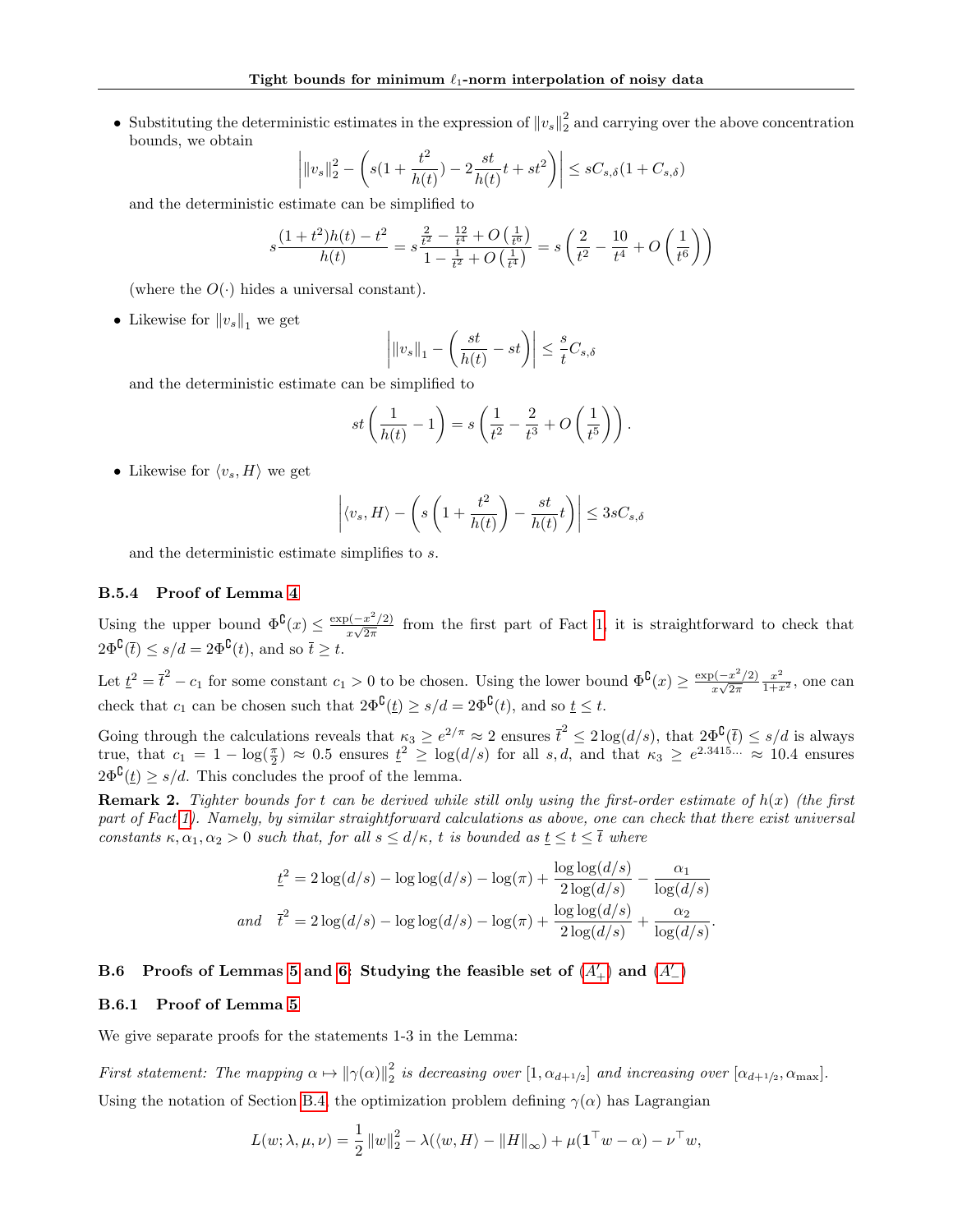- Substituting the deterministic estimates in the expression of $\|v_s\|_2^2$ and carrying over the above concentration bounds, we obtain

$$\left| \|v_s\|_2^2 - \left( s(1 + \frac{t^2}{h(t)}) - 2\frac{st}{h(t)}t + st^2 \right) \right| \leq sC_{s,\delta}(1 + C_{s,\delta})$$

and the deterministic estimate can be simplified to

$$s\frac{(1+t^2)h(t) - t^2}{h(t)} = s\frac{\frac{2}{t^2} - \frac{12}{t^4} + O\left(\frac{1}{t^6}\right)}{1 - \frac{1}{t^2} + O\left(\frac{1}{t^4}\right)} = s\left(\frac{2}{t^2} - \frac{10}{t^4} + O\left(\frac{1}{t^6}\right)\right)$$

(where the $O(\cdot)$ hides a universal constant).

- Likewise for $\|v_s\|_1$ we get

$$\left| \|v_s\|_1 - \left(\frac{st}{h(t)} - st\right) \right| \leq \frac{s}{t}C_{s,\delta}$$

and the deterministic estimate can be simplified to

$$st\left(\frac{1}{h(t)} - 1\right) = s\left(\frac{1}{t^2} - \frac{2}{t^3} + O\left(\frac{1}{t^5}\right)\right).$$

- Likewise for $\langle v_s, H\rangle$ we get

$$\left| \langle v_s, H\rangle - \left(s\left(1 + \frac{t^2}{h(t)}\right) - \frac{st}{h(t)}t\right) \right| \leq 3sC_{s,\delta}$$

and the deterministic estimate simplifies to $s$.

### B.5.4 Proof of Lemma 4

Using the upper bound $\Phi^{\complement}(x) \leq \frac{\exp(-x^2/2)}{x\sqrt{2\pi}}$ from the first part of Fact 1, it is straightforward to check that $2\Phi^{\complement}(\bar{t}) \leq s/d = 2\Phi^{\complement}(t)$, and so $\bar{t} \geq t$.

Let $\underline{t}^2 = \bar{t}^2 - c_1$ for some constant $c_1 > 0$ to be chosen. Using the lower bound $\Phi^{\complement}(x) \geq \frac{\exp(-x^2/2)}{x\sqrt{2\pi}}\frac{x^2}{1+x^2}$, one can check that $c_1$ can be chosen such that $2\Phi^{\complement}(\underline{t}) \geq s/d = 2\Phi^{\complement}(t)$, and so $\underline{t} \leq t$.

Going through the calculations reveals that $\kappa_3 \geq e^{2/\pi} \approx 2$ ensures $\bar{t}^2 \leq 2\log(d/s)$, that $2\Phi^{\complement}(\bar{t}) \leq s/d$ is always true, that $c_1 = 1 - \log(\frac{\pi}{2}) \approx 0.5$ ensures $\underline{t}^2 \geq \log(d/s)$ for all $s, d$, and that $\kappa_3 \geq e^{2.3415\ldots} \approx 10.4$ ensures $2\Phi^{\complement}(\underline{t}) \geq s/d$. This concludes the proof of the lemma.

**Remark 2.** *Tighter bounds for $t$ can be derived while still only using the first-order estimate of $h(x)$ (the first part of Fact 1). Namely, by similar straightforward calculations as above, one can check that there exist universal constants $\kappa, \alpha_1, \alpha_2 > 0$ such that, for all $s \leq d/\kappa$, $t$ is bounded as $\underline{t} \leq t \leq \bar{t}$ where*

$$\underline{t}^2 = 2\log(d/s) - \log\log(d/s) - \log(\pi) + \frac{\log\log(d/s)}{2\log(d/s)} - \frac{\alpha_1}{\log(d/s)}$$

$$\textit{and} \quad \bar{t}^2 = 2\log(d/s) - \log\log(d/s) - \log(\pi) + \frac{\log\log(d/s)}{2\log(d/s)} + \frac{\alpha_2}{\log(d/s)}.$$

## B.6 Proofs of Lemmas 5 and 6: Studying the feasible set of ($A'_+$) and ($A'_-$)

### B.6.1 Proof of Lemma 5

We give separate proofs for the statements 1-3 in the Lemma:

*First statement: The mapping $\alpha \mapsto \|\gamma(\alpha)\|_2^2$ is decreasing over $[1, \alpha_{d+1/2}]$ and increasing over $[\alpha_{d+1/2}, \alpha_{\max}]$.*

Using the notation of Section B.4, the optimization problem defining $\gamma(\alpha)$ has Lagrangian

$$L(w; \lambda, \mu, \nu) = \frac{1}{2}\|w\|_2^2 - \lambda(\langle w, H\rangle - \|H\|_\infty) + \mu(\mathbf{1}^\top w - \alpha) - \nu^\top w,$$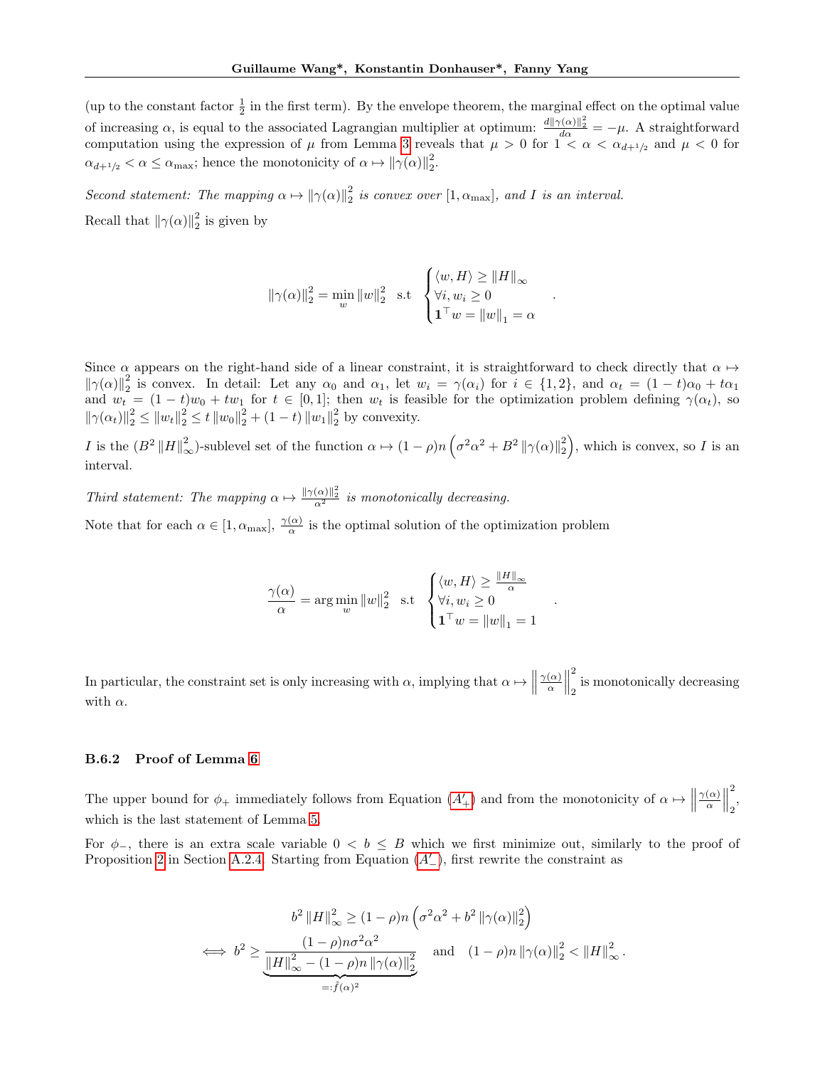(up to the constant factor $\frac{1}{2}$ in the first term). By the envelope theorem, the marginal effect on the optimal value of increasing $\alpha$, is equal to the associated Lagrangian multiplier at optimum: $\frac{d\|\gamma(\alpha)\|_2^2}{d\alpha} = -\mu$. A straightforward computation using the expression of $\mu$ from Lemma 3 reveals that $\mu > 0$ for $1 < \alpha < \alpha_{d+1/2}$ and $\mu < 0$ for $\alpha_{d+1/2} < \alpha \leq \alpha_{\max}$; hence the monotonicity of $\alpha \mapsto \|\gamma(\alpha)\|_2^2$.

*Second statement: The mapping $\alpha \mapsto \|\gamma(\alpha)\|_2^2$ is convex over $[1, \alpha_{\max}]$, and $I$ is an interval.*

Recall that $\|\gamma(\alpha)\|_2^2$ is given by

$$\|\gamma(\alpha)\|_2^2 = \min_w \|w\|_2^2 \quad \text{s.t} \quad \begin{cases} \langle w, H \rangle \geq \|H\|_\infty \\ \forall i, w_i \geq 0 \\ \mathbf{1}^\top w = \|w\|_1 = \alpha \end{cases}.$$

Since $\alpha$ appears on the right-hand side of a linear constraint, it is straightforward to check directly that $\alpha \mapsto \|\gamma(\alpha)\|_2^2$ is convex. In detail: Let any $\alpha_0$ and $\alpha_1$, let $w_i = \gamma(\alpha_i)$ for $i \in \{1, 2\}$, and $\alpha_t = (1-t)\alpha_0 + t\alpha_1$ and $w_t = (1-t)w_0 + tw_1$ for $t \in [0, 1]$; then $w_t$ is feasible for the optimization problem defining $\gamma(\alpha_t)$, so $\|\gamma(\alpha_t)\|_2^2 \leq \|w_t\|_2^2 \leq t\|w_0\|_2^2 + (1-t)\|w_1\|_2^2$ by convexity.

$I$ is the $(B^2\|H\|_\infty^2)$-sublevel set of the function $\alpha \mapsto (1-\rho)n\left(\sigma^2\alpha^2 + B^2\|\gamma(\alpha)\|_2^2\right)$, which is convex, so $I$ is an interval.

*Third statement: The mapping $\alpha \mapsto \frac{\|\gamma(\alpha)\|_2^2}{\alpha^2}$ is monotonically decreasing.*

Note that for each $\alpha \in [1, \alpha_{\max}]$, $\frac{\gamma(\alpha)}{\alpha}$ is the optimal solution of the optimization problem

$$\frac{\gamma(\alpha)}{\alpha} = \arg\min_w \|w\|_2^2 \quad \text{s.t} \quad \begin{cases} \langle w, H \rangle \geq \frac{\|H\|_\infty}{\alpha} \\ \forall i, w_i \geq 0 \\ \mathbf{1}^\top w = \|w\|_1 = 1 \end{cases}.$$

In particular, the constraint set is only increasing with $\alpha$, implying that $\alpha \mapsto \left\|\frac{\gamma(\alpha)}{\alpha}\right\|_2^2$ is monotonically decreasing with $\alpha$.

### B.6.2 Proof of Lemma 6

The upper bound for $\phi_+$ immediately follows from Equation ($A'_+$) and from the monotonicity of $\alpha \mapsto \left\|\frac{\gamma(\alpha)}{\alpha}\right\|_2^2$, which is the last statement of Lemma 5.

For $\phi_-$, there is an extra scale variable $0 < b \leq B$ which we first minimize out, similarly to the proof of Proposition 2 in Section A.2.4. Starting from Equation ($A'_-$), first rewrite the constraint as

$$b^2\|H\|_\infty^2 \geq (1-\rho)n\left(\sigma^2\alpha^2 + b^2\|\gamma(\alpha)\|_2^2\right)$$
$$\iff b^2 \geq \underbrace{\frac{(1-\rho)n\sigma^2\alpha^2}{\|H\|_\infty^2 - (1-\rho)n\|\gamma(\alpha)\|_2^2}}_{=:\tilde{f}(\alpha)^2} \quad \text{and} \quad (1-\rho)n\|\gamma(\alpha)\|_2^2 < \|H\|_\infty^2.$$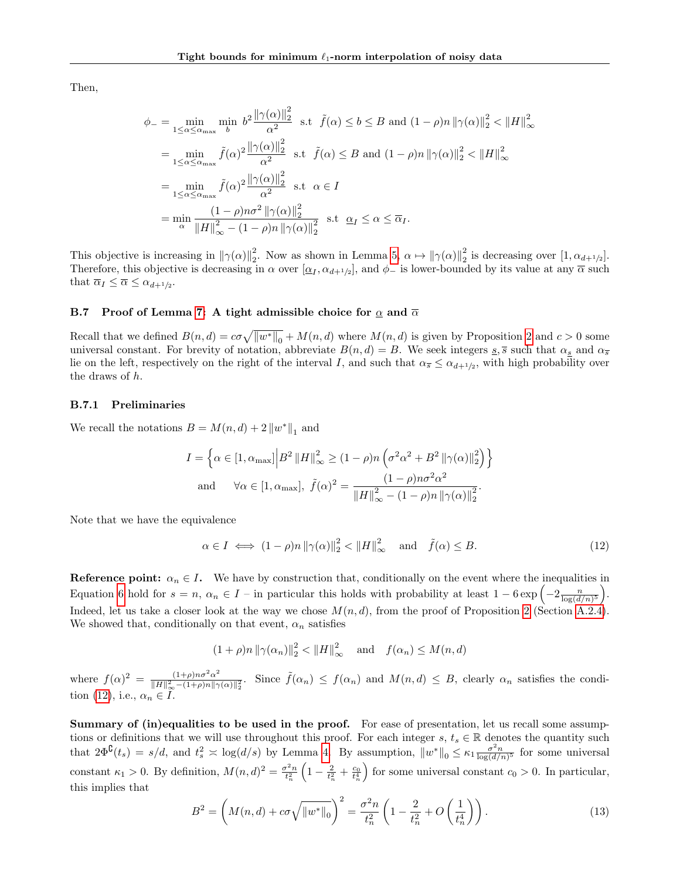Then,

$$
\begin{aligned}
\phi_- &= \min_{1 \le \alpha \le \alpha_{\max}} \min_b \; b^2 \frac{\|\gamma(\alpha)\|_2^2}{\alpha^2} \;\text{ s.t }\; \tilde{f}(\alpha) \le b \le B \text{ and } (1-\rho)n \|\gamma(\alpha)\|_2^2 < \|H\|_\infty^2 \\
&= \min_{1 \le \alpha \le \alpha_{\max}} \tilde{f}(\alpha)^2 \frac{\|\gamma(\alpha)\|_2^2}{\alpha^2} \;\text{ s.t }\; \tilde{f}(\alpha) \le B \text{ and } (1-\rho)n \|\gamma(\alpha)\|_2^2 < \|H\|_\infty^2 \\
&= \min_{1 \le \alpha \le \alpha_{\max}} \tilde{f}(\alpha)^2 \frac{\|\gamma(\alpha)\|_2^2}{\alpha^2} \;\text{ s.t }\; \alpha \in I \\
&= \min_{\alpha} \frac{(1-\rho)n\sigma^2 \|\gamma(\alpha)\|_2^2}{\|H\|_\infty^2 - (1-\rho)n\|\gamma(\alpha)\|_2^2} \;\text{ s.t }\; \underline{\alpha}_I \le \alpha \le \overline{\alpha}_I.
\end{aligned}
$$

This objective is increasing in $\|\gamma(\alpha)\|_2^2$. Now as shown in Lemma 5, $\alpha \mapsto \|\gamma(\alpha)\|_2^2$ is decreasing over $[1, \alpha_{d+1/2}]$. Therefore, this objective is decreasing in $\alpha$ over $[\underline{\alpha}_I, \alpha_{d+1/2}]$, and $\phi_-$ is lower-bounded by its value at any $\overline{\alpha}$ such that $\overline{\alpha}_I \le \overline{\alpha} \le \alpha_{d+1/2}$.

### B.7 Proof of Lemma 7: A tight admissible choice for $\underline{\alpha}$ and $\overline{\alpha}$

Recall that we defined $B(n,d) = c\sigma\sqrt{\|w^*\|_0} + M(n,d)$ where $M(n,d)$ is given by Proposition 2 and $c > 0$ some universal constant. For brevity of notation, abbreviate $B(n,d) = B$. We seek integers $\underline{s}, \overline{s}$ such that $\alpha_{\underline{s}}$ and $\alpha_{\overline{s}}$ lie on the left, respectively on the right of the interval $I$, and such that $\alpha_{\overline{s}} \le \alpha_{d+1/2}$, with high probability over the draws of $h$.

#### B.7.1 Preliminaries

We recall the notations $B = M(n,d) + 2\|w^*\|_1$ and

$$
\begin{aligned}
I &= \left\{ \alpha \in [1, \alpha_{\max}] \middle| B^2 \|H\|_\infty^2 \ge (1-\rho)n \left( \sigma^2\alpha^2 + B^2 \|\gamma(\alpha)\|_2^2 \right) \right\} \\
\text{and} \quad & \forall \alpha \in [1, \alpha_{\max}],\; \tilde{f}(\alpha)^2 = \frac{(1-\rho)n\sigma^2\alpha^2}{\|H\|_\infty^2 - (1-\rho)n\|\gamma(\alpha)\|_2^2}.
\end{aligned}
$$

Note that we have the equivalence

$$
\alpha \in I \iff (1-\rho)n\|\gamma(\alpha)\|_2^2 < \|H\|_\infty^2 \quad \text{and} \quad \tilde{f}(\alpha) \le B. \tag{12}
$$

**Reference point: $\alpha_n \in I$.** We have by construction that, conditionally on the event where the inequalities in Equation 6 hold for $s = n$, $\alpha_n \in I$ – in particular this holds with probability at least $1 - 6\exp\left(-2\frac{n}{\log(d/n)^5}\right)$. Indeed, let us take a closer look at the way we chose $M(n,d)$, from the proof of Proposition 2 (Section A.2.4). We showed that, conditionally on that event, $\alpha_n$ satisfies

$$
(1+\rho)n\|\gamma(\alpha_n)\|_2^2 < \|H\|_\infty^2 \quad \text{and} \quad f(\alpha_n) \le M(n,d)
$$

where $f(\alpha)^2 = \frac{(1+\rho)n\sigma^2\alpha^2}{\|H\|_\infty^2 - (1+\rho)n\|\gamma(\alpha)\|_2^2}$. Since $\tilde{f}(\alpha_n) \le f(\alpha_n)$ and $M(n,d) \le B$, clearly $\alpha_n$ satisfies the condition (12), i.e., $\alpha_n \in I$.

**Summary of (in)equalities to be used in the proof.** For ease of presentation, let us recall some assumptions or definitions that we will use throughout this proof. For each integer $s$, $t_s \in \mathbb{R}$ denotes the quantity such that $2\Phi^{\complement}(t_s) = s/d$, and $t_s^2 \asymp \log(d/s)$ by Lemma 4. By assumption, $\|w^*\|_0 \le \kappa_1 \frac{\sigma^2 n}{\log(d/n)^5}$ for some universal constant $\kappa_1 > 0$. By definition, $M(n,d)^2 = \frac{\sigma^2 n}{t_n^2}\left(1 - \frac{2}{t_n^2} + \frac{c_0}{t_n^4}\right)$ for some universal constant $c_0 > 0$. In particular, this implies that

$$
B^2 = \left( M(n,d) + c\sigma\sqrt{\|w^*\|_0} \right)^2 = \frac{\sigma^2 n}{t_n^2}\left( 1 - \frac{2}{t_n^2} + O\left(\frac{1}{t_n^4}\right) \right). \tag{13}
$$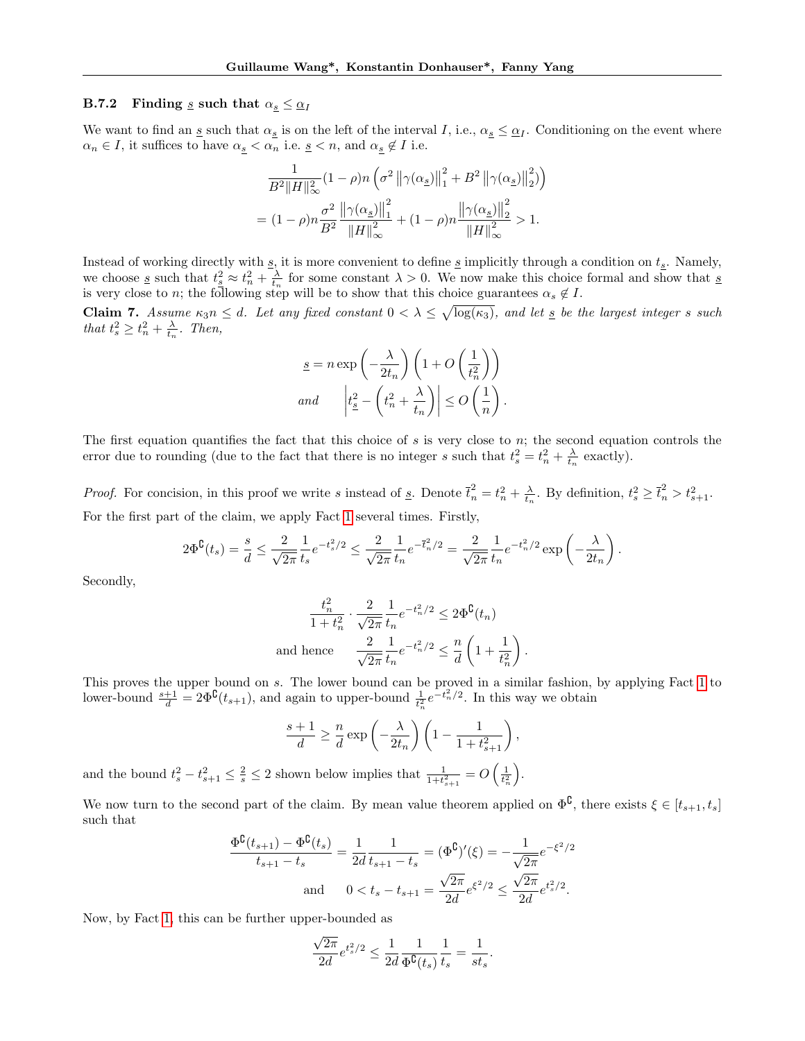### B.7.2 Finding $\underline{s}$ such that $\alpha_{\underline{s}} \leq \underline{\alpha}_I$

We want to find an $\underline{s}$ such that $\alpha_{\underline{s}}$ is on the left of the interval $I$, i.e., $\alpha_{\underline{s}} \leq \underline{\alpha}_I$. Conditioning on the event where $\alpha_n \in I$, it suffices to have $\alpha_{\underline{s}} < \alpha_n$ i.e. $\underline{s} < n$, and $\alpha_{\underline{s}} \notin I$ i.e.

$$
\begin{aligned}
&\frac{1}{B^2 \|H\|_\infty^2}(1-\rho)n\left(\sigma^2 \left\|\gamma(\alpha_{\underline{s}})\right\|_1^2 + B^2 \left\|\gamma(\alpha_{\underline{s}})\right\|_2^2\right) \\
&= (1-\rho)n\frac{\sigma^2}{B^2}\frac{\left\|\gamma(\alpha_{\underline{s}})\right\|_1^2}{\|H\|_\infty^2} + (1-\rho)n\frac{\left\|\gamma(\alpha_{\underline{s}})\right\|_2^2}{\|H\|_\infty^2} > 1.
\end{aligned}
$$

Instead of working directly with $\underline{s}$, it is more convenient to define $\underline{s}$ implicitly through a condition on $t_{\underline{s}}$. Namely, we choose $\underline{s}$ such that $t_{\underline{s}}^2 \approx t_n^2 + \frac{\lambda}{t_n}$ for some constant $\lambda > 0$. We now make this choice formal and show that $\underline{s}$ is very close to $n$; the following step will be to show that this choice guarantees $\alpha_s \notin I$.

**Claim 7.** *Assume $\kappa_3 n \leq d$. Let any fixed constant $0 < \lambda \leq \sqrt{\log(\kappa_3)}$, and let $\underline{s}$ be the largest integer $s$ such that $t_s^2 \geq t_n^2 + \frac{\lambda}{t_n}$. Then,*

$$
\begin{aligned}
&\underline{s} = n\exp\left(-\frac{\lambda}{2t_n}\right)\left(1 + O\left(\frac{1}{t_n^2}\right)\right) \\
\textit{and} \qquad &\left|t_{\underline{s}}^2 - \left(t_n^2 + \frac{\lambda}{t_n}\right)\right| \leq O\left(\frac{1}{n}\right).
\end{aligned}
$$

The first equation quantifies the fact that this choice of $s$ is very close to $n$; the second equation controls the error due to rounding (due to the fact that there is no integer $s$ such that $t_s^2 = t_n^2 + \frac{\lambda}{t_n}$ exactly).

*Proof.* For concision, in this proof we write $s$ instead of $\underline{s}$. Denote $\bar{t}_n^2 = t_n^2 + \frac{\lambda}{t_n}$. By definition, $t_s^2 \geq \bar{t}_n^2 > t_{s+1}^2$.

For the first part of the claim, we apply Fact 1 several times. Firstly,

$$
2\Phi^{\complement}(t_s) = \frac{s}{d} \leq \frac{2}{\sqrt{2\pi}}\frac{1}{t_s}e^{-t_s^2/2} \leq \frac{2}{\sqrt{2\pi}}\frac{1}{t_n}e^{-\bar{t}_n^2/2} = \frac{2}{\sqrt{2\pi}}\frac{1}{t_n}e^{-t_n^2/2}\exp\left(-\frac{\lambda}{2t_n}\right).
$$

Secondly,

$$
\begin{aligned}
&\frac{t_n^2}{1+t_n^2} \cdot \frac{2}{\sqrt{2\pi}}\frac{1}{t_n}e^{-t_n^2/2} \leq 2\Phi^{\complement}(t_n) \\
\text{and hence} \qquad &\frac{2}{\sqrt{2\pi}}\frac{1}{t_n}e^{-t_n^2/2} \leq \frac{n}{d}\left(1 + \frac{1}{t_n^2}\right).
\end{aligned}
$$

This proves the upper bound on $s$. The lower bound can be proved in a similar fashion, by applying Fact 1 to lower-bound $\frac{s+1}{d} = 2\Phi^{\complement}(t_{s+1})$, and again to upper-bound $\frac{1}{t_n^2}e^{-t_n^2/2}$. In this way we obtain

$$
\frac{s+1}{d} \geq \frac{n}{d}\exp\left(-\frac{\lambda}{2t_n}\right)\left(1 - \frac{1}{1+t_{s+1}^2}\right),
$$

and the bound $t_s^2 - t_{s+1}^2 \leq \frac{2}{s} \leq 2$ shown below implies that $\frac{1}{1+t_{s+1}^2} = O\left(\frac{1}{t_n^2}\right)$.

We now turn to the second part of the claim. By mean value theorem applied on $\Phi^{\complement}$, there exists $\xi \in [t_{s+1}, t_s]$ such that

$$
\begin{aligned}
&\frac{\Phi^{\complement}(t_{s+1}) - \Phi^{\complement}(t_s)}{t_{s+1} - t_s} = \frac{1}{2d}\frac{1}{t_{s+1} - t_s} = (\Phi^{\complement})'(\xi) = -\frac{1}{\sqrt{2\pi}}e^{-\xi^2/2} \\
\text{and} \qquad &0 < t_s - t_{s+1} = \frac{\sqrt{2\pi}}{2d}e^{\xi^2/2} \leq \frac{\sqrt{2\pi}}{2d}e^{t_s^2/2}.
\end{aligned}
$$

Now, by Fact 1, this can be further upper-bounded as

$$
\frac{\sqrt{2\pi}}{2d}e^{t_s^2/2} \leq \frac{1}{2d}\frac{1}{\Phi^{\complement}(t_s)}\frac{1}{t_s} = \frac{1}{st_s}.
$$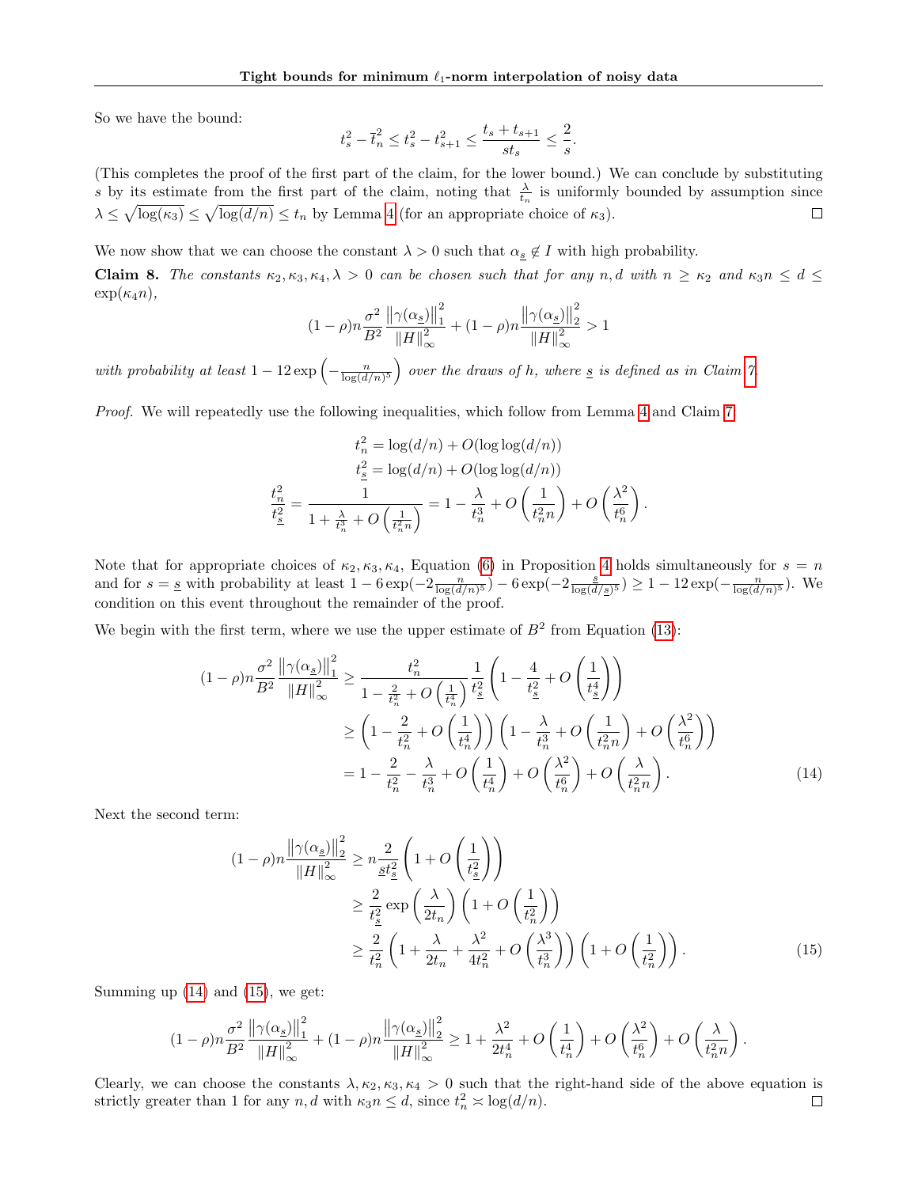So we have the bound:

$$t_s^2 - \bar{t}_n^2 \leq t_s^2 - t_{s+1}^2 \leq \frac{t_s + t_{s+1}}{st_s} \leq \frac{2}{s}.$$

(This completes the proof of the first part of the claim, for the lower bound.) We can conclude by substituting $s$ by its estimate from the first part of the claim, noting that $\frac{\lambda}{t_n}$ is uniformly bounded by assumption since $\lambda \leq \sqrt{\log(\kappa_3)} \leq \sqrt{\log(d/n)} \leq t_n$ by Lemma 4 (for an appropriate choice of $\kappa_3$). ☐

We now show that we can choose the constant $\lambda > 0$ such that $\alpha_{\underline{s}} \notin I$ with high probability.

**Claim 8.** *The constants $\kappa_2, \kappa_3, \kappa_4, \lambda > 0$ can be chosen such that for any $n, d$ with $n \geq \kappa_2$ and $\kappa_3 n \leq d \leq \exp(\kappa_4 n)$,*

$$(1-\rho)n\frac{\sigma^2}{B^2}\frac{\left\|\gamma(\alpha_{\underline{s}})\right\|_1^2}{\left\|H\right\|_\infty^2} + (1-\rho)n\frac{\left\|\gamma(\alpha_{\underline{s}})\right\|_2^2}{\left\|H\right\|_\infty^2} > 1$$

*with probability at least $1 - 12\exp\left(-\frac{n}{\log(d/n)^5}\right)$ over the draws of $h$, where $\underline{s}$ is defined as in Claim 7.*

*Proof.* We will repeatedly use the following inequalities, which follow from Lemma 4 and Claim 7

$$t_n^2 = \log(d/n) + O(\log\log(d/n))$$
$$t_{\underline{s}}^2 = \log(d/n) + O(\log\log(d/n))$$
$$\frac{t_n^2}{t_{\underline{s}}^2} = \frac{1}{1 + \frac{\lambda}{t_n^3} + O\left(\frac{1}{t_n^2 n}\right)} = 1 - \frac{\lambda}{t_n^3} + O\left(\frac{1}{t_n^2 n}\right) + O\left(\frac{\lambda^2}{t_n^6}\right).$$

Note that for appropriate choices of $\kappa_2, \kappa_3, \kappa_4$, Equation (6) in Proposition 4 holds simultaneously for $s = n$ and for $s = \underline{s}$ with probability at least $1 - 6\exp(-2\frac{n}{\log(d/n)^5}) - 6\exp(-2\frac{s}{\log(d/\underline{s})^5}) \geq 1 - 12\exp(-\frac{n}{\log(d/n)^5})$. We condition on this event throughout the remainder of the proof.

We begin with the first term, where we use the upper estimate of $B^2$ from Equation (13):

$$\begin{aligned}
(1-\rho)n\frac{\sigma^2}{B^2}\frac{\left\|\gamma(\alpha_{\underline{s}})\right\|_1^2}{\left\|H\right\|_\infty^2} &\geq \frac{t_n^2}{1 - \frac{2}{t_n^2} + O\left(\frac{1}{t_n^4}\right)}\frac{1}{t_{\underline{s}}^2}\left(1 - \frac{4}{t_{\underline{s}}^2} + O\left(\frac{1}{t_{\underline{s}}^4}\right)\right) \\
&\geq \left(1 - \frac{2}{t_n^2} + O\left(\frac{1}{t_n^4}\right)\right)\left(1 - \frac{\lambda}{t_n^3} + O\left(\frac{1}{t_n^2 n}\right) + O\left(\frac{\lambda^2}{t_n^6}\right)\right) \\
&= 1 - \frac{2}{t_n^2} - \frac{\lambda}{t_n^3} + O\left(\frac{1}{t_n^4}\right) + O\left(\frac{\lambda^2}{t_n^6}\right) + O\left(\frac{\lambda}{t_n^2 n}\right).
\end{aligned} \tag{14}$$

Next the second term:

$$\begin{aligned}
(1-\rho)n\frac{\left\|\gamma(\alpha_{\underline{s}})\right\|_2^2}{\left\|H\right\|_\infty^2} &\geq n\frac{2}{\underline{s}t_{\underline{s}}^2}\left(1 + O\left(\frac{1}{t_{\underline{s}}^2}\right)\right) \\
&\geq \frac{2}{t_{\underline{s}}^2}\exp\left(\frac{\lambda}{2t_n}\right)\left(1 + O\left(\frac{1}{t_n^2}\right)\right) \\
&\geq \frac{2}{t_n^2}\left(1 + \frac{\lambda}{2t_n} + \frac{\lambda^2}{4t_n^2} + O\left(\frac{\lambda^3}{t_n^3}\right)\right)\left(1 + O\left(\frac{1}{t_n^2}\right)\right).
\end{aligned} \tag{15}$$

Summing up (14) and (15), we get:

$$(1-\rho)n\frac{\sigma^2}{B^2}\frac{\left\|\gamma(\alpha_{\underline{s}})\right\|_1^2}{\left\|H\right\|_\infty^2} + (1-\rho)n\frac{\left\|\gamma(\alpha_{\underline{s}})\right\|_2^2}{\left\|H\right\|_\infty^2} \geq 1 + \frac{\lambda^2}{2t_n^4} + O\left(\frac{1}{t_n^4}\right) + O\left(\frac{\lambda^2}{t_n^6}\right) + O\left(\frac{\lambda}{t_n^2 n}\right).$$

Clearly, we can choose the constants $\lambda, \kappa_2, \kappa_3, \kappa_4 > 0$ such that the right-hand side of the above equation is strictly greater than 1 for any $n, d$ with $\kappa_3 n \leq d$, since $t_n^2 \asymp \log(d/n)$. ☐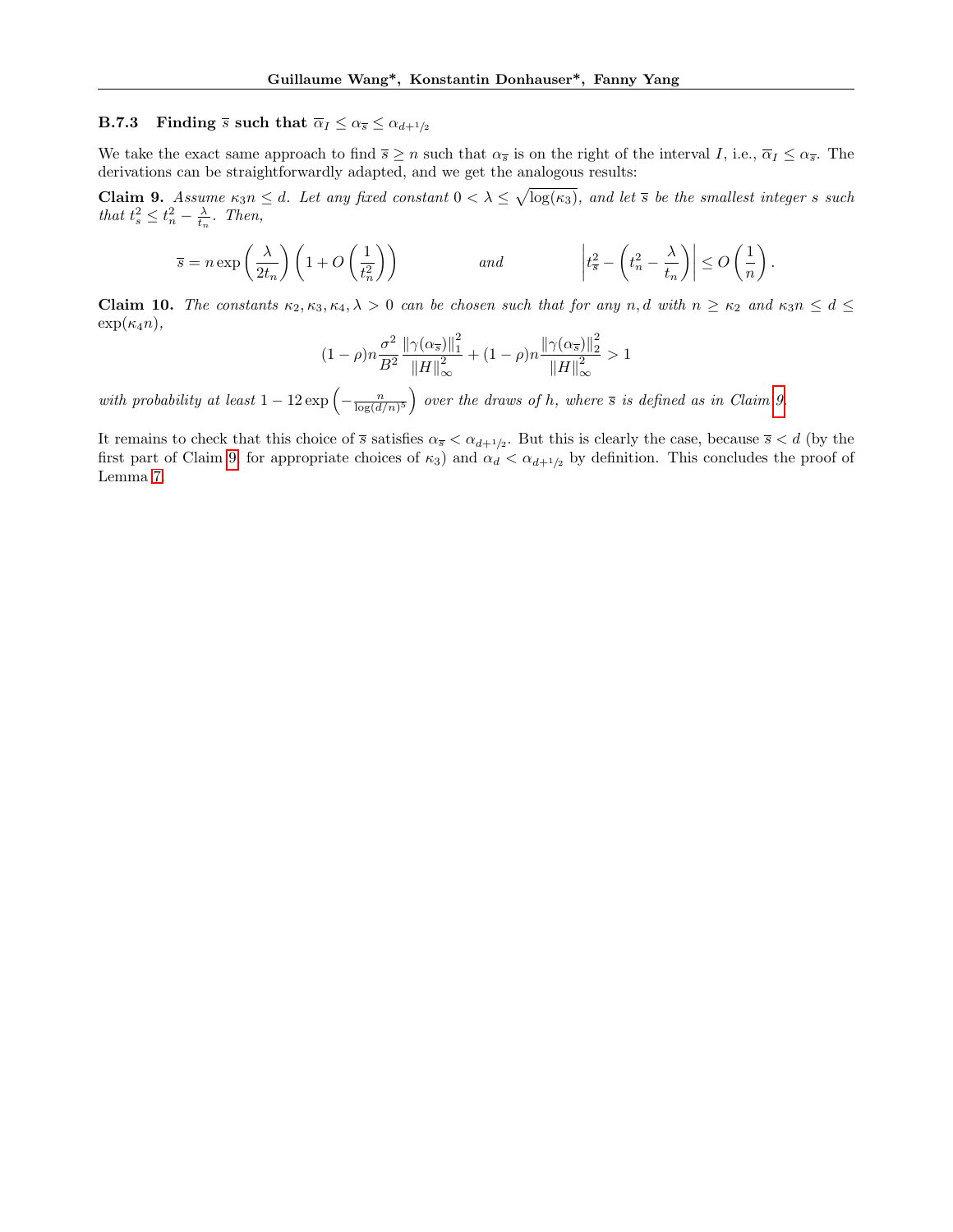#### B.7.3 Finding $\overline{s}$ such that $\overline{\alpha}_I \leq \alpha_{\overline{s}} \leq \alpha_{d+1/2}$

We take the exact same approach to find $\overline{s} \geq n$ such that $\alpha_{\overline{s}}$ is on the right of the interval $I$, i.e., $\overline{\alpha}_I \leq \alpha_{\overline{s}}$. The derivations can be straightforwardly adapted, and we get the analogous results:

**Claim 9.** *Assume $\kappa_3 n \leq d$. Let any fixed constant $0 < \lambda \leq \sqrt{\log(\kappa_3)}$, and let $\overline{s}$ be the smallest integer $s$ such that $t_s^2 \leq t_n^2 - \frac{\lambda}{t_n}$. Then,*

$$\overline{s} = n \exp\left(\frac{\lambda}{2t_n}\right)\left(1 + O\left(\frac{1}{t_n^2}\right)\right) \qquad \text{and} \qquad \left|t_{\overline{s}}^2 - \left(t_n^2 - \frac{\lambda}{t_n}\right)\right| \leq O\left(\frac{1}{n}\right).$$

**Claim 10.** *The constants $\kappa_2, \kappa_3, \kappa_4, \lambda > 0$ can be chosen such that for any $n, d$ with $n \geq \kappa_2$ and $\kappa_3 n \leq d \leq \exp(\kappa_4 n)$,*

$$(1-\rho) n \frac{\sigma^2}{B^2} \frac{\|\gamma(\alpha_{\overline{s}})\|_1^2}{\|H\|_\infty^2} + (1-\rho) n \frac{\|\gamma(\alpha_{\overline{s}})\|_2^2}{\|H\|_\infty^2} > 1$$

*with probability at least $1 - 12\exp\left(-\frac{n}{\log(d/n)^5}\right)$ over the draws of $h$, where $\overline{s}$ is defined as in Claim 9.*

It remains to check that this choice of $\overline{s}$ satisfies $\alpha_{\overline{s}} < \alpha_{d+1/2}$. But this is clearly the case, because $\overline{s} < d$ (by the first part of Claim 9 for appropriate choices of $\kappa_3$) and $\alpha_d < \alpha_{d+1/2}$ by definition. This concludes the proof of Lemma 7.